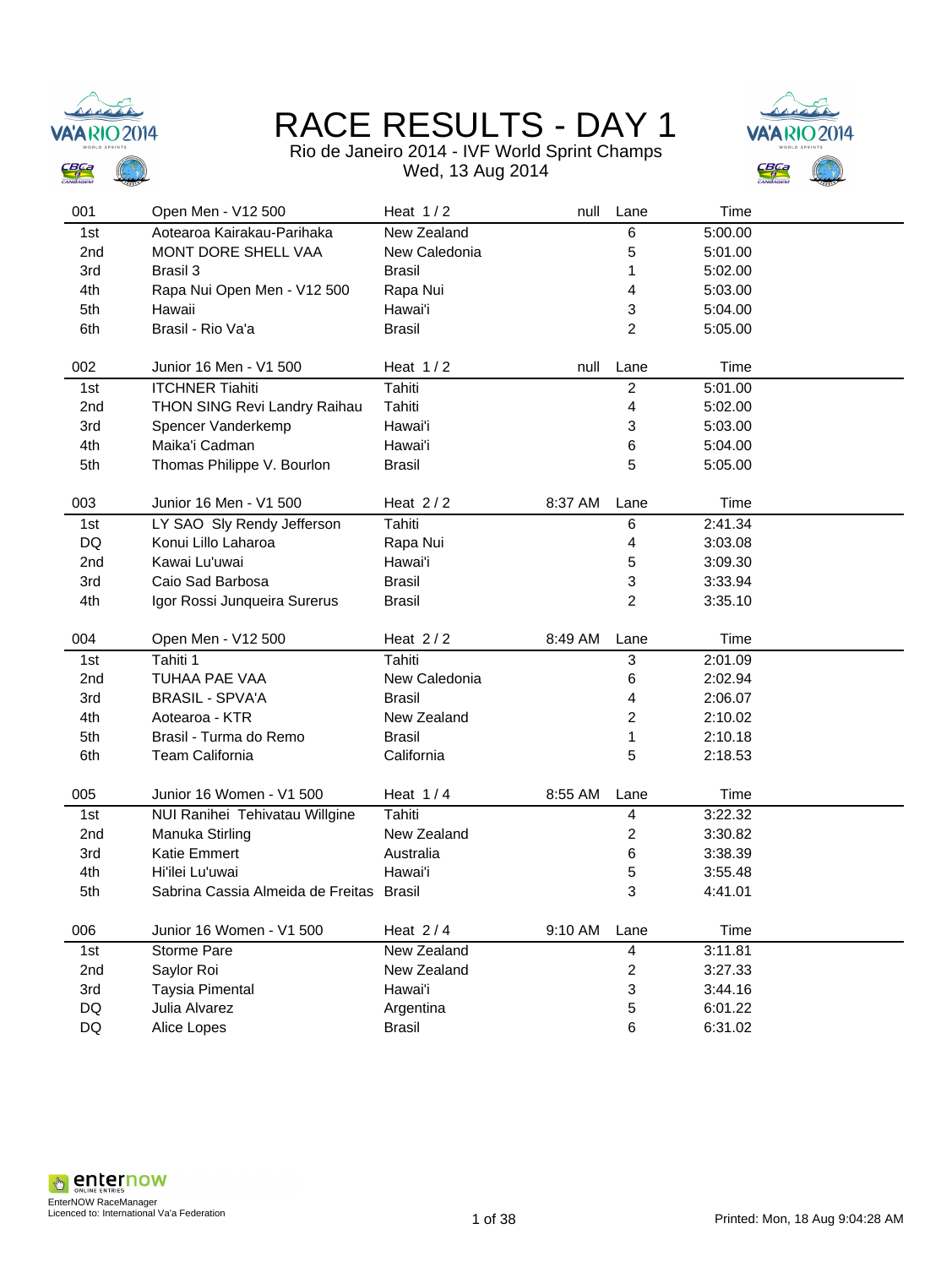# RACE RESULTS - DAY 1

Rio de Janeiro 2014 - IVF World Sprint Champs

Wed, 13 Aug 2014

| 001 | Open Men - V12 500 | Heat 1 / 2 | null | Lane | Time |
|---|---|---|---|---|---|
| 1st | Aotearoa Kairakau-Parihaka | New Zealand | | 6 | 5:00.00 |
| 2nd | MONT DORE SHELL VAA | New Caledonia | | 5 | 5:01.00 |
| 3rd | Brasil 3 | Brasil | | 1 | 5:02.00 |
| 4th | Rapa Nui Open Men - V12 500 | Rapa Nui | | 4 | 5:03.00 |
| 5th | Hawaii | Hawai'i | | 3 | 5:04.00 |
| 6th | Brasil - Rio Va'a | Brasil | | 2 | 5:05.00 |

| 002 | Junior 16 Men - V1 500 | Heat 1 / 2 | null | Lane | Time |
|---|---|---|---|---|---|
| 1st | ITCHNER Tiahiti | Tahiti | | 2 | 5:01.00 |
| 2nd | THON SING Revi Landry Raihau | Tahiti | | 4 | 5:02.00 |
| 3rd | Spencer Vanderkemp | Hawai'i | | 3 | 5:03.00 |
| 4th | Maika'i Cadman | Hawai'i | | 6 | 5:04.00 |
| 5th | Thomas Philippe V. Bourlon | Brasil | | 5 | 5:05.00 |

| 003 | Junior 16 Men - V1 500 | Heat 2 / 2 | 8:37 AM | Lane | Time |
|---|---|---|---|---|---|
| 1st | LY SAO Sly Rendy Jefferson | Tahiti | | 6 | 2:41.34 |
| DQ | Konui Lillo Laharoa | Rapa Nui | | 4 | 3:03.08 |
| 2nd | Kawai Lu'uwai | Hawai'i | | 5 | 3:09.30 |
| 3rd | Caio Sad Barbosa | Brasil | | 3 | 3:33.94 |
| 4th | Igor Rossi Junqueira Surerus | Brasil | | 2 | 3:35.10 |

| 004 | Open Men - V12 500 | Heat 2 / 2 | 8:49 AM | Lane | Time |
|---|---|---|---|---|---|
| 1st | Tahiti 1 | Tahiti | | 3 | 2:01.09 |
| 2nd | TUHAA PAE VAA | New Caledonia | | 6 | 2:02.94 |
| 3rd | BRASIL - SPVA'A | Brasil | | 4 | 2:06.07 |
| 4th | Aotearoa - KTR | New Zealand | | 2 | 2:10.02 |
| 5th | Brasil - Turma do Remo | Brasil | | 1 | 2:10.18 |
| 6th | Team California | California | | 5 | 2:18.53 |

| 005 | Junior 16 Women - V1 500 | Heat 1 / 4 | 8:55 AM | Lane | Time |
|---|---|---|---|---|---|
| 1st | NUI Ranihei Tehivatau Willgine | Tahiti | | 4 | 3:22.32 |
| 2nd | Manuka Stirling | New Zealand | | 2 | 3:30.82 |
| 3rd | Katie Emmert | Australia | | 6 | 3:38.39 |
| 4th | Hi'ilei Lu'uwai | Hawai'i | | 5 | 3:55.48 |
| 5th | Sabrina Cassia Almeida de Freitas | Brasil | | 3 | 4:41.01 |

| 006 | Junior 16 Women - V1 500 | Heat 2 / 4 | 9:10 AM | Lane | Time |
|---|---|---|---|---|---|
| 1st | Storme Pare | New Zealand | | 4 | 3:11.81 |
| 2nd | Saylor Roi | New Zealand | | 2 | 3:27.33 |
| 3rd | Taysia Pimental | Hawai'i | | 3 | 3:44.16 |
| DQ | Julia Alvarez | Argentina | | 5 | 6:01.22 |
| DQ | Alice Lopes | Brasil | | 6 | 6:31.02 |

EnterNOW RaceManager
Licenced to: International Va'a Federation

Printed: Mon, 18 Aug 9:04:28 AM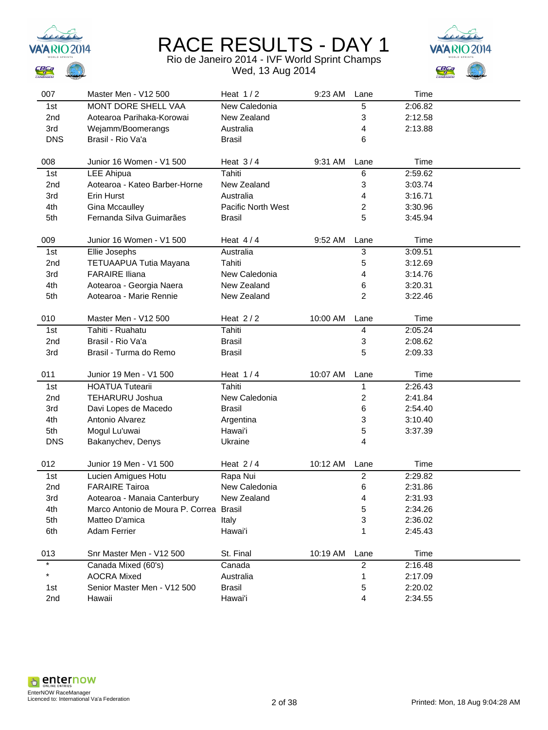# RACE RESULTS - DAY 1

Rio de Janeiro 2014 - IVF World Sprint Champs
Wed, 13 Aug 2014

| 007 | Master Men - V12 500 | Heat 1 / 2 | 9:23 AM | Lane | Time |
|---|---|---|---|---|---|
| 1st | MONT DORE SHELL VAA | New Caledonia | | 5 | 2:06.82 |
| 2nd | Aotearoa Parihaka-Korowai | New Zealand | | 3 | 2:12.58 |
| 3rd | Wejamm/Boomerangs | Australia | | 4 | 2:13.88 |
| DNS | Brasil - Rio Va'a | Brasil | | 6 | |

| 008 | Junior 16 Women - V1 500 | Heat 3 / 4 | 9:31 AM | Lane | Time |
|---|---|---|---|---|---|
| 1st | LEE Ahipua | Tahiti | | 6 | 2:59.62 |
| 2nd | Aotearoa - Kateo Barber-Horne | New Zealand | | 3 | 3:03.74 |
| 3rd | Erin Hurst | Australia | | 4 | 3:16.71 |
| 4th | Gina Mccaulley | Pacific North West | | 2 | 3:30.96 |
| 5th | Fernanda Silva Guimarães | Brasil | | 5 | 3:45.94 |

| 009 | Junior 16 Women - V1 500 | Heat 4 / 4 | 9:52 AM | Lane | Time |
|---|---|---|---|---|---|
| 1st | Ellie Josephs | Australia | | 3 | 3:09.51 |
| 2nd | TETUAAPUA Tutia Mayana | Tahiti | | 5 | 3:12.69 |
| 3rd | FARAIRE Iliana | New Caledonia | | 4 | 3:14.76 |
| 4th | Aotearoa - Georgia Naera | New Zealand | | 6 | 3:20.31 |
| 5th | Aotearoa - Marie Rennie | New Zealand | | 2 | 3:22.46 |

| 010 | Master Men - V12 500 | Heat 2 / 2 | 10:00 AM | Lane | Time |
|---|---|---|---|---|---|
| 1st | Tahiti - Ruahatu | Tahiti | | 4 | 2:05.24 |
| 2nd | Brasil - Rio Va'a | Brasil | | 3 | 2:08.62 |
| 3rd | Brasil - Turma do Remo | Brasil | | 5 | 2:09.33 |

| 011 | Junior 19 Men - V1 500 | Heat 1 / 4 | 10:07 AM | Lane | Time |
|---|---|---|---|---|---|
| 1st | HOATUA Tutearii | Tahiti | | 1 | 2:26.43 |
| 2nd | TEHARURU Joshua | New Caledonia | | 2 | 2:41.84 |
| 3rd | Davi Lopes de Macedo | Brasil | | 6 | 2:54.40 |
| 4th | Antonio Alvarez | Argentina | | 3 | 3:10.40 |
| 5th | Mogul Lu'uwai | Hawai'i | | 5 | 3:37.39 |
| DNS | Bakanychev, Denys | Ukraine | | 4 | |

| 012 | Junior 19 Men - V1 500 | Heat 2 / 4 | 10:12 AM | Lane | Time |
|---|---|---|---|---|---|
| 1st | Lucien Amigues Hotu | Rapa Nui | | 2 | 2:29.82 |
| 2nd | FARAIRE Tairoa | New Caledonia | | 6 | 2:31.86 |
| 3rd | Aotearoa - Manaia Canterbury | New Zealand | | 4 | 2:31.93 |
| 4th | Marco Antonio de Moura P. Correa | Brasil | | 5 | 2:34.26 |
| 5th | Matteo D'amica | Italy | | 3 | 2:36.02 |
| 6th | Adam Ferrier | Hawai'i | | 1 | 2:45.43 |

| 013 | Snr Master Men - V12 500 | St. Final | 10:19 AM | Lane | Time |
|---|---|---|---|---|---|
| * | Canada Mixed (60's) | Canada | | 2 | 2:16.48 |
| * | AOCRA Mixed | Australia | | 1 | 2:17.09 |
| 1st | Senior Master Men - V12 500 | Brasil | | 5 | 2:20.02 |
| 2nd | Hawaii | Hawai'i | | 4 | 2:34.55 |

EnterNOW RaceManager
Licenced to: International Va'a Federation

Printed: Mon, 18 Aug 9:04:28 AM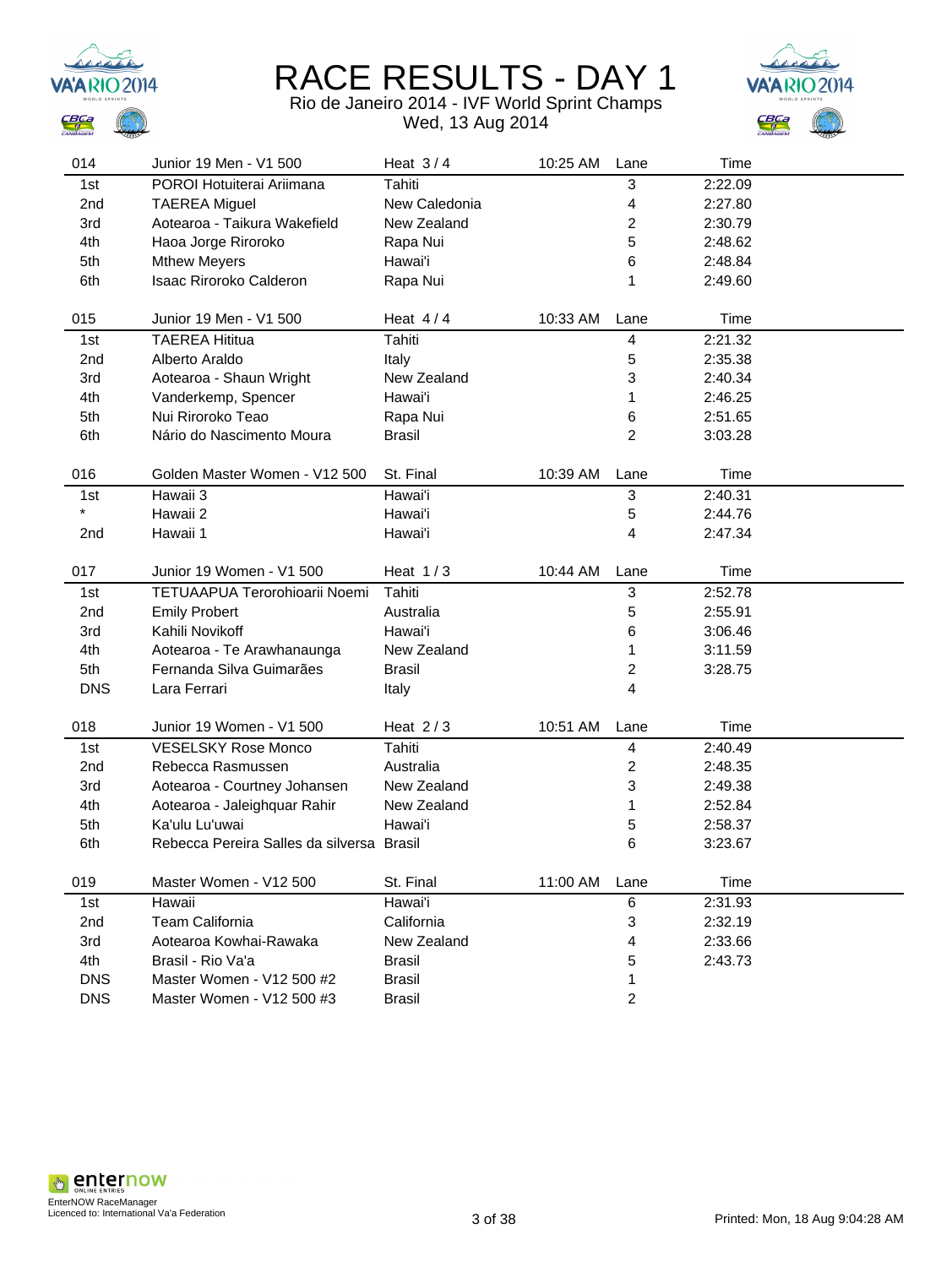# RACE RESULTS - DAY 1

Rio de Janeiro 2014 - IVF World Sprint Champs

Wed, 13 Aug 2014

| 014 | Junior 19 Men - V1 500 | Heat 3 / 4 | 10:25 AM | Lane | Time |
|---|---|---|---|---|---|
| 1st | POROI Hotuiterai Ariimana | Tahiti | | 3 | 2:22.09 |
| 2nd | TAEREA Miguel | New Caledonia | | 4 | 2:27.80 |
| 3rd | Aotearoa - Taikura Wakefield | New Zealand | | 2 | 2:30.79 |
| 4th | Haoa Jorge Riroroko | Rapa Nui | | 5 | 2:48.62 |
| 5th | Mthew Meyers | Hawai'i | | 6 | 2:48.84 |
| 6th | Isaac Riroroko Calderon | Rapa Nui | | 1 | 2:49.60 |

| 015 | Junior 19 Men - V1 500 | Heat 4 / 4 | 10:33 AM | Lane | Time |
|---|---|---|---|---|---|
| 1st | TAEREA Hititua | Tahiti | | 4 | 2:21.32 |
| 2nd | Alberto Araldo | Italy | | 5 | 2:35.38 |
| 3rd | Aotearoa - Shaun Wright | New Zealand | | 3 | 2:40.34 |
| 4th | Vanderkemp, Spencer | Hawai'i | | 1 | 2:46.25 |
| 5th | Nui Riroroko Teao | Rapa Nui | | 6 | 2:51.65 |
| 6th | Nário do Nascimento Moura | Brasil | | 2 | 3:03.28 |

| 016 | Golden Master Women - V12 500 | St. Final | 10:39 AM | Lane | Time |
|---|---|---|---|---|---|
| 1st | Hawaii 3 | Hawai'i | | 3 | 2:40.31 |
| * | Hawaii 2 | Hawai'i | | 5 | 2:44.76 |
| 2nd | Hawaii 1 | Hawai'i | | 4 | 2:47.34 |

| 017 | Junior 19 Women - V1 500 | Heat 1 / 3 | 10:44 AM | Lane | Time |
|---|---|---|---|---|---|
| 1st | TETUAAPUA Terorohioarii Noemi | Tahiti | | 3 | 2:52.78 |
| 2nd | Emily Probert | Australia | | 5 | 2:55.91 |
| 3rd | Kahili Novikoff | Hawai'i | | 6 | 3:06.46 |
| 4th | Aotearoa - Te Arawhanaunga | New Zealand | | 1 | 3:11.59 |
| 5th | Fernanda Silva Guimarães | Brasil | | 2 | 3:28.75 |
| DNS | Lara Ferrari | Italy | | 4 | |

| 018 | Junior 19 Women - V1 500 | Heat 2 / 3 | 10:51 AM | Lane | Time |
|---|---|---|---|---|---|
| 1st | VESELSKY Rose Monco | Tahiti | | 4 | 2:40.49 |
| 2nd | Rebecca Rasmussen | Australia | | 2 | 2:48.35 |
| 3rd | Aotearoa - Courtney Johansen | New Zealand | | 3 | 2:49.38 |
| 4th | Aotearoa - Jaleighquar Rahir | New Zealand | | 1 | 2:52.84 |
| 5th | Ka'ulu Lu'uwai | Hawai'i | | 5 | 2:58.37 |
| 6th | Rebecca Pereira Salles da silversa | Brasil | | 6 | 3:23.67 |

| 019 | Master Women - V12 500 | St. Final | 11:00 AM | Lane | Time |
|---|---|---|---|---|---|
| 1st | Hawaii | Hawai'i | | 6 | 2:31.93 |
| 2nd | Team California | California | | 3 | 2:32.19 |
| 3rd | Aotearoa Kowhai-Rawaka | New Zealand | | 4 | 2:33.66 |
| 4th | Brasil - Rio Va'a | Brasil | | 5 | 2:43.73 |
| DNS | Master Women - V12 500 #2 | Brasil | | 1 | |
| DNS | Master Women - V12 500 #3 | Brasil | | 2 | |

EnterNOW RaceManager
Licenced to: International Va'a Federation

Printed: Mon, 18 Aug 9:04:28 AM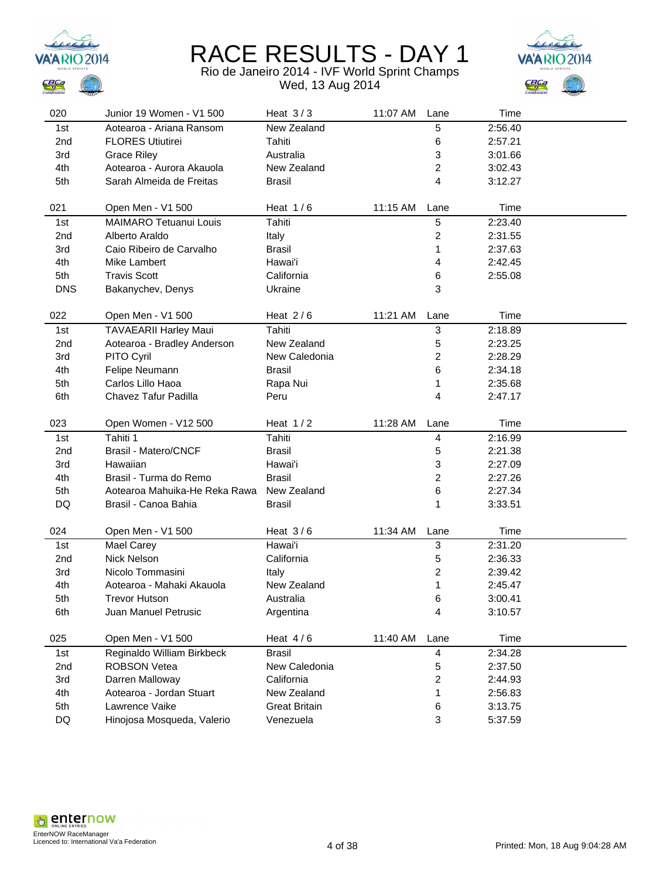# RACE RESULTS - DAY 1

Rio de Janeiro 2014 - IVF World Sprint Champs

Wed, 13 Aug 2014

| 020 | Junior 19 Women - V1 500 | Heat 3 / 3 | 11:07 AM | Lane | Time |
|---|---|---|---|---|---|
| 1st | Aotearoa - Ariana Ransom | New Zealand | | 5 | 2:56.40 |
| 2nd | FLORES Utiutirei | Tahiti | | 6 | 2:57.21 |
| 3rd | Grace Riley | Australia | | 3 | 3:01.66 |
| 4th | Aotearoa - Aurora Akauola | New Zealand | | 2 | 3:02.43 |
| 5th | Sarah Almeida de Freitas | Brasil | | 4 | 3:12.27 |

| 021 | Open Men - V1 500 | Heat 1 / 6 | 11:15 AM | Lane | Time |
|---|---|---|---|---|---|
| 1st | MAIMARO Tetuanui Louis | Tahiti | | 5 | 2:23.40 |
| 2nd | Alberto Araldo | Italy | | 2 | 2:31.55 |
| 3rd | Caio Ribeiro de Carvalho | Brasil | | 1 | 2:37.63 |
| 4th | Mike Lambert | Hawai'i | | 4 | 2:42.45 |
| 5th | Travis Scott | California | | 6 | 2:55.08 |
| DNS | Bakanychev, Denys | Ukraine | | 3 | |

| 022 | Open Men - V1 500 | Heat 2 / 6 | 11:21 AM | Lane | Time |
|---|---|---|---|---|---|
| 1st | TAVAEARII Harley Maui | Tahiti | | 3 | 2:18.89 |
| 2nd | Aotearoa - Bradley Anderson | New Zealand | | 5 | 2:23.25 |
| 3rd | PITO Cyril | New Caledonia | | 2 | 2:28.29 |
| 4th | Felipe Neumann | Brasil | | 6 | 2:34.18 |
| 5th | Carlos Lillo Haoa | Rapa Nui | | 1 | 2:35.68 |
| 6th | Chavez Tafur Padilla | Peru | | 4 | 2:47.17 |

| 023 | Open Women - V12 500 | Heat 1 / 2 | 11:28 AM | Lane | Time |
|---|---|---|---|---|---|
| 1st | Tahiti 1 | Tahiti | | 4 | 2:16.99 |
| 2nd | Brasil - Matero/CNCF | Brasil | | 5 | 2:21.38 |
| 3rd | Hawaiian | Hawai'i | | 3 | 2:27.09 |
| 4th | Brasil - Turma do Remo | Brasil | | 2 | 2:27.26 |
| 5th | Aotearoa Mahuika-He Reka Rawa | New Zealand | | 6 | 2:27.34 |
| DQ | Brasil - Canoa Bahia | Brasil | | 1 | 3:33.51 |

| 024 | Open Men - V1 500 | Heat 3 / 6 | 11:34 AM | Lane | Time |
|---|---|---|---|---|---|
| 1st | Mael Carey | Hawai'i | | 3 | 2:31.20 |
| 2nd | Nick Nelson | California | | 5 | 2:36.33 |
| 3rd | Nicolo Tommasini | Italy | | 2 | 2:39.42 |
| 4th | Aotearoa - Mahaki Akauola | New Zealand | | 1 | 2:45.47 |
| 5th | Trevor Hutson | Australia | | 6 | 3:00.41 |
| 6th | Juan Manuel Petrusic | Argentina | | 4 | 3:10.57 |

| 025 | Open Men - V1 500 | Heat 4 / 6 | 11:40 AM | Lane | Time |
|---|---|---|---|---|---|
| 1st | Reginaldo William Birkbeck | Brasil | | 4 | 2:34.28 |
| 2nd | ROBSON Vetea | New Caledonia | | 5 | 2:37.50 |
| 3rd | Darren Malloway | California | | 2 | 2:44.93 |
| 4th | Aotearoa - Jordan Stuart | New Zealand | | 1 | 2:56.83 |
| 5th | Lawrence Vaike | Great Britain | | 6 | 3:13.75 |
| DQ | Hinojosa Mosqueda, Valerio | Venezuela | | 3 | 5:37.59 |

EnterNOW RaceManager
Licenced to: International Va'a Federation

Printed: Mon, 18 Aug 9:04:28 AM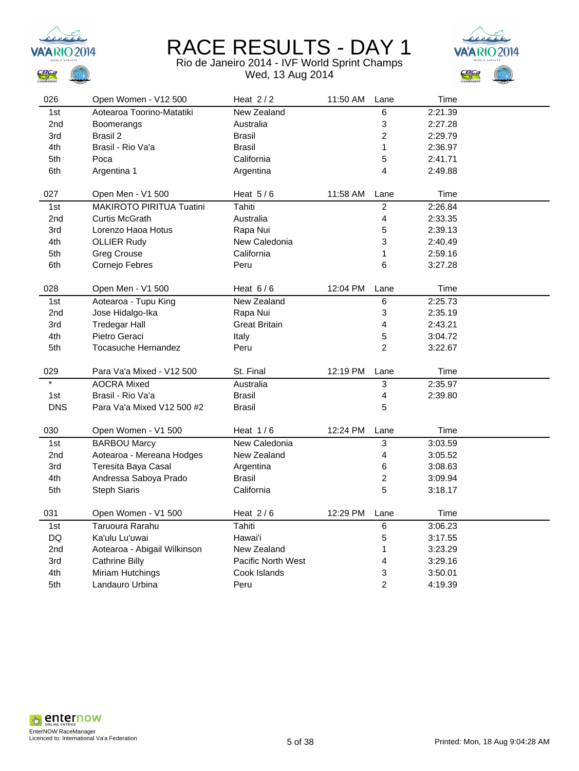# RACE RESULTS - DAY 1

Rio de Janeiro 2014 - IVF World Sprint Champs
Wed, 13 Aug 2014

| 026 | Open Women - V12 500 | Heat 2 / 2 | 11:50 AM | Lane | Time |
|---|---|---|---|---|---|
| 1st | Aotearoa Toorino-Matatiki | New Zealand | | 6 | 2:21.39 |
| 2nd | Boomerangs | Australia | | 3 | 2:27.28 |
| 3rd | Brasil 2 | Brasil | | 2 | 2:29.79 |
| 4th | Brasil - Rio Va'a | Brasil | | 1 | 2:36.97 |
| 5th | Poca | California | | 5 | 2:41.71 |
| 6th | Argentina 1 | Argentina | | 4 | 2:49.88 |

| 027 | Open Men - V1 500 | Heat 5 / 6 | 11:58 AM | Lane | Time |
|---|---|---|---|---|---|
| 1st | MAKIROTO PIRITUA Tuatini | Tahiti | | 2 | 2:26.84 |
| 2nd | Curtis McGrath | Australia | | 4 | 2:33.35 |
| 3rd | Lorenzo Haoa Hotus | Rapa Nui | | 5 | 2:39.13 |
| 4th | OLLIER Rudy | New Caledonia | | 3 | 2:40.49 |
| 5th | Greg Crouse | California | | 1 | 2:59.16 |
| 6th | Cornejo Febres | Peru | | 6 | 3:27.28 |

| 028 | Open Men - V1 500 | Heat 6 / 6 | 12:04 PM | Lane | Time |
|---|---|---|---|---|---|
| 1st | Aotearoa - Tupu King | New Zealand | | 6 | 2:25.73 |
| 2nd | Jose Hidalgo-Ika | Rapa Nui | | 3 | 2:35.19 |
| 3rd | Tredegar Hall | Great Britain | | 4 | 2:43.21 |
| 4th | Pietro Geraci | Italy | | 5 | 3:04.72 |
| 5th | Tocasuche Hernandez | Peru | | 2 | 3:22.67 |

| 029 | Para Va'a Mixed - V12 500 | St. Final | 12:19 PM | Lane | Time |
|---|---|---|---|---|---|
| * | AOCRA Mixed | Australia | | 3 | 2:35.97 |
| 1st | Brasil - Rio Va'a | Brasil | | 4 | 2:39.80 |
| DNS | Para Va'a Mixed V12 500 #2 | Brasil | | 5 | |

| 030 | Open Women - V1 500 | Heat 1 / 6 | 12:24 PM | Lane | Time |
|---|---|---|---|---|---|
| 1st | BARBOU Marcy | New Caledonia | | 3 | 3:03.59 |
| 2nd | Aotearoa - Mereana Hodges | New Zealand | | 4 | 3:05.52 |
| 3rd | Teresita Baya Casal | Argentina | | 6 | 3:08.63 |
| 4th | Andressa Saboya Prado | Brasil | | 2 | 3:09.94 |
| 5th | Steph Siaris | California | | 5 | 3:18.17 |

| 031 | Open Women - V1 500 | Heat 2 / 6 | 12:29 PM | Lane | Time |
|---|---|---|---|---|---|
| 1st | Taruoura Rarahu | Tahiti | | 6 | 3:06.23 |
| DQ | Ka'ulu Lu'uwai | Hawai'i | | 5 | 3:17.55 |
| 2nd | Aotearoa - Abigail Wilkinson | New Zealand | | 1 | 3:23.29 |
| 3rd | Cathrine Billy | Pacific North West | | 4 | 3:29.16 |
| 4th | Miriam Hutchings | Cook Islands | | 3 | 3:50.01 |
| 5th | Landauro Urbina | Peru | | 2 | 4:19.39 |

EnterNOW RaceManager
Licenced to: International Va'a Federation

Printed: Mon, 18 Aug 9:04:28 AM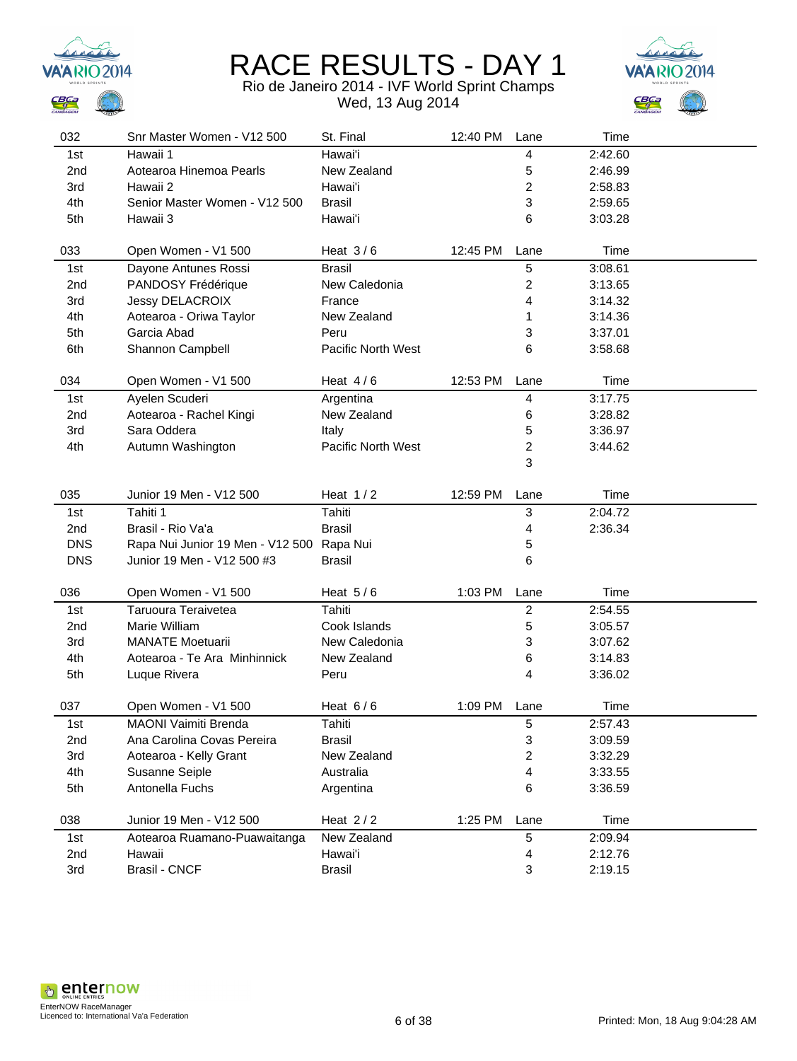# RACE RESULTS - DAY 1

Rio de Janeiro 2014 - IVF World Sprint Champs
Wed, 13 Aug 2014

| 032 | Snr Master Women - V12 500 | St. Final | 12:40 PM | Lane | Time |
|---|---|---|---|---|---|
| 1st | Hawaii 1 | Hawai'i | | 4 | 2:42.60 |
| 2nd | Aotearoa Hinemoa Pearls | New Zealand | | 5 | 2:46.99 |
| 3rd | Hawaii 2 | Hawai'i | | 2 | 2:58.83 |
| 4th | Senior Master Women - V12 500 | Brasil | | 3 | 2:59.65 |
| 5th | Hawaii 3 | Hawai'i | | 6 | 3:03.28 |

| 033 | Open Women - V1 500 | Heat 3 / 6 | 12:45 PM | Lane | Time |
|---|---|---|---|---|---|
| 1st | Dayone Antunes Rossi | Brasil | | 5 | 3:08.61 |
| 2nd | PANDOSY Frédérique | New Caledonia | | 2 | 3:13.65 |
| 3rd | Jessy DELACROIX | France | | 4 | 3:14.32 |
| 4th | Aotearoa - Oriwa Taylor | New Zealand | | 1 | 3:14.36 |
| 5th | Garcia Abad | Peru | | 3 | 3:37.01 |
| 6th | Shannon Campbell | Pacific North West | | 6 | 3:58.68 |

| 034 | Open Women - V1 500 | Heat 4 / 6 | 12:53 PM | Lane | Time |
|---|---|---|---|---|---|
| 1st | Ayelen Scuderi | Argentina | | 4 | 3:17.75 |
| 2nd | Aotearoa - Rachel Kingi | New Zealand | | 6 | 3:28.82 |
| 3rd | Sara Oddera | Italy | | 5 | 3:36.97 |
| 4th | Autumn Washington | Pacific North West | | 2 | 3:44.62 |
| | | | | 3 | |

| 035 | Junior 19 Men - V12 500 | Heat 1 / 2 | 12:59 PM | Lane | Time |
|---|---|---|---|---|---|
| 1st | Tahiti 1 | Tahiti | | 3 | 2:04.72 |
| 2nd | Brasil - Rio Va'a | Brasil | | 4 | 2:36.34 |
| DNS | Rapa Nui Junior 19 Men - V12 500 | Rapa Nui | | 5 | |
| DNS | Junior 19 Men - V12 500 #3 | Brasil | | 6 | |

| 036 | Open Women - V1 500 | Heat 5 / 6 | 1:03 PM | Lane | Time |
|---|---|---|---|---|---|
| 1st | Taruoura Teraivetea | Tahiti | | 2 | 2:54.55 |
| 2nd | Marie William | Cook Islands | | 5 | 3:05.57 |
| 3rd | MANATE Moetuarii | New Caledonia | | 3 | 3:07.62 |
| 4th | Aotearoa - Te Ara Minhinnick | New Zealand | | 6 | 3:14.83 |
| 5th | Luque Rivera | Peru | | 4 | 3:36.02 |

| 037 | Open Women - V1 500 | Heat 6 / 6 | 1:09 PM | Lane | Time |
|---|---|---|---|---|---|
| 1st | MAONI Vaimiti Brenda | Tahiti | | 5 | 2:57.43 |
| 2nd | Ana Carolina Covas Pereira | Brasil | | 3 | 3:09.59 |
| 3rd | Aotearoa - Kelly Grant | New Zealand | | 2 | 3:32.29 |
| 4th | Susanne Seiple | Australia | | 4 | 3:33.55 |
| 5th | Antonella Fuchs | Argentina | | 6 | 3:36.59 |

| 038 | Junior 19 Men - V12 500 | Heat 2 / 2 | 1:25 PM | Lane | Time |
|---|---|---|---|---|---|
| 1st | Aotearoa Ruamano-Puawaitanga | New Zealand | | 5 | 2:09.94 |
| 2nd | Hawaii | Hawai'i | | 4 | 2:12.76 |
| 3rd | Brasil - CNCF | Brasil | | 3 | 2:19.15 |

EnterNOW RaceManager
Licenced to: International Va'a Federation

Printed: Mon, 18 Aug 9:04:28 AM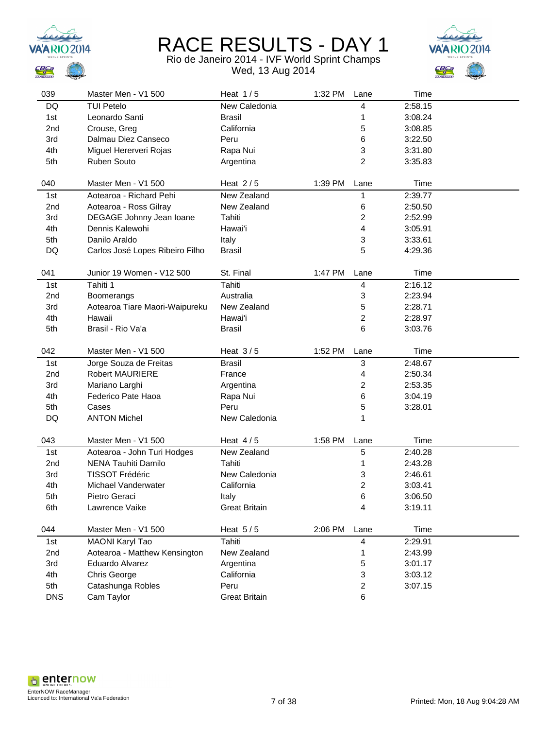# RACE RESULTS - DAY 1

Rio de Janeiro 2014 - IVF World Sprint Champs

Wed, 13 Aug 2014

| 039 | Master Men - V1 500 | Heat 1 / 5 | 1:32 PM | Lane | Time |
|---|---|---|---|---|---|
| DQ | TUI Petelo | New Caledonia | | 4 | 2:58.15 |
| 1st | Leonardo Santi | Brasil | | 1 | 3:08.24 |
| 2nd | Crouse, Greg | California | | 5 | 3:08.85 |
| 3rd | Dalmau Diez Canseco | Peru | | 6 | 3:22.50 |
| 4th | Miguel Hererveri Rojas | Rapa Nui | | 3 | 3:31.80 |
| 5th | Ruben Souto | Argentina | | 2 | 3:35.83 |

| 040 | Master Men - V1 500 | Heat 2 / 5 | 1:39 PM | Lane | Time |
|---|---|---|---|---|---|
| 1st | Aotearoa - Richard Pehi | New Zealand | | 1 | 2:39.77 |
| 2nd | Aotearoa - Ross Gilray | New Zealand | | 6 | 2:50.50 |
| 3rd | DEGAGE Johnny Jean Ioane | Tahiti | | 2 | 2:52.99 |
| 4th | Dennis Kalewohi | Hawai'i | | 4 | 3:05.91 |
| 5th | Danilo Araldo | Italy | | 3 | 3:33.61 |
| DQ | Carlos José Lopes Ribeiro Filho | Brasil | | 5 | 4:29.36 |

| 041 | Junior 19 Women - V12 500 | St. Final | 1:47 PM | Lane | Time |
|---|---|---|---|---|---|
| 1st | Tahiti 1 | Tahiti | | 4 | 2:16.12 |
| 2nd | Boomerangs | Australia | | 3 | 2:23.94 |
| 3rd | Aotearoa Tiare Maori-Waipureku | New Zealand | | 5 | 2:28.71 |
| 4th | Hawaii | Hawai'i | | 2 | 2:28.97 |
| 5th | Brasil - Rio Va'a | Brasil | | 6 | 3:03.76 |

| 042 | Master Men - V1 500 | Heat 3 / 5 | 1:52 PM | Lane | Time |
|---|---|---|---|---|---|
| 1st | Jorge Souza de Freitas | Brasil | | 3 | 2:48.67 |
| 2nd | Robert MAURIERE | France | | 4 | 2:50.34 |
| 3rd | Mariano Larghi | Argentina | | 2 | 2:53.35 |
| 4th | Federico Pate Haoa | Rapa Nui | | 6 | 3:04.19 |
| 5th | Cases | Peru | | 5 | 3:28.01 |
| DQ | ANTON Michel | New Caledonia | | 1 | |

| 043 | Master Men - V1 500 | Heat 4 / 5 | 1:58 PM | Lane | Time |
|---|---|---|---|---|---|
| 1st | Aotearoa - John Turi Hodges | New Zealand | | 5 | 2:40.28 |
| 2nd | NENA Tauhiti Damilo | Tahiti | | 1 | 2:43.28 |
| 3rd | TISSOT Frédéric | New Caledonia | | 3 | 2:46.61 |
| 4th | Michael Vanderwater | California | | 2 | 3:03.41 |
| 5th | Pietro Geraci | Italy | | 6 | 3:06.50 |
| 6th | Lawrence Vaike | Great Britain | | 4 | 3:19.11 |

| 044 | Master Men - V1 500 | Heat 5 / 5 | 2:06 PM | Lane | Time |
|---|---|---|---|---|---|
| 1st | MAONI Karyl Tao | Tahiti | | 4 | 2:29.91 |
| 2nd | Aotearoa - Matthew Kensington | New Zealand | | 1 | 2:43.99 |
| 3rd | Eduardo Alvarez | Argentina | | 5 | 3:01.17 |
| 4th | Chris George | California | | 3 | 3:03.12 |
| 5th | Catashunga Robles | Peru | | 2 | 3:07.15 |
| DNS | Cam Taylor | Great Britain | | 6 | |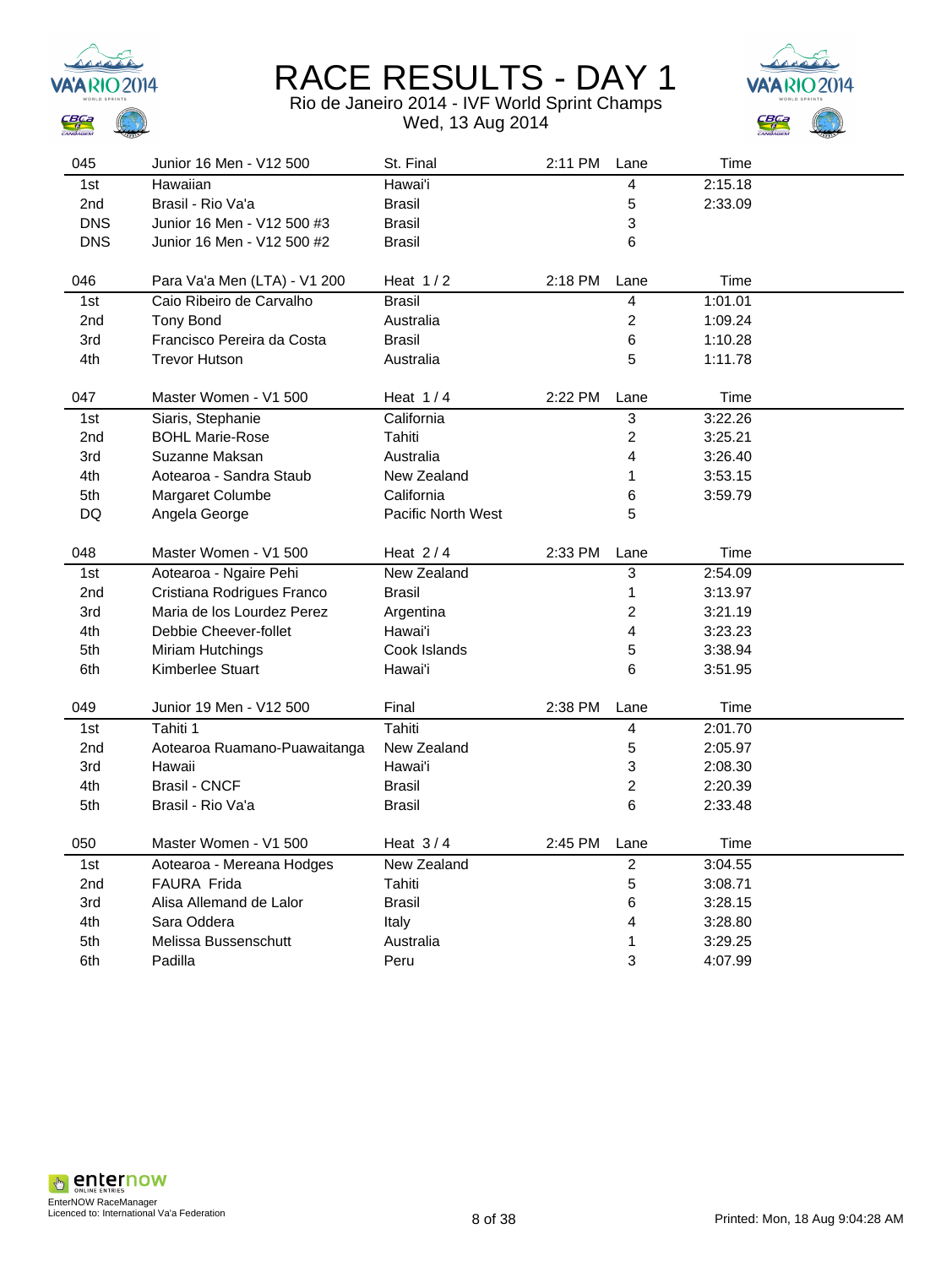# RACE RESULTS - DAY 1

Rio de Janeiro 2014 - IVF World Sprint Champs
Wed, 13 Aug 2014

| 045 | Junior 16 Men - V12 500 | St. Final | 2:11 PM | Lane | Time |
|---|---|---|---|---|---|
| 1st | Hawaiian | Hawai'i | | 4 | 2:15.18 |
| 2nd | Brasil - Rio Va'a | Brasil | | 5 | 2:33.09 |
| DNS | Junior 16 Men - V12 500 #3 | Brasil | | 3 | |
| DNS | Junior 16 Men - V12 500 #2 | Brasil | | 6 | |

| 046 | Para Va'a Men (LTA) - V1 200 | Heat 1 / 2 | 2:18 PM | Lane | Time |
|---|---|---|---|---|---|
| 1st | Caio Ribeiro de Carvalho | Brasil | | 4 | 1:01.01 |
| 2nd | Tony Bond | Australia | | 2 | 1:09.24 |
| 3rd | Francisco Pereira da Costa | Brasil | | 6 | 1:10.28 |
| 4th | Trevor Hutson | Australia | | 5 | 1:11.78 |

| 047 | Master Women - V1 500 | Heat 1 / 4 | 2:22 PM | Lane | Time |
|---|---|---|---|---|---|
| 1st | Siaris, Stephanie | California | | 3 | 3:22.26 |
| 2nd | BOHL Marie-Rose | Tahiti | | 2 | 3:25.21 |
| 3rd | Suzanne Maksan | Australia | | 4 | 3:26.40 |
| 4th | Aotearoa - Sandra Staub | New Zealand | | 1 | 3:53.15 |
| 5th | Margaret Columbe | California | | 6 | 3:59.79 |
| DQ | Angela George | Pacific North West | | 5 | |

| 048 | Master Women - V1 500 | Heat 2 / 4 | 2:33 PM | Lane | Time |
|---|---|---|---|---|---|
| 1st | Aotearoa - Ngaire Pehi | New Zealand | | 3 | 2:54.09 |
| 2nd | Cristiana Rodrigues Franco | Brasil | | 1 | 3:13.97 |
| 3rd | Maria de los Lourdez Perez | Argentina | | 2 | 3:21.19 |
| 4th | Debbie Cheever-follet | Hawai'i | | 4 | 3:23.23 |
| 5th | Miriam Hutchings | Cook Islands | | 5 | 3:38.94 |
| 6th | Kimberlee Stuart | Hawai'i | | 6 | 3:51.95 |

| 049 | Junior 19 Men - V12 500 | Final | 2:38 PM | Lane | Time |
|---|---|---|---|---|---|
| 1st | Tahiti 1 | Tahiti | | 4 | 2:01.70 |
| 2nd | Aotearoa Ruamano-Puawaitanga | New Zealand | | 5 | 2:05.97 |
| 3rd | Hawaii | Hawai'i | | 3 | 2:08.30 |
| 4th | Brasil - CNCF | Brasil | | 2 | 2:20.39 |
| 5th | Brasil - Rio Va'a | Brasil | | 6 | 2:33.48 |

| 050 | Master Women - V1 500 | Heat 3 / 4 | 2:45 PM | Lane | Time |
|---|---|---|---|---|---|
| 1st | Aotearoa - Mereana Hodges | New Zealand | | 2 | 3:04.55 |
| 2nd | FAURA Frida | Tahiti | | 5 | 3:08.71 |
| 3rd | Alisa Allemand de Lalor | Brasil | | 6 | 3:28.15 |
| 4th | Sara Oddera | Italy | | 4 | 3:28.80 |
| 5th | Melissa Bussenschutt | Australia | | 1 | 3:29.25 |
| 6th | Padilla | Peru | | 3 | 4:07.99 |

EnterNOW RaceManager
Licenced to: International Va'a Federation

Printed: Mon, 18 Aug 9:04:28 AM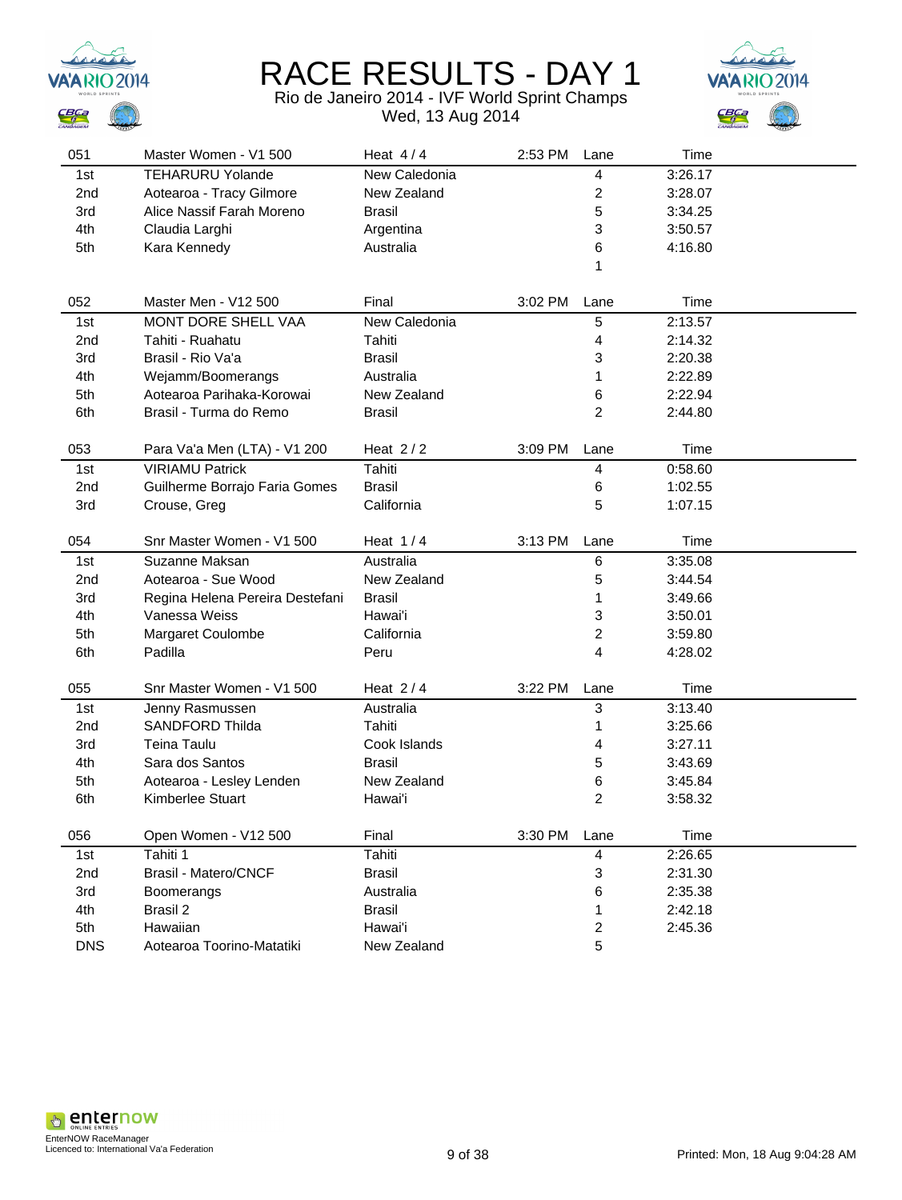# RACE RESULTS - DAY 1

Rio de Janeiro 2014 - IVF World Sprint Champs
Wed, 13 Aug 2014

| 051 | Master Women - V1 500 | Heat 4 / 4 | 2:53 PM | Lane | Time |
|---|---|---|---|---|---|
| 1st | TEHARURU Yolande | New Caledonia | | 4 | 3:26.17 |
| 2nd | Aotearoa - Tracy Gilmore | New Zealand | | 2 | 3:28.07 |
| 3rd | Alice Nassif Farah Moreno | Brasil | | 5 | 3:34.25 |
| 4th | Claudia Larghi | Argentina | | 3 | 3:50.57 |
| 5th | Kara Kennedy | Australia | | 6 | 4:16.80 |
| | | | | 1 | |

| 052 | Master Men - V12 500 | Final | 3:02 PM | Lane | Time |
|---|---|---|---|---|---|
| 1st | MONT DORE SHELL VAA | New Caledonia | | 5 | 2:13.57 |
| 2nd | Tahiti - Ruahatu | Tahiti | | 4 | 2:14.32 |
| 3rd | Brasil - Rio Va'a | Brasil | | 3 | 2:20.38 |
| 4th | Wejamm/Boomerangs | Australia | | 1 | 2:22.89 |
| 5th | Aotearoa Parihaka-Korowai | New Zealand | | 6 | 2:22.94 |
| 6th | Brasil - Turma do Remo | Brasil | | 2 | 2:44.80 |

| 053 | Para Va'a Men (LTA) - V1 200 | Heat 2 / 2 | 3:09 PM | Lane | Time |
|---|---|---|---|---|---|
| 1st | VIRIAMU Patrick | Tahiti | | 4 | 0:58.60 |
| 2nd | Guilherme Borrajo Faria Gomes | Brasil | | 6 | 1:02.55 |
| 3rd | Crouse, Greg | California | | 5 | 1:07.15 |

| 054 | Snr Master Women - V1 500 | Heat 1 / 4 | 3:13 PM | Lane | Time |
|---|---|---|---|---|---|
| 1st | Suzanne Maksan | Australia | | 6 | 3:35.08 |
| 2nd | Aotearoa - Sue Wood | New Zealand | | 5 | 3:44.54 |
| 3rd | Regina Helena Pereira Destefani | Brasil | | 1 | 3:49.66 |
| 4th | Vanessa Weiss | Hawai'i | | 3 | 3:50.01 |
| 5th | Margaret Coulombe | California | | 2 | 3:59.80 |
| 6th | Padilla | Peru | | 4 | 4:28.02 |

| 055 | Snr Master Women - V1 500 | Heat 2 / 4 | 3:22 PM | Lane | Time |
|---|---|---|---|---|---|
| 1st | Jenny Rasmussen | Australia | | 3 | 3:13.40 |
| 2nd | SANDFORD Thilda | Tahiti | | 1 | 3:25.66 |
| 3rd | Teina Taulu | Cook Islands | | 4 | 3:27.11 |
| 4th | Sara dos Santos | Brasil | | 5 | 3:43.69 |
| 5th | Aotearoa - Lesley Lenden | New Zealand | | 6 | 3:45.84 |
| 6th | Kimberlee Stuart | Hawai'i | | 2 | 3:58.32 |

| 056 | Open Women - V12 500 | Final | 3:30 PM | Lane | Time |
|---|---|---|---|---|---|
| 1st | Tahiti 1 | Tahiti | | 4 | 2:26.65 |
| 2nd | Brasil - Matero/CNCF | Brasil | | 3 | 2:31.30 |
| 3rd | Boomerangs | Australia | | 6 | 2:35.38 |
| 4th | Brasil 2 | Brasil | | 1 | 2:42.18 |
| 5th | Hawaiian | Hawai'i | | 2 | 2:45.36 |
| DNS | Aotearoa Toorino-Matatiki | New Zealand | | 5 | |

EnterNOW RaceManager
Licenced to: International Va'a Federation

Printed: Mon, 18 Aug 9:04:28 AM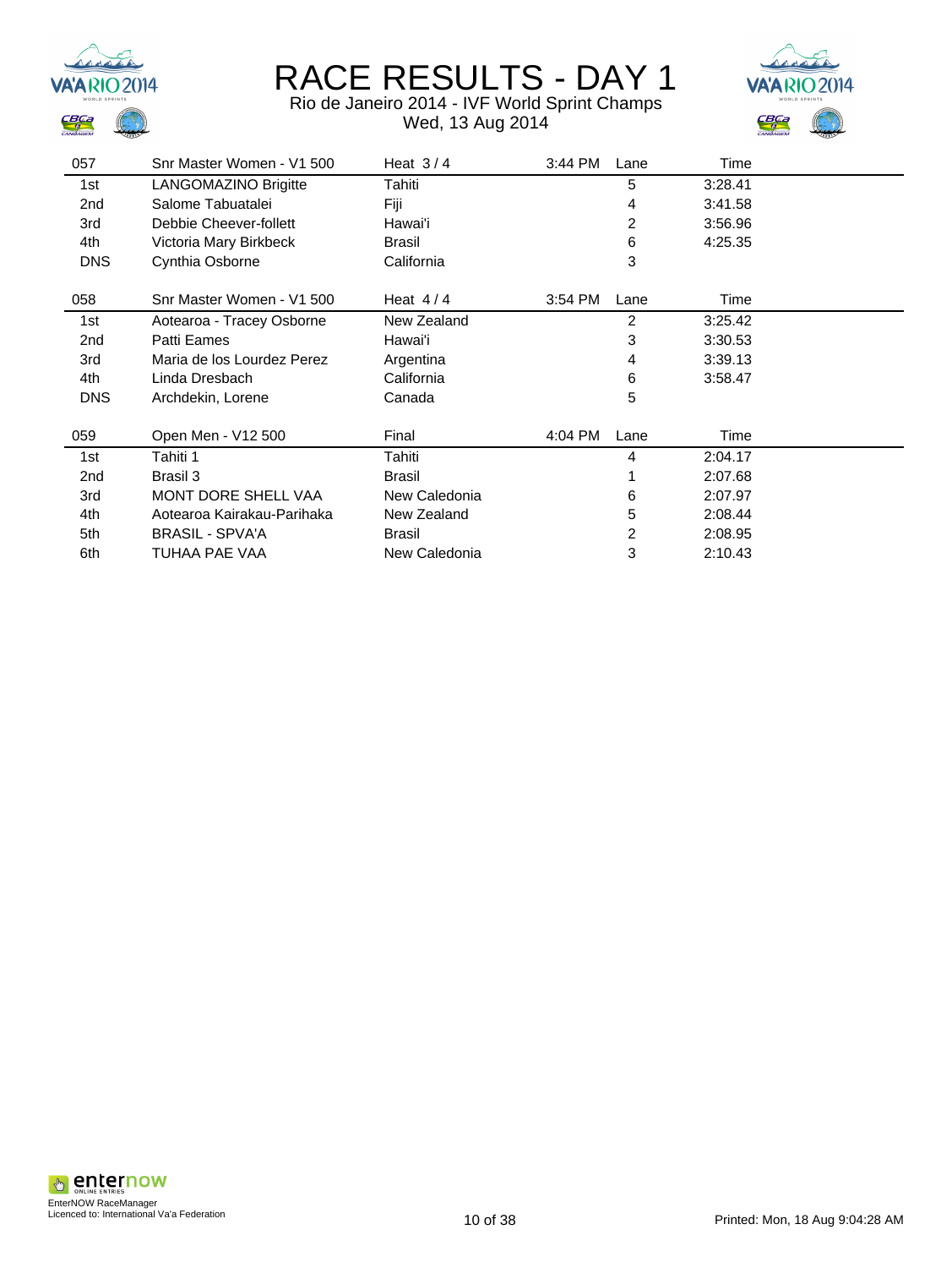# RACE RESULTS - DAY 1

Rio de Janeiro 2014 - IVF World Sprint Champs

Wed, 13 Aug 2014

| 057 | Snr Master Women - V1 500 | Heat 3 / 4 | 3:44 PM | Lane | Time |
|---|---|---|---|---|---|
| 1st | LANGOMAZINO Brigitte | Tahiti | | 5 | 3:28.41 |
| 2nd | Salome Tabuatalei | Fiji | | 4 | 3:41.58 |
| 3rd | Debbie Cheever-follett | Hawai'i | | 2 | 3:56.96 |
| 4th | Victoria Mary Birkbeck | Brasil | | 6 | 4:25.35 |
| DNS | Cynthia Osborne | California | | 3 | |

| 058 | Snr Master Women - V1 500 | Heat 4 / 4 | 3:54 PM | Lane | Time |
|---|---|---|---|---|---|
| 1st | Aotearoa - Tracey Osborne | New Zealand | | 2 | 3:25.42 |
| 2nd | Patti Eames | Hawai'i | | 3 | 3:30.53 |
| 3rd | Maria de los Lourdez Perez | Argentina | | 4 | 3:39.13 |
| 4th | Linda Dresbach | California | | 6 | 3:58.47 |
| DNS | Archdekin, Lorene | Canada | | 5 | |

| 059 | Open Men - V12 500 | Final | 4:04 PM | Lane | Time |
|---|---|---|---|---|---|
| 1st | Tahiti 1 | Tahiti | | 4 | 2:04.17 |
| 2nd | Brasil 3 | Brasil | | 1 | 2:07.68 |
| 3rd | MONT DORE SHELL VAA | New Caledonia | | 6 | 2:07.97 |
| 4th | Aotearoa Kairakau-Parihaka | New Zealand | | 5 | 2:08.44 |
| 5th | BRASIL - SPVA'A | Brasil | | 2 | 2:08.95 |
| 6th | TUHAA PAE VAA | New Caledonia | | 3 | 2:10.43 |

EnterNOW RaceManager
Licenced to: International Va'a Federation

Printed: Mon, 18 Aug 9:04:28 AM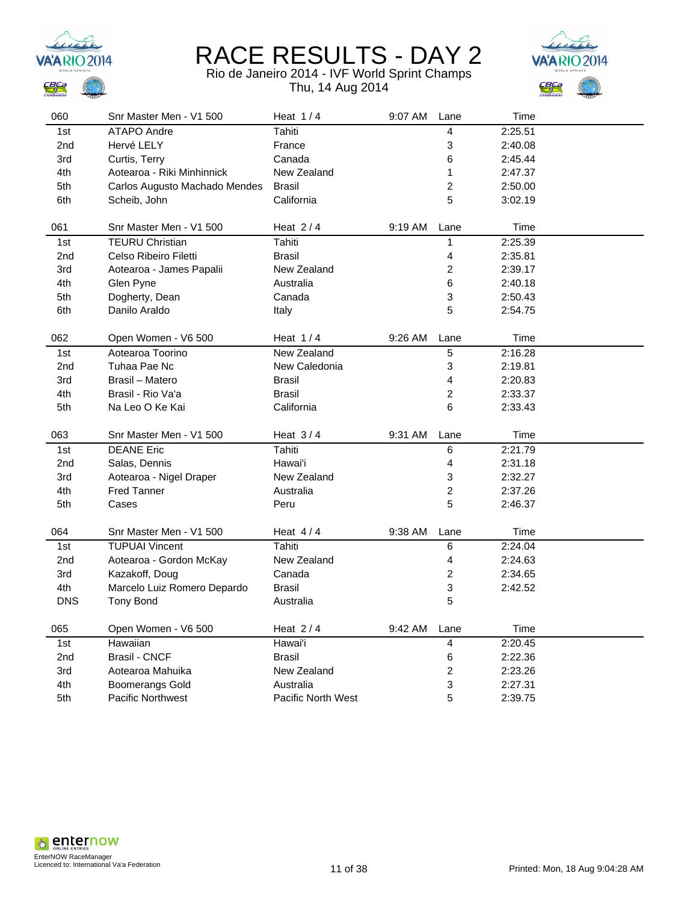# RACE RESULTS - DAY 2

Rio de Janeiro 2014 - IVF World Sprint Champs

Thu, 14 Aug 2014

| 060 | Snr Master Men - V1 500 | Heat 1 / 4 | 9:07 AM | Lane | Time |
|---|---|---|---|---|---|
| 1st | ATAPO Andre | Tahiti | | 4 | 2:25.51 |
| 2nd | Hervé LELY | France | | 3 | 2:40.08 |
| 3rd | Curtis, Terry | Canada | | 6 | 2:45.44 |
| 4th | Aotearoa - Riki Minhinnick | New Zealand | | 1 | 2:47.37 |
| 5th | Carlos Augusto Machado Mendes | Brasil | | 2 | 2:50.00 |
| 6th | Scheib, John | California | | 5 | 3:02.19 |

| 061 | Snr Master Men - V1 500 | Heat 2 / 4 | 9:19 AM | Lane | Time |
|---|---|---|---|---|---|
| 1st | TEURU Christian | Tahiti | | 1 | 2:25.39 |
| 2nd | Celso Ribeiro Filetti | Brasil | | 4 | 2:35.81 |
| 3rd | Aotearoa - James Papalii | New Zealand | | 2 | 2:39.17 |
| 4th | Glen Pyne | Australia | | 6 | 2:40.18 |
| 5th | Dogherty, Dean | Canada | | 3 | 2:50.43 |
| 6th | Danilo Araldo | Italy | | 5 | 2:54.75 |

| 062 | Open Women - V6 500 | Heat 1 / 4 | 9:26 AM | Lane | Time |
|---|---|---|---|---|---|
| 1st | Aotearoa Toorino | New Zealand | | 5 | 2:16.28 |
| 2nd | Tuhaa Pae Nc | New Caledonia | | 3 | 2:19.81 |
| 3rd | Brasil – Matero | Brasil | | 4 | 2:20.83 |
| 4th | Brasil - Rio Va'a | Brasil | | 2 | 2:33.37 |
| 5th | Na Leo O Ke Kai | California | | 6 | 2:33.43 |

| 063 | Snr Master Men - V1 500 | Heat 3 / 4 | 9:31 AM | Lane | Time |
|---|---|---|---|---|---|
| 1st | DEANE Eric | Tahiti | | 6 | 2:21.79 |
| 2nd | Salas, Dennis | Hawai'i | | 4 | 2:31.18 |
| 3rd | Aotearoa - Nigel Draper | New Zealand | | 3 | 2:32.27 |
| 4th | Fred Tanner | Australia | | 2 | 2:37.26 |
| 5th | Cases | Peru | | 5 | 2:46.37 |

| 064 | Snr Master Men - V1 500 | Heat 4 / 4 | 9:38 AM | Lane | Time |
|---|---|---|---|---|---|
| 1st | TUPUAI Vincent | Tahiti | | 6 | 2:24.04 |
| 2nd | Aotearoa - Gordon McKay | New Zealand | | 4 | 2:24.63 |
| 3rd | Kazakoff, Doug | Canada | | 2 | 2:34.65 |
| 4th | Marcelo Luiz Romero Depardo | Brasil | | 3 | 2:42.52 |
| DNS | Tony Bond | Australia | | 5 | |

| 065 | Open Women - V6 500 | Heat 2 / 4 | 9:42 AM | Lane | Time |
|---|---|---|---|---|---|
| 1st | Hawaiian | Hawai'i | | 4 | 2:20.45 |
| 2nd | Brasil - CNCF | Brasil | | 6 | 2:22.36 |
| 3rd | Aotearoa Mahuika | New Zealand | | 2 | 2:23.26 |
| 4th | Boomerangs Gold | Australia | | 3 | 2:27.31 |
| 5th | Pacific Northwest | Pacific North West | | 5 | 2:39.75 |

EnterNOW RaceManager
Licenced to: International Va'a Federation

Printed: Mon, 18 Aug 9:04:28 AM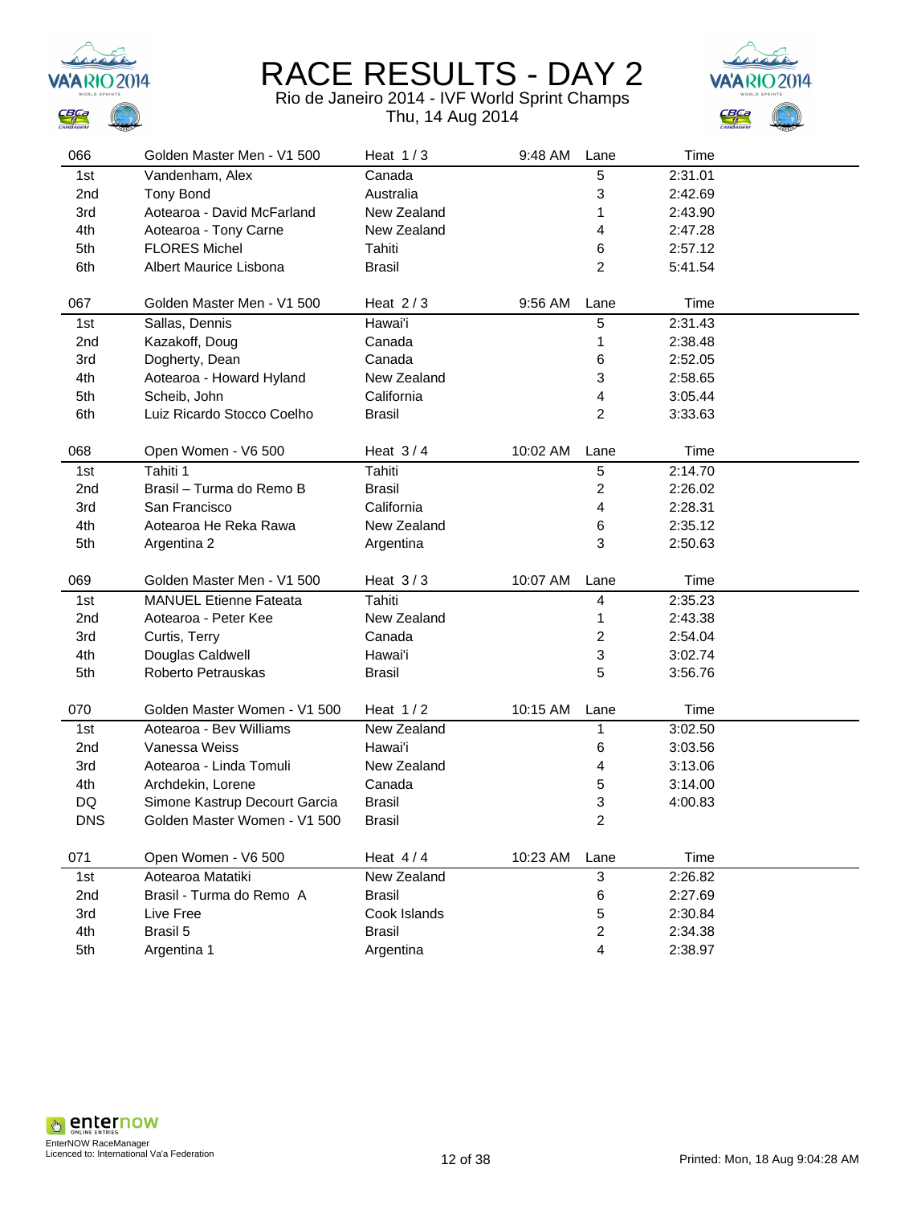# RACE RESULTS - DAY 2

Rio de Janeiro 2014 - IVF World Sprint Champs
Thu, 14 Aug 2014

| 066 | Golden Master Men - V1 500 | Heat 1 / 3 | 9:48 AM | Lane | Time |
|---|---|---|---|---|---|
| 1st | Vandenham, Alex | Canada | | 5 | 2:31.01 |
| 2nd | Tony Bond | Australia | | 3 | 2:42.69 |
| 3rd | Aotearoa - David McFarland | New Zealand | | 1 | 2:43.90 |
| 4th | Aotearoa - Tony Carne | New Zealand | | 4 | 2:47.28 |
| 5th | FLORES Michel | Tahiti | | 6 | 2:57.12 |
| 6th | Albert Maurice Lisbona | Brasil | | 2 | 5:41.54 |

| 067 | Golden Master Men - V1 500 | Heat 2 / 3 | 9:56 AM | Lane | Time |
|---|---|---|---|---|---|
| 1st | Sallas, Dennis | Hawai'i | | 5 | 2:31.43 |
| 2nd | Kazakoff, Doug | Canada | | 1 | 2:38.48 |
| 3rd | Dogherty, Dean | Canada | | 6 | 2:52.05 |
| 4th | Aotearoa - Howard Hyland | New Zealand | | 3 | 2:58.65 |
| 5th | Scheib, John | California | | 4 | 3:05.44 |
| 6th | Luiz Ricardo Stocco Coelho | Brasil | | 2 | 3:33.63 |

| 068 | Open Women - V6 500 | Heat 3 / 4 | 10:02 AM | Lane | Time |
|---|---|---|---|---|---|
| 1st | Tahiti 1 | Tahiti | | 5 | 2:14.70 |
| 2nd | Brasil – Turma do Remo B | Brasil | | 2 | 2:26.02 |
| 3rd | San Francisco | California | | 4 | 2:28.31 |
| 4th | Aotearoa He Reka Rawa | New Zealand | | 6 | 2:35.12 |
| 5th | Argentina 2 | Argentina | | 3 | 2:50.63 |

| 069 | Golden Master Men - V1 500 | Heat 3 / 3 | 10:07 AM | Lane | Time |
|---|---|---|---|---|---|
| 1st | MANUEL Etienne Fateata | Tahiti | | 4 | 2:35.23 |
| 2nd | Aotearoa - Peter Kee | New Zealand | | 1 | 2:43.38 |
| 3rd | Curtis, Terry | Canada | | 2 | 2:54.04 |
| 4th | Douglas Caldwell | Hawai'i | | 3 | 3:02.74 |
| 5th | Roberto Petrauskas | Brasil | | 5 | 3:56.76 |

| 070 | Golden Master Women - V1 500 | Heat 1 / 2 | 10:15 AM | Lane | Time |
|---|---|---|---|---|---|
| 1st | Aotearoa - Bev Williams | New Zealand | | 1 | 3:02.50 |
| 2nd | Vanessa Weiss | Hawai'i | | 6 | 3:03.56 |
| 3rd | Aotearoa - Linda Tomuli | New Zealand | | 4 | 3:13.06 |
| 4th | Archdekin, Lorene | Canada | | 5 | 3:14.00 |
| DQ | Simone Kastrup Decourt Garcia | Brasil | | 3 | 4:00.83 |
| DNS | Golden Master Women - V1 500 | Brasil | | 2 | |

| 071 | Open Women - V6 500 | Heat 4 / 4 | 10:23 AM | Lane | Time |
|---|---|---|---|---|---|
| 1st | Aotearoa Matatiki | New Zealand | | 3 | 2:26.82 |
| 2nd | Brasil - Turma do Remo A | Brasil | | 6 | 2:27.69 |
| 3rd | Live Free | Cook Islands | | 5 | 2:30.84 |
| 4th | Brasil 5 | Brasil | | 2 | 2:34.38 |
| 5th | Argentina 1 | Argentina | | 4 | 2:38.97 |

EnterNOW RaceManager
Licenced to: International Va'a Federation

Printed: Mon, 18 Aug 9:04:28 AM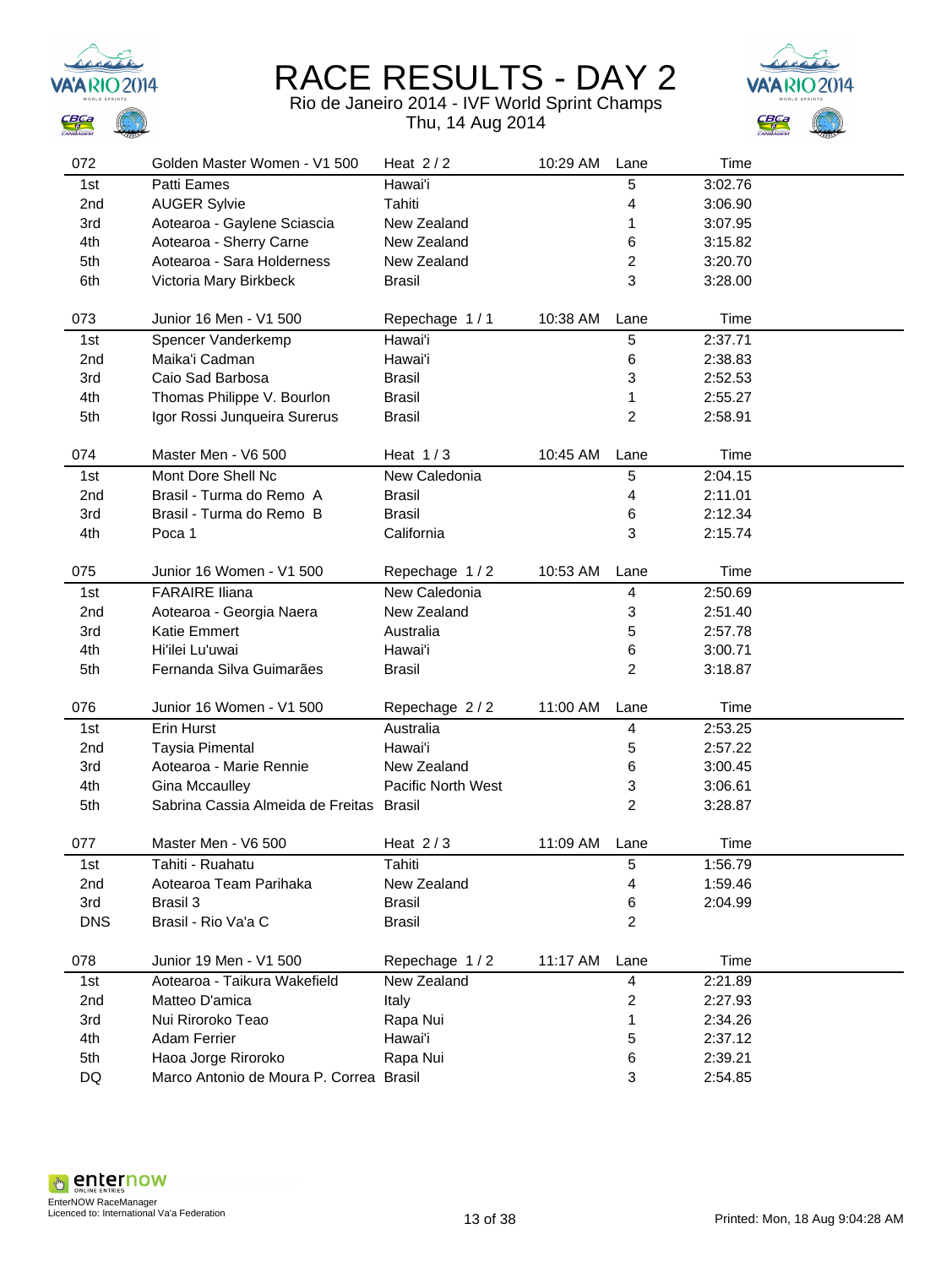# RACE RESULTS - DAY 2

Rio de Janeiro 2014 - IVF World Sprint Champs

Thu, 14 Aug 2014

| 072 | Golden Master Women - V1 500 | Heat 2 / 2 | 10:29 AM | Lane | Time |
|---|---|---|---|---|---|
| 1st | Patti Eames | Hawai'i | | 5 | 3:02.76 |
| 2nd | AUGER Sylvie | Tahiti | | 4 | 3:06.90 |
| 3rd | Aotearoa - Gaylene Sciascia | New Zealand | | 1 | 3:07.95 |
| 4th | Aotearoa - Sherry Carne | New Zealand | | 6 | 3:15.82 |
| 5th | Aotearoa - Sara Holderness | New Zealand | | 2 | 3:20.70 |
| 6th | Victoria Mary Birkbeck | Brasil | | 3 | 3:28.00 |

| 073 | Junior 16 Men - V1 500 | Repechage 1 / 1 | 10:38 AM | Lane | Time |
|---|---|---|---|---|---|
| 1st | Spencer Vanderkemp | Hawai'i | | 5 | 2:37.71 |
| 2nd | Maika'i Cadman | Hawai'i | | 6 | 2:38.83 |
| 3rd | Caio Sad Barbosa | Brasil | | 3 | 2:52.53 |
| 4th | Thomas Philippe V. Bourlon | Brasil | | 1 | 2:55.27 |
| 5th | Igor Rossi Junqueira Surerus | Brasil | | 2 | 2:58.91 |

| 074 | Master Men - V6 500 | Heat 1 / 3 | 10:45 AM | Lane | Time |
|---|---|---|---|---|---|
| 1st | Mont Dore Shell Nc | New Caledonia | | 5 | 2:04.15 |
| 2nd | Brasil - Turma do Remo A | Brasil | | 4 | 2:11.01 |
| 3rd | Brasil - Turma do Remo B | Brasil | | 6 | 2:12.34 |
| 4th | Poca 1 | California | | 3 | 2:15.74 |

| 075 | Junior 16 Women - V1 500 | Repechage 1 / 2 | 10:53 AM | Lane | Time |
|---|---|---|---|---|---|
| 1st | FARAIRE Iliana | New Caledonia | | 4 | 2:50.69 |
| 2nd | Aotearoa - Georgia Naera | New Zealand | | 3 | 2:51.40 |
| 3rd | Katie Emmert | Australia | | 5 | 2:57.78 |
| 4th | Hi'ilei Lu'uwai | Hawai'i | | 6 | 3:00.71 |
| 5th | Fernanda Silva Guimarães | Brasil | | 2 | 3:18.87 |

| 076 | Junior 16 Women - V1 500 | Repechage 2 / 2 | 11:00 AM | Lane | Time |
|---|---|---|---|---|---|
| 1st | Erin Hurst | Australia | | 4 | 2:53.25 |
| 2nd | Taysia Pimental | Hawai'i | | 5 | 2:57.22 |
| 3rd | Aotearoa - Marie Rennie | New Zealand | | 6 | 3:00.45 |
| 4th | Gina Mccaulley | Pacific North West | | 3 | 3:06.61 |
| 5th | Sabrina Cassia Almeida de Freitas | Brasil | | 2 | 3:28.87 |

| 077 | Master Men - V6 500 | Heat 2 / 3 | 11:09 AM | Lane | Time |
|---|---|---|---|---|---|
| 1st | Tahiti - Ruahatu | Tahiti | | 5 | 1:56.79 |
| 2nd | Aotearoa Team Parihaka | New Zealand | | 4 | 1:59.46 |
| 3rd | Brasil 3 | Brasil | | 6 | 2:04.99 |
| DNS | Brasil - Rio Va'a C | Brasil | | 2 | |

| 078 | Junior 19 Men - V1 500 | Repechage 1 / 2 | 11:17 AM | Lane | Time |
|---|---|---|---|---|---|
| 1st | Aotearoa - Taikura Wakefield | New Zealand | | 4 | 2:21.89 |
| 2nd | Matteo D'amica | Italy | | 2 | 2:27.93 |
| 3rd | Nui Riroroko Teao | Rapa Nui | | 1 | 2:34.26 |
| 4th | Adam Ferrier | Hawai'i | | 5 | 2:37.12 |
| 5th | Haoa Jorge Riroroko | Rapa Nui | | 6 | 2:39.21 |
| DQ | Marco Antonio de Moura P. Correa | Brasil | | 3 | 2:54.85 |

EnterNOW RaceManager
Licenced to: International Va'a Federation

Printed: Mon, 18 Aug 9:04:28 AM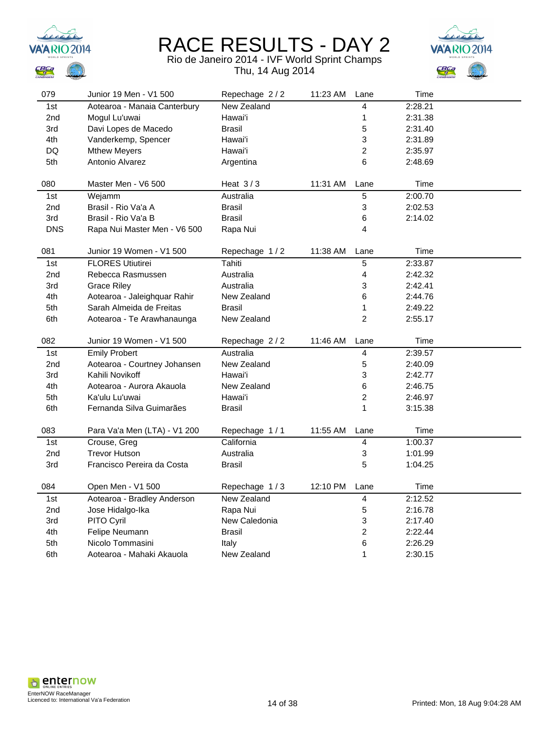# RACE RESULTS - DAY 2

Rio de Janeiro 2014 - IVF World Sprint Champs

Thu, 14 Aug 2014

| 079 | Junior 19 Men - V1 500 | Repechage 2 / 2 | 11:23 AM | Lane | Time |
|---|---|---|---|---|---|
| 1st | Aotearoa - Manaia Canterbury | New Zealand | | 4 | 2:28.21 |
| 2nd | Mogul Lu'uwai | Hawai'i | | 1 | 2:31.38 |
| 3rd | Davi Lopes de Macedo | Brasil | | 5 | 2:31.40 |
| 4th | Vanderkemp, Spencer | Hawai'i | | 3 | 2:31.89 |
| DQ | Mthew Meyers | Hawai'i | | 2 | 2:35.97 |
| 5th | Antonio Alvarez | Argentina | | 6 | 2:48.69 |

| 080 | Master Men - V6 500 | Heat 3 / 3 | 11:31 AM | Lane | Time |
|---|---|---|---|---|---|
| 1st | Wejamm | Australia | | 5 | 2:00.70 |
| 2nd | Brasil - Rio Va'a A | Brasil | | 3 | 2:02.53 |
| 3rd | Brasil - Rio Va'a B | Brasil | | 6 | 2:14.02 |
| DNS | Rapa Nui Master Men - V6 500 | Rapa Nui | | 4 | |

| 081 | Junior 19 Women - V1 500 | Repechage 1 / 2 | 11:38 AM | Lane | Time |
|---|---|---|---|---|---|
| 1st | FLORES Utiutirei | Tahiti | | 5 | 2:33.87 |
| 2nd | Rebecca Rasmussen | Australia | | 4 | 2:42.32 |
| 3rd | Grace Riley | Australia | | 3 | 2:42.41 |
| 4th | Aotearoa - Jaleighquar Rahir | New Zealand | | 6 | 2:44.76 |
| 5th | Sarah Almeida de Freitas | Brasil | | 1 | 2:49.22 |
| 6th | Aotearoa - Te Arawhanaunga | New Zealand | | 2 | 2:55.17 |

| 082 | Junior 19 Women - V1 500 | Repechage 2 / 2 | 11:46 AM | Lane | Time |
|---|---|---|---|---|---|
| 1st | Emily Probert | Australia | | 4 | 2:39.57 |
| 2nd | Aotearoa - Courtney Johansen | New Zealand | | 5 | 2:40.09 |
| 3rd | Kahili Novikoff | Hawai'i | | 3 | 2:42.77 |
| 4th | Aotearoa - Aurora Akauola | New Zealand | | 6 | 2:46.75 |
| 5th | Ka'ulu Lu'uwai | Hawai'i | | 2 | 2:46.97 |
| 6th | Fernanda Silva Guimarães | Brasil | | 1 | 3:15.38 |

| 083 | Para Va'a Men (LTA) - V1 200 | Repechage 1 / 1 | 11:55 AM | Lane | Time |
|---|---|---|---|---|---|
| 1st | Crouse, Greg | California | | 4 | 1:00.37 |
| 2nd | Trevor Hutson | Australia | | 3 | 1:01.99 |
| 3rd | Francisco Pereira da Costa | Brasil | | 5 | 1:04.25 |

| 084 | Open Men - V1 500 | Repechage 1 / 3 | 12:10 PM | Lane | Time |
|---|---|---|---|---|---|
| 1st | Aotearoa - Bradley Anderson | New Zealand | | 4 | 2:12.52 |
| 2nd | Jose Hidalgo-Ika | Rapa Nui | | 5 | 2:16.78 |
| 3rd | PITO Cyril | New Caledonia | | 3 | 2:17.40 |
| 4th | Felipe Neumann | Brasil | | 2 | 2:22.44 |
| 5th | Nicolo Tommasini | Italy | | 6 | 2:26.29 |
| 6th | Aotearoa - Mahaki Akauola | New Zealand | | 1 | 2:30.15 |

EnterNOW RaceManager
Licenced to: International Va'a Federation

Printed: Mon, 18 Aug 9:04:28 AM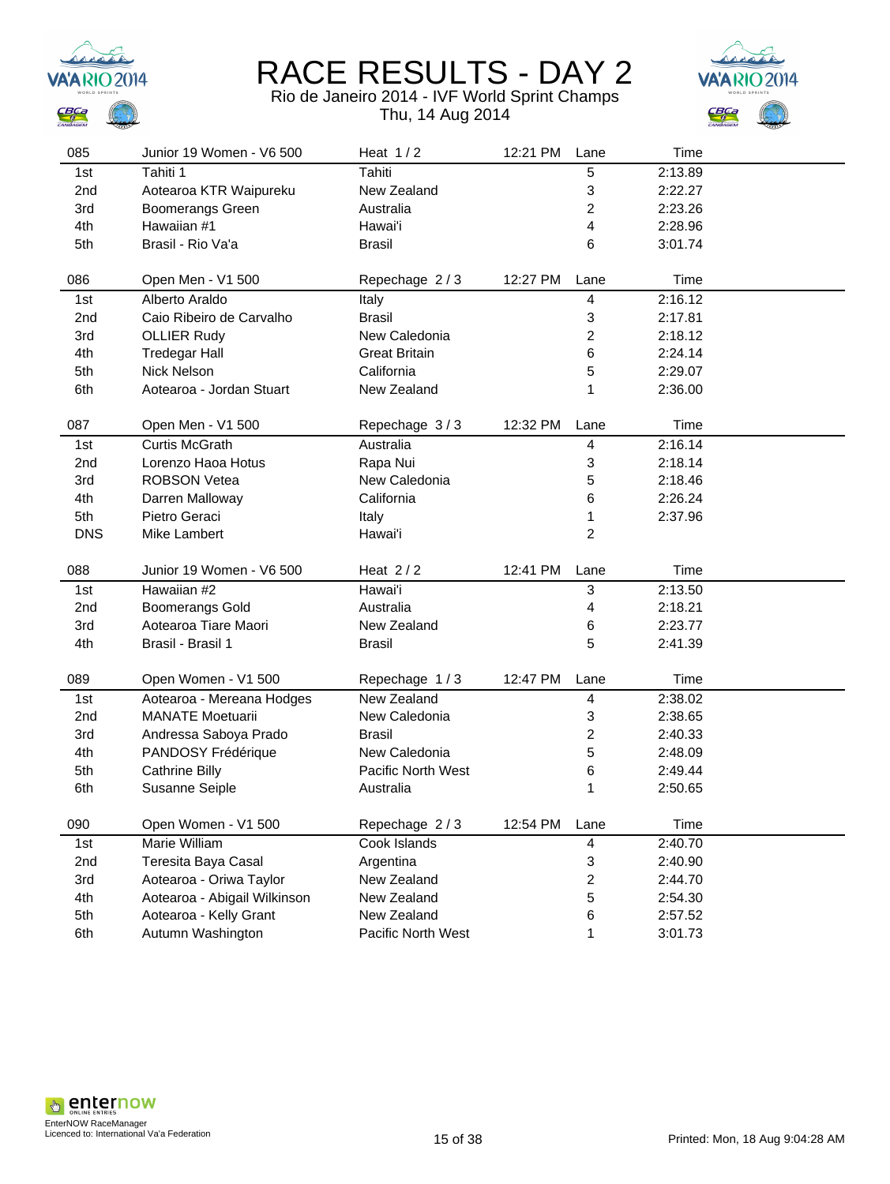# RACE RESULTS - DAY 2

Rio de Janeiro 2014 - IVF World Sprint Champs
Thu, 14 Aug 2014

| 085 | Junior 19 Women - V6 500 | Heat 1 / 2 | 12:21 PM | Lane | Time |
|---|---|---|---|---|---|
| 1st | Tahiti 1 | Tahiti | | 5 | 2:13.89 |
| 2nd | Aotearoa KTR Waipureku | New Zealand | | 3 | 2:22.27 |
| 3rd | Boomerangs Green | Australia | | 2 | 2:23.26 |
| 4th | Hawaiian #1 | Hawai'i | | 4 | 2:28.96 |
| 5th | Brasil - Rio Va'a | Brasil | | 6 | 3:01.74 |

| 086 | Open Men - V1 500 | Repechage 2 / 3 | 12:27 PM | Lane | Time |
|---|---|---|---|---|---|
| 1st | Alberto Araldo | Italy | | 4 | 2:16.12 |
| 2nd | Caio Ribeiro de Carvalho | Brasil | | 3 | 2:17.81 |
| 3rd | OLLIER Rudy | New Caledonia | | 2 | 2:18.12 |
| 4th | Tredegar Hall | Great Britain | | 6 | 2:24.14 |
| 5th | Nick Nelson | California | | 5 | 2:29.07 |
| 6th | Aotearoa - Jordan Stuart | New Zealand | | 1 | 2:36.00 |

| 087 | Open Men - V1 500 | Repechage 3 / 3 | 12:32 PM | Lane | Time |
|---|---|---|---|---|---|
| 1st | Curtis McGrath | Australia | | 4 | 2:16.14 |
| 2nd | Lorenzo Haoa Hotus | Rapa Nui | | 3 | 2:18.14 |
| 3rd | ROBSON Vetea | New Caledonia | | 5 | 2:18.46 |
| 4th | Darren Malloway | California | | 6 | 2:26.24 |
| 5th | Pietro Geraci | Italy | | 1 | 2:37.96 |
| DNS | Mike Lambert | Hawai'i | | 2 | |

| 088 | Junior 19 Women - V6 500 | Heat 2 / 2 | 12:41 PM | Lane | Time |
|---|---|---|---|---|---|
| 1st | Hawaiian #2 | Hawai'i | | 3 | 2:13.50 |
| 2nd | Boomerangs Gold | Australia | | 4 | 2:18.21 |
| 3rd | Aotearoa Tiare Maori | New Zealand | | 6 | 2:23.77 |
| 4th | Brasil - Brasil 1 | Brasil | | 5 | 2:41.39 |

| 089 | Open Women - V1 500 | Repechage 1 / 3 | 12:47 PM | Lane | Time |
|---|---|---|---|---|---|
| 1st | Aotearoa - Mereana Hodges | New Zealand | | 4 | 2:38.02 |
| 2nd | MANATE Moetuarii | New Caledonia | | 3 | 2:38.65 |
| 3rd | Andressa Saboya Prado | Brasil | | 2 | 2:40.33 |
| 4th | PANDOSY Frédérique | New Caledonia | | 5 | 2:48.09 |
| 5th | Cathrine Billy | Pacific North West | | 6 | 2:49.44 |
| 6th | Susanne Seiple | Australia | | 1 | 2:50.65 |

| 090 | Open Women - V1 500 | Repechage 2 / 3 | 12:54 PM | Lane | Time |
|---|---|---|---|---|---|
| 1st | Marie William | Cook Islands | | 4 | 2:40.70 |
| 2nd | Teresita Baya Casal | Argentina | | 3 | 2:40.90 |
| 3rd | Aotearoa - Oriwa Taylor | New Zealand | | 2 | 2:44.70 |
| 4th | Aotearoa - Abigail Wilkinson | New Zealand | | 5 | 2:54.30 |
| 5th | Aotearoa - Kelly Grant | New Zealand | | 6 | 2:57.52 |
| 6th | Autumn Washington | Pacific North West | | 1 | 3:01.73 |

EnterNOW RaceManager
Licenced to: International Va'a Federation

Printed: Mon, 18 Aug 9:04:28 AM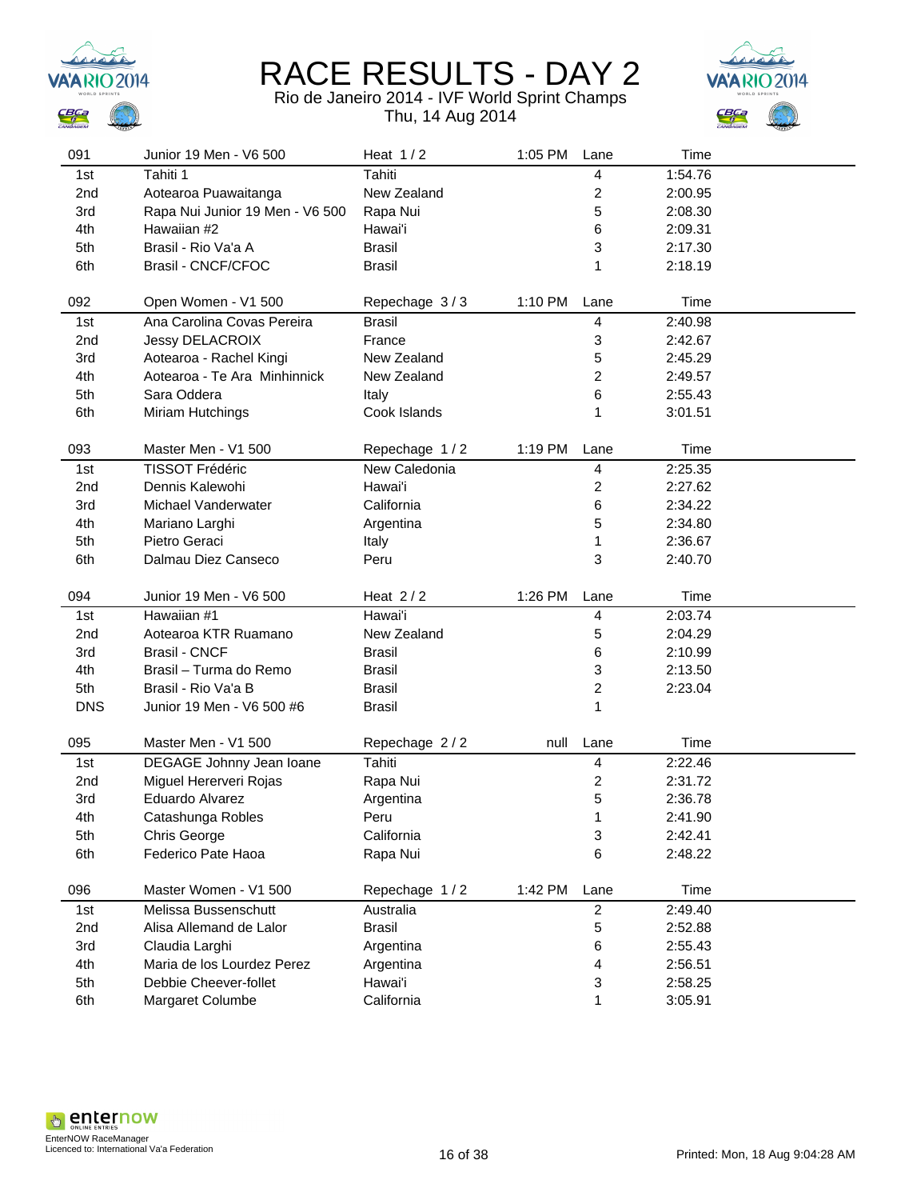# RACE RESULTS - DAY 2

Rio de Janeiro 2014 - IVF World Sprint Champs
Thu, 14 Aug 2014

| 091 | Junior 19 Men - V6 500 | Heat 1 / 2 | 1:05 PM | Lane | Time |
|---|---|---|---|---|---|
| 1st | Tahiti 1 | Tahiti | | 4 | 1:54.76 |
| 2nd | Aotearoa Puawaitanga | New Zealand | | 2 | 2:00.95 |
| 3rd | Rapa Nui Junior 19 Men - V6 500 | Rapa Nui | | 5 | 2:08.30 |
| 4th | Hawaiian #2 | Hawai'i | | 6 | 2:09.31 |
| 5th | Brasil - Rio Va'a A | Brasil | | 3 | 2:17.30 |
| 6th | Brasil - CNCF/CFOC | Brasil | | 1 | 2:18.19 |

| 092 | Open Women - V1 500 | Repechage 3 / 3 | 1:10 PM | Lane | Time |
|---|---|---|---|---|---|
| 1st | Ana Carolina Covas Pereira | Brasil | | 4 | 2:40.98 |
| 2nd | Jessy DELACROIX | France | | 3 | 2:42.67 |
| 3rd | Aotearoa - Rachel Kingi | New Zealand | | 5 | 2:45.29 |
| 4th | Aotearoa - Te Ara Minhinnick | New Zealand | | 2 | 2:49.57 |
| 5th | Sara Oddera | Italy | | 6 | 2:55.43 |
| 6th | Miriam Hutchings | Cook Islands | | 1 | 3:01.51 |

| 093 | Master Men - V1 500 | Repechage 1 / 2 | 1:19 PM | Lane | Time |
|---|---|---|---|---|---|
| 1st | TISSOT Frédéric | New Caledonia | | 4 | 2:25.35 |
| 2nd | Dennis Kalewohi | Hawai'i | | 2 | 2:27.62 |
| 3rd | Michael Vanderwater | California | | 6 | 2:34.22 |
| 4th | Mariano Larghi | Argentina | | 5 | 2:34.80 |
| 5th | Pietro Geraci | Italy | | 1 | 2:36.67 |
| 6th | Dalmau Diez Canseco | Peru | | 3 | 2:40.70 |

| 094 | Junior 19 Men - V6 500 | Heat 2 / 2 | 1:26 PM | Lane | Time |
|---|---|---|---|---|---|
| 1st | Hawaiian #1 | Hawai'i | | 4 | 2:03.74 |
| 2nd | Aotearoa KTR Ruamano | New Zealand | | 5 | 2:04.29 |
| 3rd | Brasil - CNCF | Brasil | | 6 | 2:10.99 |
| 4th | Brasil – Turma do Remo | Brasil | | 3 | 2:13.50 |
| 5th | Brasil - Rio Va'a B | Brasil | | 2 | 2:23.04 |
| DNS | Junior 19 Men - V6 500 #6 | Brasil | | 1 | |

| 095 | Master Men - V1 500 | Repechage 2 / 2 | null | Lane | Time |
|---|---|---|---|---|---|
| 1st | DEGAGE Johnny Jean Ioane | Tahiti | | 4 | 2:22.46 |
| 2nd | Miguel Hererveri Rojas | Rapa Nui | | 2 | 2:31.72 |
| 3rd | Eduardo Alvarez | Argentina | | 5 | 2:36.78 |
| 4th | Catashunga Robles | Peru | | 1 | 2:41.90 |
| 5th | Chris George | California | | 3 | 2:42.41 |
| 6th | Federico Pate Haoa | Rapa Nui | | 6 | 2:48.22 |

| 096 | Master Women - V1 500 | Repechage 1 / 2 | 1:42 PM | Lane | Time |
|---|---|---|---|---|---|
| 1st | Melissa Bussenschutt | Australia | | 2 | 2:49.40 |
| 2nd | Alisa Allemand de Lalor | Brasil | | 5 | 2:52.88 |
| 3rd | Claudia Larghi | Argentina | | 6 | 2:55.43 |
| 4th | Maria de los Lourdez Perez | Argentina | | 4 | 2:56.51 |
| 5th | Debbie Cheever-follet | Hawai'i | | 3 | 2:58.25 |
| 6th | Margaret Columbe | California | | 1 | 3:05.91 |

EnterNOW RaceManager
Licenced to: International Va'a Federation

Printed: Mon, 18 Aug 9:04:28 AM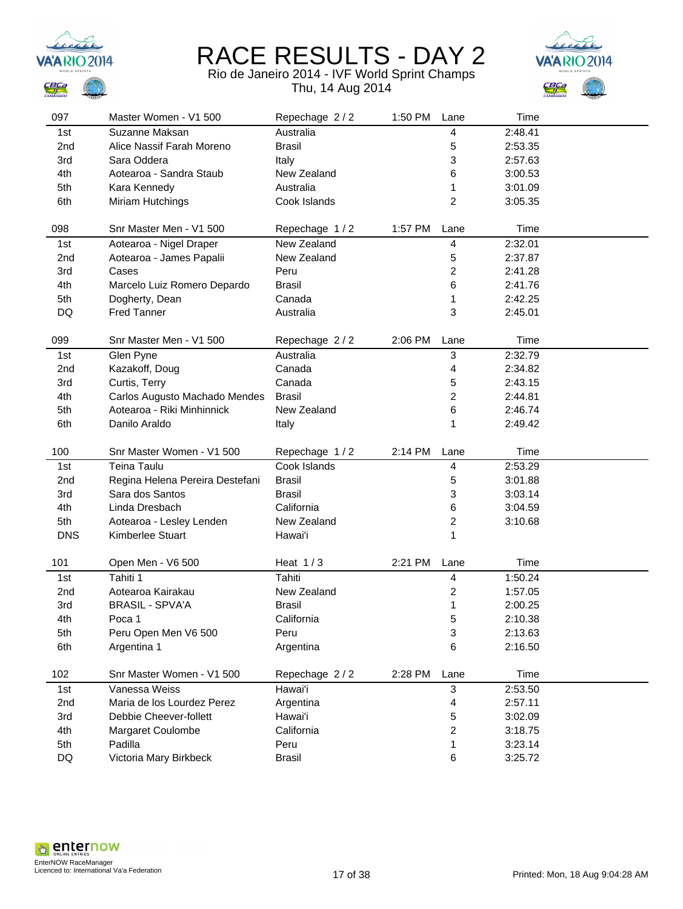# RACE RESULTS - DAY 2

Rio de Janeiro 2014 - IVF World Sprint Champs

Thu, 14 Aug 2014

| 097 | Master Women - V1 500 | Repechage 2 / 2 | 1:50 PM | Lane | Time |
|---|---|---|---|---|---|
| 1st | Suzanne Maksan | Australia | | 4 | 2:48.41 |
| 2nd | Alice Nassif Farah Moreno | Brasil | | 5 | 2:53.35 |
| 3rd | Sara Oddera | Italy | | 3 | 2:57.63 |
| 4th | Aotearoa - Sandra Staub | New Zealand | | 6 | 3:00.53 |
| 5th | Kara Kennedy | Australia | | 1 | 3:01.09 |
| 6th | Miriam Hutchings | Cook Islands | | 2 | 3:05.35 |

| 098 | Snr Master Men - V1 500 | Repechage 1 / 2 | 1:57 PM | Lane | Time |
|---|---|---|---|---|---|
| 1st | Aotearoa - Nigel Draper | New Zealand | | 4 | 2:32.01 |
| 2nd | Aotearoa - James Papalii | New Zealand | | 5 | 2:37.87 |
| 3rd | Cases | Peru | | 2 | 2:41.28 |
| 4th | Marcelo Luiz Romero Depardo | Brasil | | 6 | 2:41.76 |
| 5th | Dogherty, Dean | Canada | | 1 | 2:42.25 |
| DQ | Fred Tanner | Australia | | 3 | 2:45.01 |

| 099 | Snr Master Men - V1 500 | Repechage 2 / 2 | 2:06 PM | Lane | Time |
|---|---|---|---|---|---|
| 1st | Glen Pyne | Australia | | 3 | 2:32.79 |
| 2nd | Kazakoff, Doug | Canada | | 4 | 2:34.82 |
| 3rd | Curtis, Terry | Canada | | 5 | 2:43.15 |
| 4th | Carlos Augusto Machado Mendes | Brasil | | 2 | 2:44.81 |
| 5th | Aotearoa - Riki Minhinnick | New Zealand | | 6 | 2:46.74 |
| 6th | Danilo Araldo | Italy | | 1 | 2:49.42 |

| 100 | Snr Master Women - V1 500 | Repechage 1 / 2 | 2:14 PM | Lane | Time |
|---|---|---|---|---|---|
| 1st | Teina Taulu | Cook Islands | | 4 | 2:53.29 |
| 2nd | Regina Helena Pereira Destefani | Brasil | | 5 | 3:01.88 |
| 3rd | Sara dos Santos | Brasil | | 3 | 3:03.14 |
| 4th | Linda Dresbach | California | | 6 | 3:04.59 |
| 5th | Aotearoa - Lesley Lenden | New Zealand | | 2 | 3:10.68 |
| DNS | Kimberlee Stuart | Hawai'i | | 1 | |

| 101 | Open Men - V6 500 | Heat 1 / 3 | 2:21 PM | Lane | Time |
|---|---|---|---|---|---|
| 1st | Tahiti 1 | Tahiti | | 4 | 1:50.24 |
| 2nd | Aotearoa Kairakau | New Zealand | | 2 | 1:57.05 |
| 3rd | BRASIL - SPVA'A | Brasil | | 1 | 2:00.25 |
| 4th | Poca 1 | California | | 5 | 2:10.38 |
| 5th | Peru Open Men V6 500 | Peru | | 3 | 2:13.63 |
| 6th | Argentina 1 | Argentina | | 6 | 2:16.50 |

| 102 | Snr Master Women - V1 500 | Repechage 2 / 2 | 2:28 PM | Lane | Time |
|---|---|---|---|---|---|
| 1st | Vanessa Weiss | Hawai'i | | 3 | 2:53.50 |
| 2nd | Maria de los Lourdez Perez | Argentina | | 4 | 2:57.11 |
| 3rd | Debbie Cheever-follett | Hawai'i | | 5 | 3:02.09 |
| 4th | Margaret Coulombe | California | | 2 | 3:18.75 |
| 5th | Padilla | Peru | | 1 | 3:23.14 |
| DQ | Victoria Mary Birkbeck | Brasil | | 6 | 3:25.72 |

EnterNOW RaceManager
Licenced to: International Va'a Federation

Printed: Mon, 18 Aug 9:04:28 AM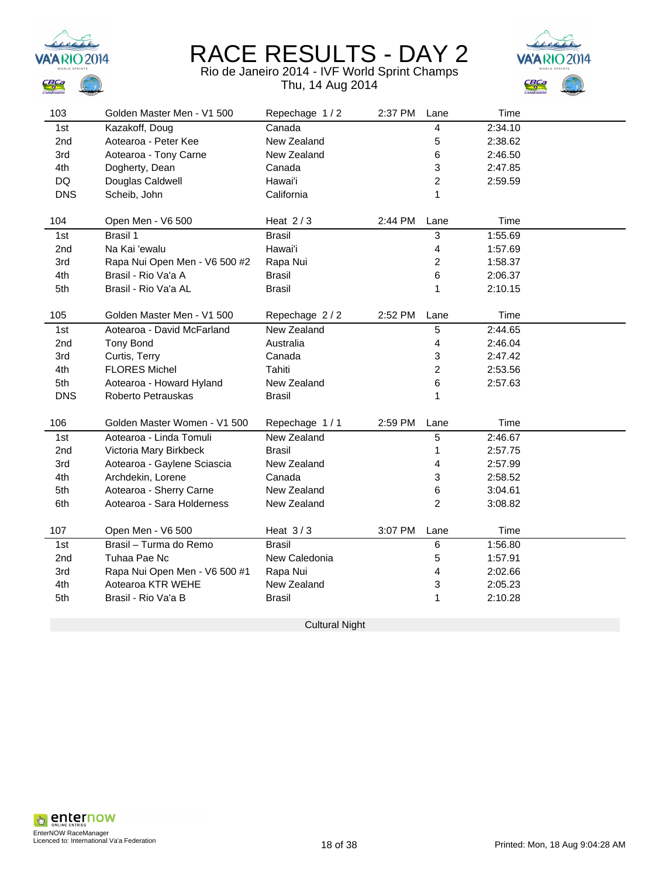# RACE RESULTS - DAY 2

Rio de Janeiro 2014 - IVF World Sprint Champs
Thu, 14 Aug 2014

| 103 | Golden Master Men - V1 500 | Repechage 1 / 2 | 2:37 PM | Lane | Time |
|---|---|---|---|---|---|
| 1st | Kazakoff, Doug | Canada | | 4 | 2:34.10 |
| 2nd | Aotearoa - Peter Kee | New Zealand | | 5 | 2:38.62 |
| 3rd | Aotearoa - Tony Carne | New Zealand | | 6 | 2:46.50 |
| 4th | Dogherty, Dean | Canada | | 3 | 2:47.85 |
| DQ | Douglas Caldwell | Hawai'i | | 2 | 2:59.59 |
| DNS | Scheib, John | California | | 1 | |

| 104 | Open Men - V6 500 | Heat 2 / 3 | 2:44 PM | Lane | Time |
|---|---|---|---|---|---|
| 1st | Brasil 1 | Brasil | | 3 | 1:55.69 |
| 2nd | Na Kai 'ewalu | Hawai'i | | 4 | 1:57.69 |
| 3rd | Rapa Nui Open Men - V6 500 #2 | Rapa Nui | | 2 | 1:58.37 |
| 4th | Brasil - Rio Va'a A | Brasil | | 6 | 2:06.37 |
| 5th | Brasil - Rio Va'a AL | Brasil | | 1 | 2:10.15 |

| 105 | Golden Master Men - V1 500 | Repechage 2 / 2 | 2:52 PM | Lane | Time |
|---|---|---|---|---|---|
| 1st | Aotearoa - David McFarland | New Zealand | | 5 | 2:44.65 |
| 2nd | Tony Bond | Australia | | 4 | 2:46.04 |
| 3rd | Curtis, Terry | Canada | | 3 | 2:47.42 |
| 4th | FLORES Michel | Tahiti | | 2 | 2:53.56 |
| 5th | Aotearoa - Howard Hyland | New Zealand | | 6 | 2:57.63 |
| DNS | Roberto Petrauskas | Brasil | | 1 | |

| 106 | Golden Master Women - V1 500 | Repechage 1 / 1 | 2:59 PM | Lane | Time |
|---|---|---|---|---|---|
| 1st | Aotearoa - Linda Tomuli | New Zealand | | 5 | 2:46.67 |
| 2nd | Victoria Mary Birkbeck | Brasil | | 1 | 2:57.75 |
| 3rd | Aotearoa - Gaylene Sciascia | New Zealand | | 4 | 2:57.99 |
| 4th | Archdekin, Lorene | Canada | | 3 | 2:58.52 |
| 5th | Aotearoa - Sherry Carne | New Zealand | | 6 | 3:04.61 |
| 6th | Aotearoa - Sara Holderness | New Zealand | | 2 | 3:08.82 |

| 107 | Open Men - V6 500 | Heat 3 / 3 | 3:07 PM | Lane | Time |
|---|---|---|---|---|---|
| 1st | Brasil – Turma do Remo | Brasil | | 6 | 1:56.80 |
| 2nd | Tuhaa Pae Nc | New Caledonia | | 5 | 1:57.91 |
| 3rd | Rapa Nui Open Men - V6 500 #1 | Rapa Nui | | 4 | 2:02.66 |
| 4th | Aotearoa KTR WEHE | New Zealand | | 3 | 2:05.23 |
| 5th | Brasil - Rio Va'a B | Brasil | | 1 | 2:10.28 |

Cultural Night

EnterNOW RaceManager
Licenced to: International Va'a Federation

Printed: Mon, 18 Aug 9:04:28 AM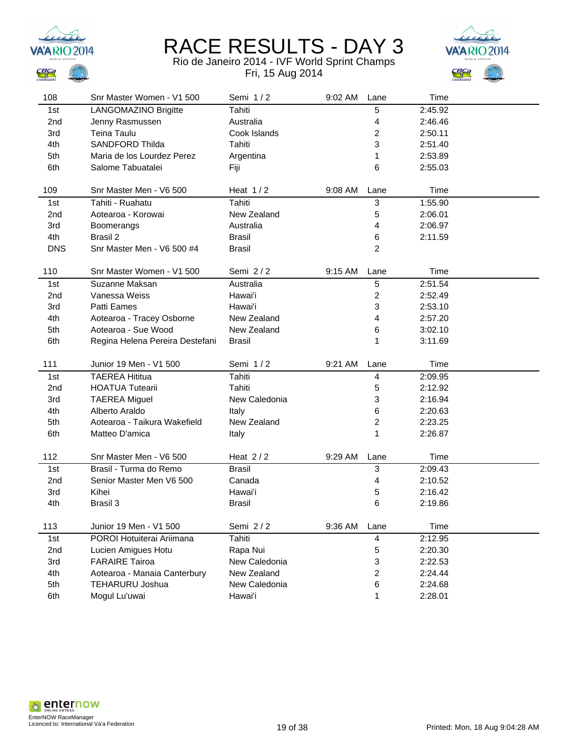# RACE RESULTS - DAY 3

Rio de Janeiro 2014 - IVF World Sprint Champs

Fri, 15 Aug 2014

| 108 | Snr Master Women - V1 500 | Semi 1 / 2 | 9:02 AM | Lane | Time |
|---|---|---|---|---|---|
| 1st | LANGOMAZINO Brigitte | Tahiti | | 5 | 2:45.92 |
| 2nd | Jenny Rasmussen | Australia | | 4 | 2:46.46 |
| 3rd | Teina Taulu | Cook Islands | | 2 | 2:50.11 |
| 4th | SANDFORD Thilda | Tahiti | | 3 | 2:51.40 |
| 5th | Maria de los Lourdez Perez | Argentina | | 1 | 2:53.89 |
| 6th | Salome Tabuatalei | Fiji | | 6 | 2:55.03 |

| 109 | Snr Master Men - V6 500 | Heat 1 / 2 | 9:08 AM | Lane | Time |
|---|---|---|---|---|---|
| 1st | Tahiti - Ruahatu | Tahiti | | 3 | 1:55.90 |
| 2nd | Aotearoa - Korowai | New Zealand | | 5 | 2:06.01 |
| 3rd | Boomerangs | Australia | | 4 | 2:06.97 |
| 4th | Brasil 2 | Brasil | | 6 | 2:11.59 |
| DNS | Snr Master Men - V6 500 #4 | Brasil | | 2 | |

| 110 | Snr Master Women - V1 500 | Semi 2 / 2 | 9:15 AM | Lane | Time |
|---|---|---|---|---|---|
| 1st | Suzanne Maksan | Australia | | 5 | 2:51.54 |
| 2nd | Vanessa Weiss | Hawai'i | | 2 | 2:52.49 |
| 3rd | Patti Eames | Hawai'i | | 3 | 2:53.10 |
| 4th | Aotearoa - Tracey Osborne | New Zealand | | 4 | 2:57.20 |
| 5th | Aotearoa - Sue Wood | New Zealand | | 6 | 3:02.10 |
| 6th | Regina Helena Pereira Destefani | Brasil | | 1 | 3:11.69 |

| 111 | Junior 19 Men - V1 500 | Semi 1 / 2 | 9:21 AM | Lane | Time |
|---|---|---|---|---|---|
| 1st | TAEREA Hititua | Tahiti | | 4 | 2:09.95 |
| 2nd | HOATUA Tutearii | Tahiti | | 5 | 2:12.92 |
| 3rd | TAEREA Miguel | New Caledonia | | 3 | 2:16.94 |
| 4th | Alberto Araldo | Italy | | 6 | 2:20.63 |
| 5th | Aotearoa - Taikura Wakefield | New Zealand | | 2 | 2:23.25 |
| 6th | Matteo D'amica | Italy | | 1 | 2:26.87 |

| 112 | Snr Master Men - V6 500 | Heat 2 / 2 | 9:29 AM | Lane | Time |
|---|---|---|---|---|---|
| 1st | Brasil - Turma do Remo | Brasil | | 3 | 2:09.43 |
| 2nd | Senior Master Men V6 500 | Canada | | 4 | 2:10.52 |
| 3rd | Kihei | Hawai'i | | 5 | 2:16.42 |
| 4th | Brasil 3 | Brasil | | 6 | 2:19.86 |

| 113 | Junior 19 Men - V1 500 | Semi 2 / 2 | 9:36 AM | Lane | Time |
|---|---|---|---|---|---|
| 1st | POROI Hotuiterai Ariimana | Tahiti | | 4 | 2:12.95 |
| 2nd | Lucien Amigues Hotu | Rapa Nui | | 5 | 2:20.30 |
| 3rd | FARAIRE Tairoa | New Caledonia | | 3 | 2:22.53 |
| 4th | Aotearoa - Manaia Canterbury | New Zealand | | 2 | 2:24.44 |
| 5th | TEHARURU Joshua | New Caledonia | | 6 | 2:24.68 |
| 6th | Mogul Lu'uwai | Hawai'i | | 1 | 2:28.01 |

EnterNOW RaceManager
Licenced to: International Va'a Federation

Printed: Mon, 18 Aug 9:04:28 AM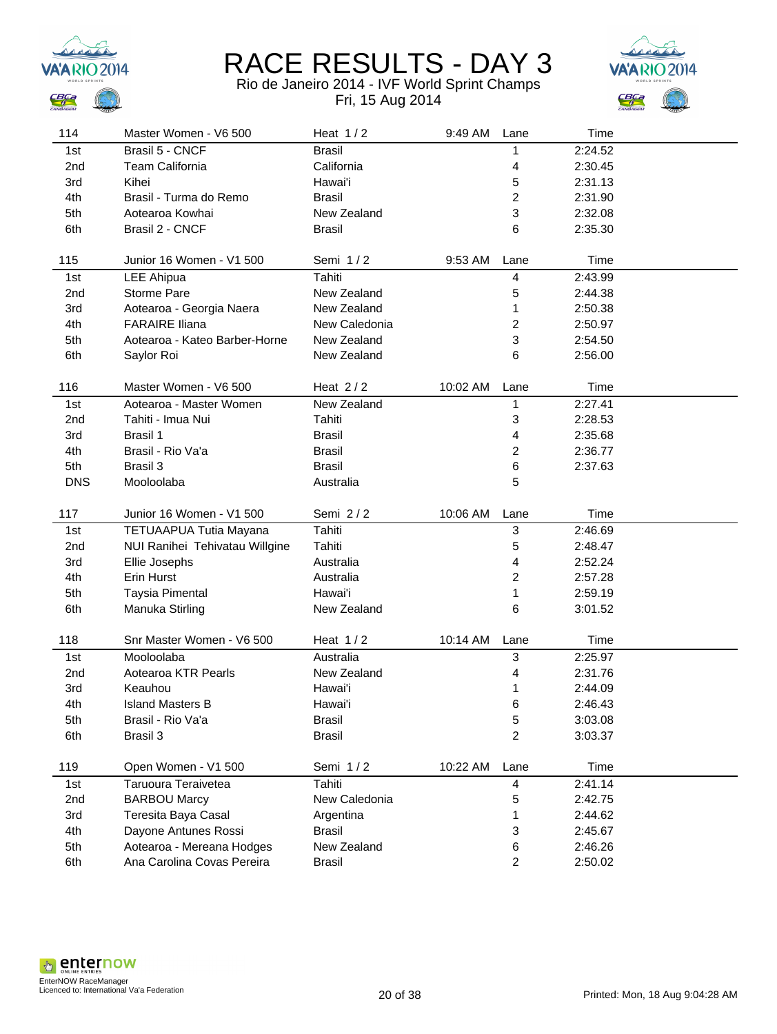# RACE RESULTS - DAY 3

Rio de Janeiro 2014 - IVF World Sprint Champs

Fri, 15 Aug 2014

| 114 | Master Women - V6 500 | Heat 1 / 2 | 9:49 AM | Lane | Time |
|---|---|---|---|---|---|
| 1st | Brasil 5 - CNCF | Brasil | | 1 | 2:24.52 |
| 2nd | Team California | California | | 4 | 2:30.45 |
| 3rd | Kihei | Hawai'i | | 5 | 2:31.13 |
| 4th | Brasil - Turma do Remo | Brasil | | 2 | 2:31.90 |
| 5th | Aotearoa Kowhai | New Zealand | | 3 | 2:32.08 |
| 6th | Brasil 2 - CNCF | Brasil | | 6 | 2:35.30 |

| 115 | Junior 16 Women - V1 500 | Semi 1 / 2 | 9:53 AM | Lane | Time |
|---|---|---|---|---|---|
| 1st | LEE Ahipua | Tahiti | | 4 | 2:43.99 |
| 2nd | Storme Pare | New Zealand | | 5 | 2:44.38 |
| 3rd | Aotearoa - Georgia Naera | New Zealand | | 1 | 2:50.38 |
| 4th | FARAIRE Iliana | New Caledonia | | 2 | 2:50.97 |
| 5th | Aotearoa - Kateo Barber-Horne | New Zealand | | 3 | 2:54.50 |
| 6th | Saylor Roi | New Zealand | | 6 | 2:56.00 |

| 116 | Master Women - V6 500 | Heat 2 / 2 | 10:02 AM | Lane | Time |
|---|---|---|---|---|---|
| 1st | Aotearoa - Master Women | New Zealand | | 1 | 2:27.41 |
| 2nd | Tahiti - Imua Nui | Tahiti | | 3 | 2:28.53 |
| 3rd | Brasil 1 | Brasil | | 4 | 2:35.68 |
| 4th | Brasil - Rio Va'a | Brasil | | 2 | 2:36.77 |
| 5th | Brasil 3 | Brasil | | 6 | 2:37.63 |
| DNS | Mooloolaba | Australia | | 5 | |

| 117 | Junior 16 Women - V1 500 | Semi 2 / 2 | 10:06 AM | Lane | Time |
|---|---|---|---|---|---|
| 1st | TETUAAPUA Tutia Mayana | Tahiti | | 3 | 2:46.69 |
| 2nd | NUI Ranihei Tehivatau Willgine | Tahiti | | 5 | 2:48.47 |
| 3rd | Ellie Josephs | Australia | | 4 | 2:52.24 |
| 4th | Erin Hurst | Australia | | 2 | 2:57.28 |
| 5th | Taysia Pimental | Hawai'i | | 1 | 2:59.19 |
| 6th | Manuka Stirling | New Zealand | | 6 | 3:01.52 |

| 118 | Snr Master Women - V6 500 | Heat 1 / 2 | 10:14 AM | Lane | Time |
|---|---|---|---|---|---|
| 1st | Mooloolaba | Australia | | 3 | 2:25.97 |
| 2nd | Aotearoa KTR Pearls | New Zealand | | 4 | 2:31.76 |
| 3rd | Keauhou | Hawai'i | | 1 | 2:44.09 |
| 4th | Island Masters B | Hawai'i | | 6 | 2:46.43 |
| 5th | Brasil - Rio Va'a | Brasil | | 5 | 3:03.08 |
| 6th | Brasil 3 | Brasil | | 2 | 3:03.37 |

| 119 | Open Women - V1 500 | Semi 1 / 2 | 10:22 AM | Lane | Time |
|---|---|---|---|---|---|
| 1st | Taruoura Teraivetea | Tahiti | | 4 | 2:41.14 |
| 2nd | BARBOU Marcy | New Caledonia | | 5 | 2:42.75 |
| 3rd | Teresita Baya Casal | Argentina | | 1 | 2:44.62 |
| 4th | Dayone Antunes Rossi | Brasil | | 3 | 2:45.67 |
| 5th | Aotearoa - Mereana Hodges | New Zealand | | 6 | 2:46.26 |
| 6th | Ana Carolina Covas Pereira | Brasil | | 2 | 2:50.02 |

EnterNOW RaceManager
Licenced to: International Va'a Federation

Printed: Mon, 18 Aug 9:04:28 AM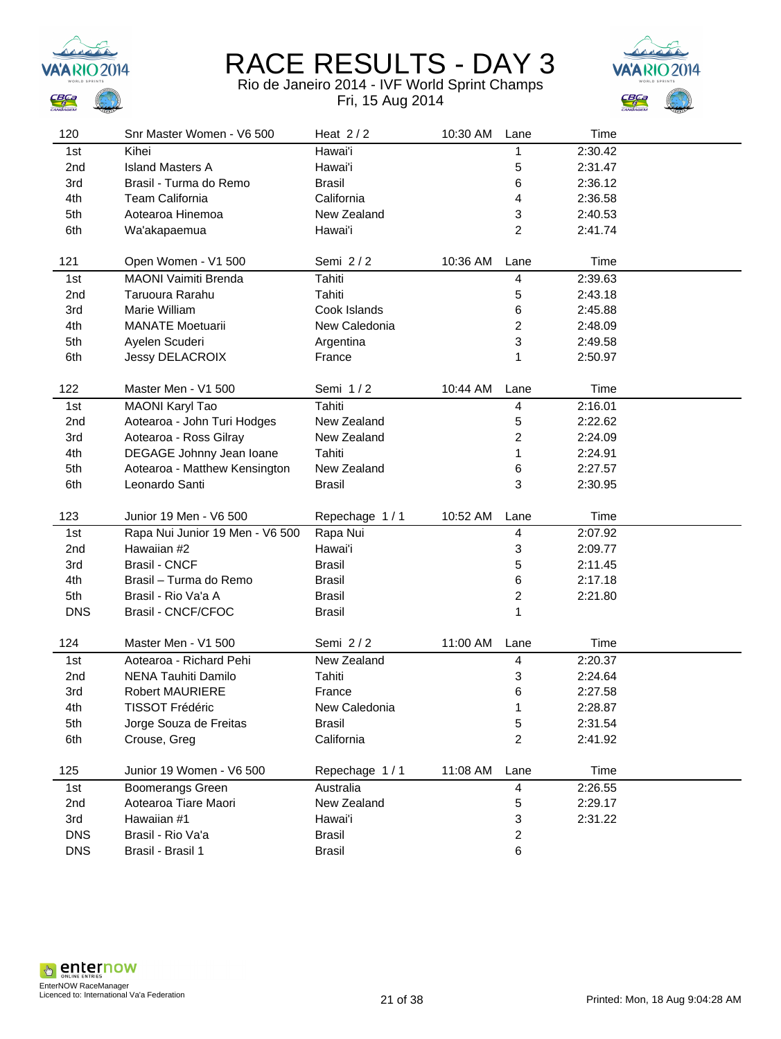# RACE RESULTS - DAY 3

Rio de Janeiro 2014 - IVF World Sprint Champs

Fri, 15 Aug 2014

| 120 | Snr Master Women - V6 500 | Heat 2 / 2 | 10:30 AM | Lane | Time |
|---|---|---|---|---|---|
| 1st | Kihei | Hawai'i | | 1 | 2:30.42 |
| 2nd | Island Masters A | Hawai'i | | 5 | 2:31.47 |
| 3rd | Brasil - Turma do Remo | Brasil | | 6 | 2:36.12 |
| 4th | Team California | California | | 4 | 2:36.58 |
| 5th | Aotearoa Hinemoa | New Zealand | | 3 | 2:40.53 |
| 6th | Wa'akapaemua | Hawai'i | | 2 | 2:41.74 |

| 121 | Open Women - V1 500 | Semi 2 / 2 | 10:36 AM | Lane | Time |
|---|---|---|---|---|---|
| 1st | MAONI Vaimiti Brenda | Tahiti | | 4 | 2:39.63 |
| 2nd | Taruoura Rarahu | Tahiti | | 5 | 2:43.18 |
| 3rd | Marie William | Cook Islands | | 6 | 2:45.88 |
| 4th | MANATE Moetuarii | New Caledonia | | 2 | 2:48.09 |
| 5th | Ayelen Scuderi | Argentina | | 3 | 2:49.58 |
| 6th | Jessy DELACROIX | France | | 1 | 2:50.97 |

| 122 | Master Men - V1 500 | Semi 1 / 2 | 10:44 AM | Lane | Time |
|---|---|---|---|---|---|
| 1st | MAONI Karyl Tao | Tahiti | | 4 | 2:16.01 |
| 2nd | Aotearoa - John Turi Hodges | New Zealand | | 5 | 2:22.62 |
| 3rd | Aotearoa - Ross Gilray | New Zealand | | 2 | 2:24.09 |
| 4th | DEGAGE Johnny Jean Ioane | Tahiti | | 1 | 2:24.91 |
| 5th | Aotearoa - Matthew Kensington | New Zealand | | 6 | 2:27.57 |
| 6th | Leonardo Santi | Brasil | | 3 | 2:30.95 |

| 123 | Junior 19 Men - V6 500 | Repechage 1 / 1 | 10:52 AM | Lane | Time |
|---|---|---|---|---|---|
| 1st | Rapa Nui Junior 19 Men - V6 500 | Rapa Nui | | 4 | 2:07.92 |
| 2nd | Hawaiian #2 | Hawai'i | | 3 | 2:09.77 |
| 3rd | Brasil - CNCF | Brasil | | 5 | 2:11.45 |
| 4th | Brasil – Turma do Remo | Brasil | | 6 | 2:17.18 |
| 5th | Brasil - Rio Va'a A | Brasil | | 2 | 2:21.80 |
| DNS | Brasil - CNCF/CFOC | Brasil | | 1 | |

| 124 | Master Men - V1 500 | Semi 2 / 2 | 11:00 AM | Lane | Time |
|---|---|---|---|---|---|
| 1st | Aotearoa - Richard Pehi | New Zealand | | 4 | 2:20.37 |
| 2nd | NENA Tauhiti Damilo | Tahiti | | 3 | 2:24.64 |
| 3rd | Robert MAURIERE | France | | 6 | 2:27.58 |
| 4th | TISSOT Frédéric | New Caledonia | | 1 | 2:28.87 |
| 5th | Jorge Souza de Freitas | Brasil | | 5 | 2:31.54 |
| 6th | Crouse, Greg | California | | 2 | 2:41.92 |

| 125 | Junior 19 Women - V6 500 | Repechage 1 / 1 | 11:08 AM | Lane | Time |
|---|---|---|---|---|---|
| 1st | Boomerangs Green | Australia | | 4 | 2:26.55 |
| 2nd | Aotearoa Tiare Maori | New Zealand | | 5 | 2:29.17 |
| 3rd | Hawaiian #1 | Hawai'i | | 3 | 2:31.22 |
| DNS | Brasil - Rio Va'a | Brasil | | 2 | |
| DNS | Brasil - Brasil 1 | Brasil | | 6 | |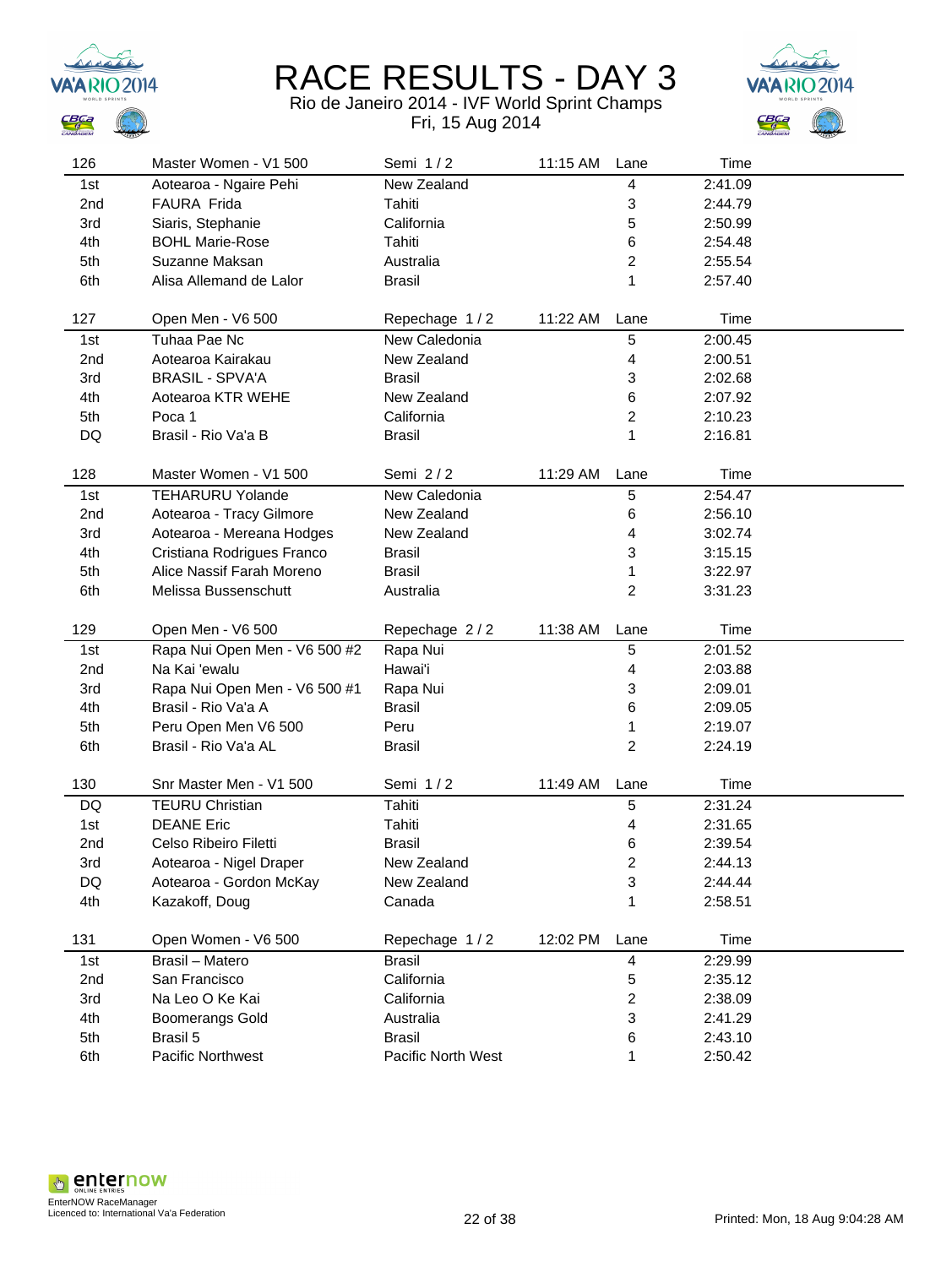# RACE RESULTS - DAY 3

Rio de Janeiro 2014 - IVF World Sprint Champs

Fri, 15 Aug 2014

| 126 | Master Women - V1 500 | Semi 1 / 2 | 11:15 AM | Lane | Time |
|---|---|---|---|---|---|
| 1st | Aotearoa - Ngaire Pehi | New Zealand | | 4 | 2:41.09 |
| 2nd | FAURA Frida | Tahiti | | 3 | 2:44.79 |
| 3rd | Siaris, Stephanie | California | | 5 | 2:50.99 |
| 4th | BOHL Marie-Rose | Tahiti | | 6 | 2:54.48 |
| 5th | Suzanne Maksan | Australia | | 2 | 2:55.54 |
| 6th | Alisa Allemand de Lalor | Brasil | | 1 | 2:57.40 |

| 127 | Open Men - V6 500 | Repechage 1 / 2 | 11:22 AM | Lane | Time |
|---|---|---|---|---|---|
| 1st | Tuhaa Pae Nc | New Caledonia | | 5 | 2:00.45 |
| 2nd | Aotearoa Kairakau | New Zealand | | 4 | 2:00.51 |
| 3rd | BRASIL - SPVA'A | Brasil | | 3 | 2:02.68 |
| 4th | Aotearoa KTR WEHE | New Zealand | | 6 | 2:07.92 |
| 5th | Poca 1 | California | | 2 | 2:10.23 |
| DQ | Brasil - Rio Va'a B | Brasil | | 1 | 2:16.81 |

| 128 | Master Women - V1 500 | Semi 2 / 2 | 11:29 AM | Lane | Time |
|---|---|---|---|---|---|
| 1st | TEHARURU Yolande | New Caledonia | | 5 | 2:54.47 |
| 2nd | Aotearoa - Tracy Gilmore | New Zealand | | 6 | 2:56.10 |
| 3rd | Aotearoa - Mereana Hodges | New Zealand | | 4 | 3:02.74 |
| 4th | Cristiana Rodrigues Franco | Brasil | | 3 | 3:15.15 |
| 5th | Alice Nassif Farah Moreno | Brasil | | 1 | 3:22.97 |
| 6th | Melissa Bussenschutt | Australia | | 2 | 3:31.23 |

| 129 | Open Men - V6 500 | Repechage 2 / 2 | 11:38 AM | Lane | Time |
|---|---|---|---|---|---|
| 1st | Rapa Nui Open Men - V6 500 #2 | Rapa Nui | | 5 | 2:01.52 |
| 2nd | Na Kai 'ewalu | Hawai'i | | 4 | 2:03.88 |
| 3rd | Rapa Nui Open Men - V6 500 #1 | Rapa Nui | | 3 | 2:09.01 |
| 4th | Brasil - Rio Va'a A | Brasil | | 6 | 2:09.05 |
| 5th | Peru Open Men V6 500 | Peru | | 1 | 2:19.07 |
| 6th | Brasil - Rio Va'a AL | Brasil | | 2 | 2:24.19 |

| 130 | Snr Master Men - V1 500 | Semi 1 / 2 | 11:49 AM | Lane | Time |
|---|---|---|---|---|---|
| DQ | TEURU Christian | Tahiti | | 5 | 2:31.24 |
| 1st | DEANE Eric | Tahiti | | 4 | 2:31.65 |
| 2nd | Celso Ribeiro Filetti | Brasil | | 6 | 2:39.54 |
| 3rd | Aotearoa - Nigel Draper | New Zealand | | 2 | 2:44.13 |
| DQ | Aotearoa - Gordon McKay | New Zealand | | 3 | 2:44.44 |
| 4th | Kazakoff, Doug | Canada | | 1 | 2:58.51 |

| 131 | Open Women - V6 500 | Repechage 1 / 2 | 12:02 PM | Lane | Time |
|---|---|---|---|---|---|
| 1st | Brasil – Matero | Brasil | | 4 | 2:29.99 |
| 2nd | San Francisco | California | | 5 | 2:35.12 |
| 3rd | Na Leo O Ke Kai | California | | 2 | 2:38.09 |
| 4th | Boomerangs Gold | Australia | | 3 | 2:41.29 |
| 5th | Brasil 5 | Brasil | | 6 | 2:43.10 |
| 6th | Pacific Northwest | Pacific North West | | 1 | 2:50.42 |

EnterNOW RaceManager
Licenced to: International Va'a Federation

Printed: Mon, 18 Aug 9:04:28 AM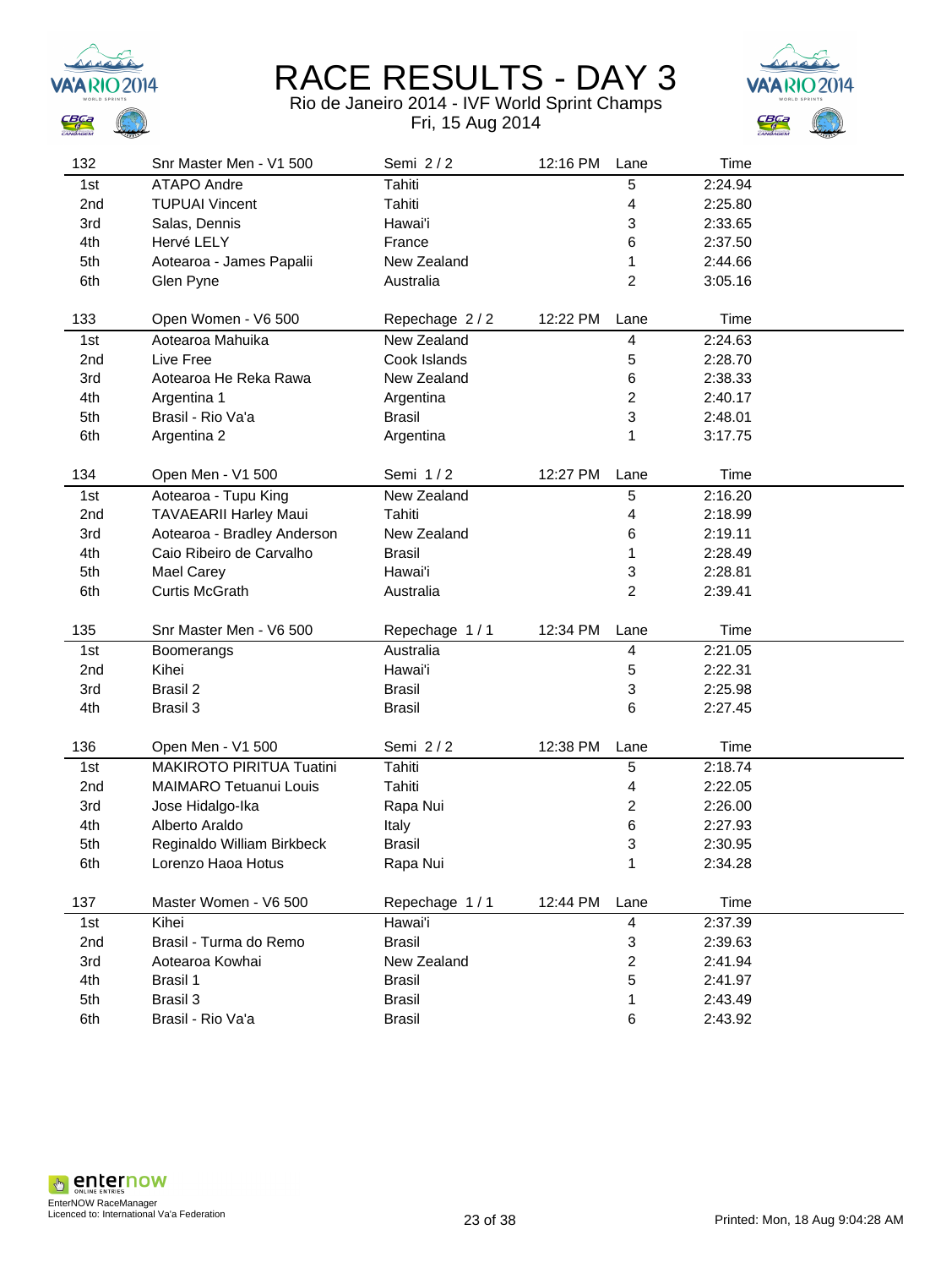# RACE RESULTS - DAY 3

Rio de Janeiro 2014 - IVF World Sprint Champs

Fri, 15 Aug 2014

| 132 | Snr Master Men - V1 500 | Semi 2 / 2 | 12:16 PM | Lane | Time |
|---|---|---|---|---|---|
| 1st | ATAPO Andre | Tahiti | | 5 | 2:24.94 |
| 2nd | TUPUAI Vincent | Tahiti | | 4 | 2:25.80 |
| 3rd | Salas, Dennis | Hawai'i | | 3 | 2:33.65 |
| 4th | Hervé LELY | France | | 6 | 2:37.50 |
| 5th | Aotearoa - James Papalii | New Zealand | | 1 | 2:44.66 |
| 6th | Glen Pyne | Australia | | 2 | 3:05.16 |

| 133 | Open Women - V6 500 | Repechage 2 / 2 | 12:22 PM | Lane | Time |
|---|---|---|---|---|---|
| 1st | Aotearoa Mahuika | New Zealand | | 4 | 2:24.63 |
| 2nd | Live Free | Cook Islands | | 5 | 2:28.70 |
| 3rd | Aotearoa He Reka Rawa | New Zealand | | 6 | 2:38.33 |
| 4th | Argentina 1 | Argentina | | 2 | 2:40.17 |
| 5th | Brasil - Rio Va'a | Brasil | | 3 | 2:48.01 |
| 6th | Argentina 2 | Argentina | | 1 | 3:17.75 |

| 134 | Open Men - V1 500 | Semi 1 / 2 | 12:27 PM | Lane | Time |
|---|---|---|---|---|---|
| 1st | Aotearoa - Tupu King | New Zealand | | 5 | 2:16.20 |
| 2nd | TAVAEARII Harley Maui | Tahiti | | 4 | 2:18.99 |
| 3rd | Aotearoa - Bradley Anderson | New Zealand | | 6 | 2:19.11 |
| 4th | Caio Ribeiro de Carvalho | Brasil | | 1 | 2:28.49 |
| 5th | Mael Carey | Hawai'i | | 3 | 2:28.81 |
| 6th | Curtis McGrath | Australia | | 2 | 2:39.41 |

| 135 | Snr Master Men - V6 500 | Repechage 1 / 1 | 12:34 PM | Lane | Time |
|---|---|---|---|---|---|
| 1st | Boomerangs | Australia | | 4 | 2:21.05 |
| 2nd | Kihei | Hawai'i | | 5 | 2:22.31 |
| 3rd | Brasil 2 | Brasil | | 3 | 2:25.98 |
| 4th | Brasil 3 | Brasil | | 6 | 2:27.45 |

| 136 | Open Men - V1 500 | Semi 2 / 2 | 12:38 PM | Lane | Time |
|---|---|---|---|---|---|
| 1st | MAKIROTO PIRITUA Tuatini | Tahiti | | 5 | 2:18.74 |
| 2nd | MAIMARO Tetuanui Louis | Tahiti | | 4 | 2:22.05 |
| 3rd | Jose Hidalgo-Ika | Rapa Nui | | 2 | 2:26.00 |
| 4th | Alberto Araldo | Italy | | 6 | 2:27.93 |
| 5th | Reginaldo William Birkbeck | Brasil | | 3 | 2:30.95 |
| 6th | Lorenzo Haoa Hotus | Rapa Nui | | 1 | 2:34.28 |

| 137 | Master Women - V6 500 | Repechage 1 / 1 | 12:44 PM | Lane | Time |
|---|---|---|---|---|---|
| 1st | Kihei | Hawai'i | | 4 | 2:37.39 |
| 2nd | Brasil - Turma do Remo | Brasil | | 3 | 2:39.63 |
| 3rd | Aotearoa Kowhai | New Zealand | | 2 | 2:41.94 |
| 4th | Brasil 1 | Brasil | | 5 | 2:41.97 |
| 5th | Brasil 3 | Brasil | | 1 | 2:43.49 |
| 6th | Brasil - Rio Va'a | Brasil | | 6 | 2:43.92 |

EnterNOW RaceManager
Licenced to: International Va'a Federation

Printed: Mon, 18 Aug 9:04:28 AM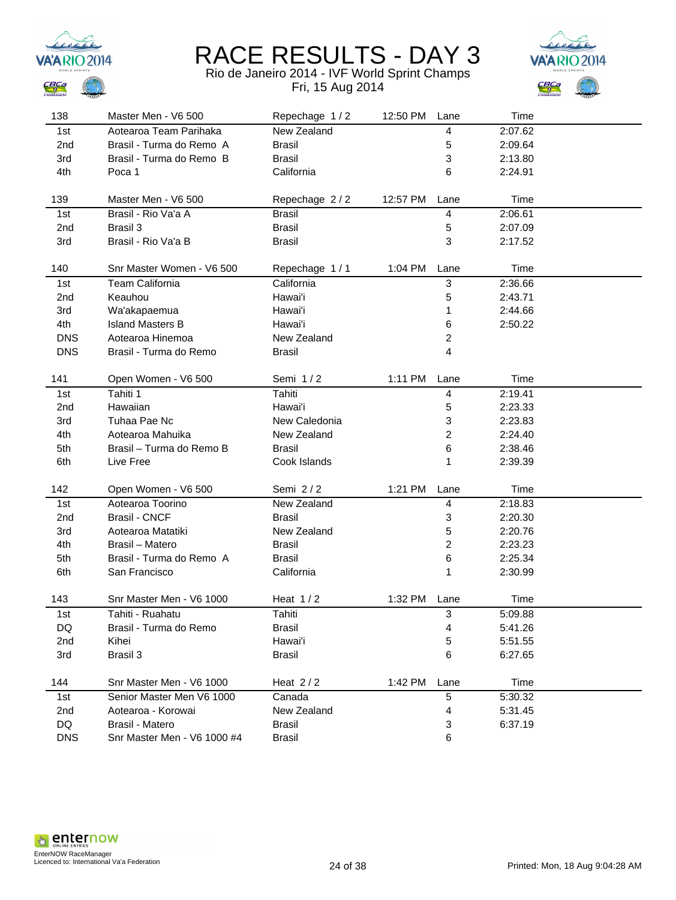# RACE RESULTS - DAY 3

Rio de Janeiro 2014 - IVF World Sprint Champs

Fri, 15 Aug 2014

| 138 | Master Men - V6 500 | Repechage 1 / 2 | 12:50 PM | Lane | Time |
|---|---|---|---|---|---|
| 1st | Aotearoa Team Parihaka | New Zealand | | 4 | 2:07.62 |
| 2nd | Brasil - Turma do Remo A | Brasil | | 5 | 2:09.64 |
| 3rd | Brasil - Turma do Remo B | Brasil | | 3 | 2:13.80 |
| 4th | Poca 1 | California | | 6 | 2:24.91 |

| 139 | Master Men - V6 500 | Repechage 2 / 2 | 12:57 PM | Lane | Time |
|---|---|---|---|---|---|
| 1st | Brasil - Rio Va'a A | Brasil | | 4 | 2:06.61 |
| 2nd | Brasil 3 | Brasil | | 5 | 2:07.09 |
| 3rd | Brasil - Rio Va'a B | Brasil | | 3 | 2:17.52 |

| 140 | Snr Master Women - V6 500 | Repechage 1 / 1 | 1:04 PM | Lane | Time |
|---|---|---|---|---|---|
| 1st | Team California | California | | 3 | 2:36.66 |
| 2nd | Keauhou | Hawai'i | | 5 | 2:43.71 |
| 3rd | Wa'akapaemua | Hawai'i | | 1 | 2:44.66 |
| 4th | Island Masters B | Hawai'i | | 6 | 2:50.22 |
| DNS | Aotearoa Hinemoa | New Zealand | | 2 | |
| DNS | Brasil - Turma do Remo | Brasil | | 4 | |

| 141 | Open Women - V6 500 | Semi 1 / 2 | 1:11 PM | Lane | Time |
|---|---|---|---|---|---|
| 1st | Tahiti 1 | Tahiti | | 4 | 2:19.41 |
| 2nd | Hawaiian | Hawai'i | | 5 | 2:23.33 |
| 3rd | Tuhaa Pae Nc | New Caledonia | | 3 | 2:23.83 |
| 4th | Aotearoa Mahuika | New Zealand | | 2 | 2:24.40 |
| 5th | Brasil – Turma do Remo B | Brasil | | 6 | 2:38.46 |
| 6th | Live Free | Cook Islands | | 1 | 2:39.39 |

| 142 | Open Women - V6 500 | Semi 2 / 2 | 1:21 PM | Lane | Time |
|---|---|---|---|---|---|
| 1st | Aotearoa Toorino | New Zealand | | 4 | 2:18.83 |
| 2nd | Brasil - CNCF | Brasil | | 3 | 2:20.30 |
| 3rd | Aotearoa Matatiki | New Zealand | | 5 | 2:20.76 |
| 4th | Brasil – Matero | Brasil | | 2 | 2:23.23 |
| 5th | Brasil - Turma do Remo A | Brasil | | 6 | 2:25.34 |
| 6th | San Francisco | California | | 1 | 2:30.99 |

| 143 | Snr Master Men - V6 1000 | Heat 1 / 2 | 1:32 PM | Lane | Time |
|---|---|---|---|---|---|
| 1st | Tahiti - Ruahatu | Tahiti | | 3 | 5:09.88 |
| DQ | Brasil - Turma do Remo | Brasil | | 4 | 5:41.26 |
| 2nd | Kihei | Hawai'i | | 5 | 5:51.55 |
| 3rd | Brasil 3 | Brasil | | 6 | 6:27.65 |

| 144 | Snr Master Men - V6 1000 | Heat 2 / 2 | 1:42 PM | Lane | Time |
|---|---|---|---|---|---|
| 1st | Senior Master Men V6 1000 | Canada | | 5 | 5:30.32 |
| 2nd | Aotearoa - Korowai | New Zealand | | 4 | 5:31.45 |
| DQ | Brasil - Matero | Brasil | | 3 | 6:37.19 |
| DNS | Snr Master Men - V6 1000 #4 | Brasil | | 6 | |

EnterNOW RaceManager
Licenced to: International Va'a Federation

Printed: Mon, 18 Aug 9:04:28 AM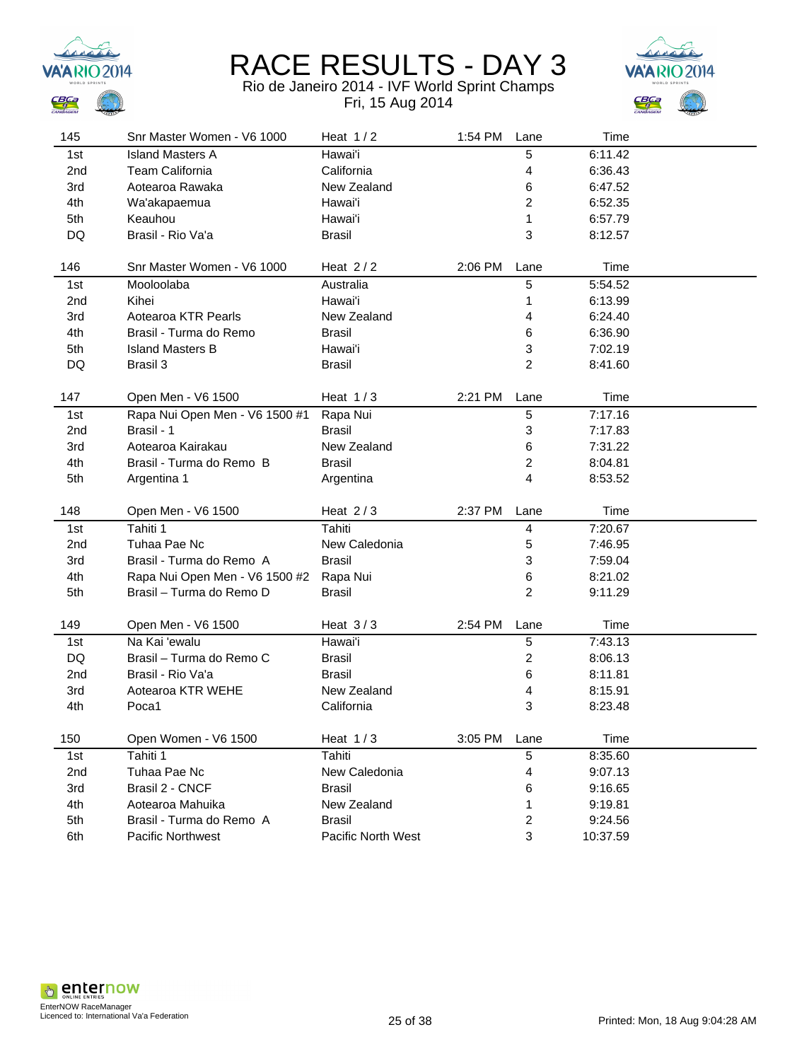# RACE RESULTS - DAY 3

Rio de Janeiro 2014 - IVF World Sprint Champs

Fri, 15 Aug 2014

| 145 | Snr Master Women - V6 1000 | Heat 1 / 2 | 1:54 PM | Lane | Time |
|---|---|---|---|---|---|
| 1st | Island Masters A | Hawai'i | | 5 | 6:11.42 |
| 2nd | Team California | California | | 4 | 6:36.43 |
| 3rd | Aotearoa Rawaka | New Zealand | | 6 | 6:47.52 |
| 4th | Wa'akapaemua | Hawai'i | | 2 | 6:52.35 |
| 5th | Keauhou | Hawai'i | | 1 | 6:57.79 |
| DQ | Brasil - Rio Va'a | Brasil | | 3 | 8:12.57 |

| 146 | Snr Master Women - V6 1000 | Heat 2 / 2 | 2:06 PM | Lane | Time |
|---|---|---|---|---|---|
| 1st | Mooloolaba | Australia | | 5 | 5:54.52 |
| 2nd | Kihei | Hawai'i | | 1 | 6:13.99 |
| 3rd | Aotearoa KTR Pearls | New Zealand | | 4 | 6:24.40 |
| 4th | Brasil - Turma do Remo | Brasil | | 6 | 6:36.90 |
| 5th | Island Masters B | Hawai'i | | 3 | 7:02.19 |
| DQ | Brasil 3 | Brasil | | 2 | 8:41.60 |

| 147 | Open Men - V6 1500 | Heat 1 / 3 | 2:21 PM | Lane | Time |
|---|---|---|---|---|---|
| 1st | Rapa Nui Open Men - V6 1500 #1 | Rapa Nui | | 5 | 7:17.16 |
| 2nd | Brasil - 1 | Brasil | | 3 | 7:17.83 |
| 3rd | Aotearoa Kairakau | New Zealand | | 6 | 7:31.22 |
| 4th | Brasil - Turma do Remo B | Brasil | | 2 | 8:04.81 |
| 5th | Argentina 1 | Argentina | | 4 | 8:53.52 |

| 148 | Open Men - V6 1500 | Heat 2 / 3 | 2:37 PM | Lane | Time |
|---|---|---|---|---|---|
| 1st | Tahiti 1 | Tahiti | | 4 | 7:20.67 |
| 2nd | Tuhaa Pae Nc | New Caledonia | | 5 | 7:46.95 |
| 3rd | Brasil - Turma do Remo A | Brasil | | 3 | 7:59.04 |
| 4th | Rapa Nui Open Men - V6 1500 #2 | Rapa Nui | | 6 | 8:21.02 |
| 5th | Brasil – Turma do Remo D | Brasil | | 2 | 9:11.29 |

| 149 | Open Men - V6 1500 | Heat 3 / 3 | 2:54 PM | Lane | Time |
|---|---|---|---|---|---|
| 1st | Na Kai 'ewalu | Hawai'i | | 5 | 7:43.13 |
| DQ | Brasil – Turma do Remo C | Brasil | | 2 | 8:06.13 |
| 2nd | Brasil - Rio Va'a | Brasil | | 6 | 8:11.81 |
| 3rd | Aotearoa KTR WEHE | New Zealand | | 4 | 8:15.91 |
| 4th | Poca1 | California | | 3 | 8:23.48 |

| 150 | Open Women - V6 1500 | Heat 1 / 3 | 3:05 PM | Lane | Time |
|---|---|---|---|---|---|
| 1st | Tahiti 1 | Tahiti | | 5 | 8:35.60 |
| 2nd | Tuhaa Pae Nc | New Caledonia | | 4 | 9:07.13 |
| 3rd | Brasil 2 - CNCF | Brasil | | 6 | 9:16.65 |
| 4th | Aotearoa Mahuika | New Zealand | | 1 | 9:19.81 |
| 5th | Brasil - Turma do Remo A | Brasil | | 2 | 9:24.56 |
| 6th | Pacific Northwest | Pacific North West | | 3 | 10:37.59 |

EnterNOW RaceManager
Licenced to: International Va'a Federation

Printed: Mon, 18 Aug 9:04:28 AM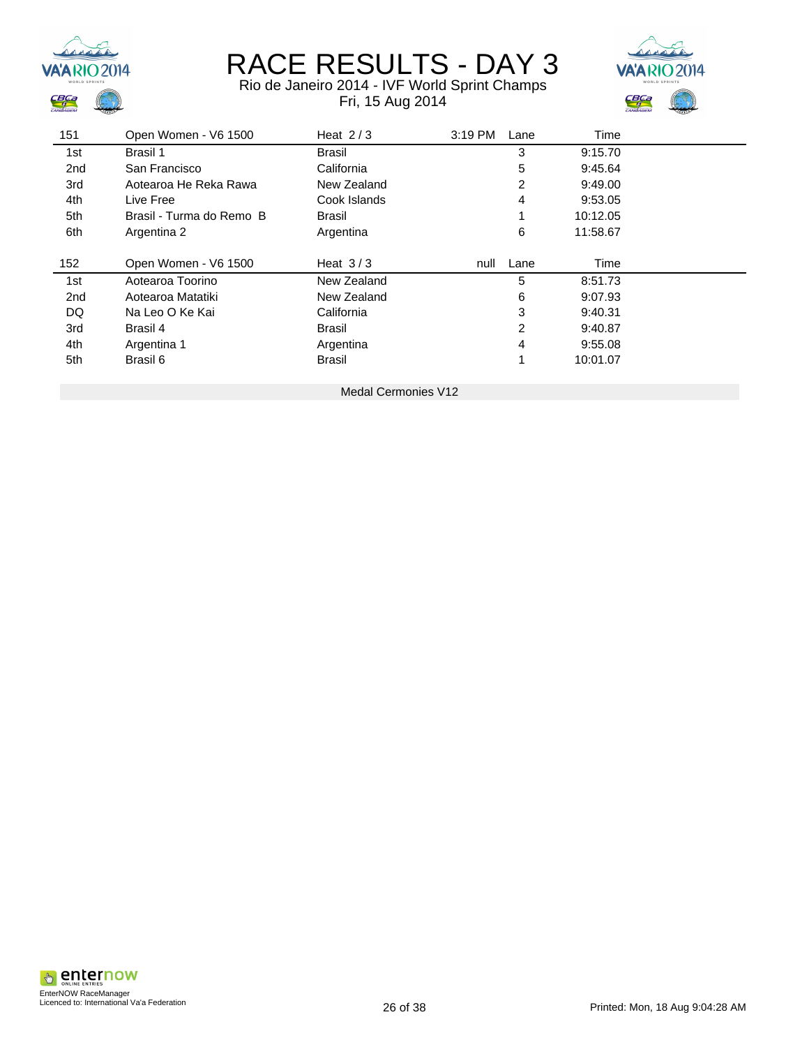# RACE RESULTS - DAY 3

Rio de Janeiro 2014 - IVF World Sprint Champs

Fri, 15 Aug 2014

| 151 | Open Women - V6 1500 | Heat 2 / 3 | 3:19 PM | Lane | Time |
|---|---|---|---|---|---|
| 1st | Brasil 1 | Brasil | | 3 | 9:15.70 |
| 2nd | San Francisco | California | | 5 | 9:45.64 |
| 3rd | Aotearoa He Reka Rawa | New Zealand | | 2 | 9:49.00 |
| 4th | Live Free | Cook Islands | | 4 | 9:53.05 |
| 5th | Brasil - Turma do Remo B | Brasil | | 1 | 10:12.05 |
| 6th | Argentina 2 | Argentina | | 6 | 11:58.67 |

| 152 | Open Women - V6 1500 | Heat 3 / 3 | null | Lane | Time |
|---|---|---|---|---|---|
| 1st | Aotearoa Toorino | New Zealand | | 5 | 8:51.73 |
| 2nd | Aotearoa Matatiki | New Zealand | | 6 | 9:07.93 |
| DQ | Na Leo O Ke Kai | California | | 3 | 9:40.31 |
| 3rd | Brasil 4 | Brasil | | 2 | 9:40.87 |
| 4th | Argentina 1 | Argentina | | 4 | 9:55.08 |
| 5th | Brasil 6 | Brasil | | 1 | 10:01.07 |

Medal Cermonies V12

EnterNOW RaceManager
Licenced to: International Va'a Federation

Printed: Mon, 18 Aug 9:04:28 AM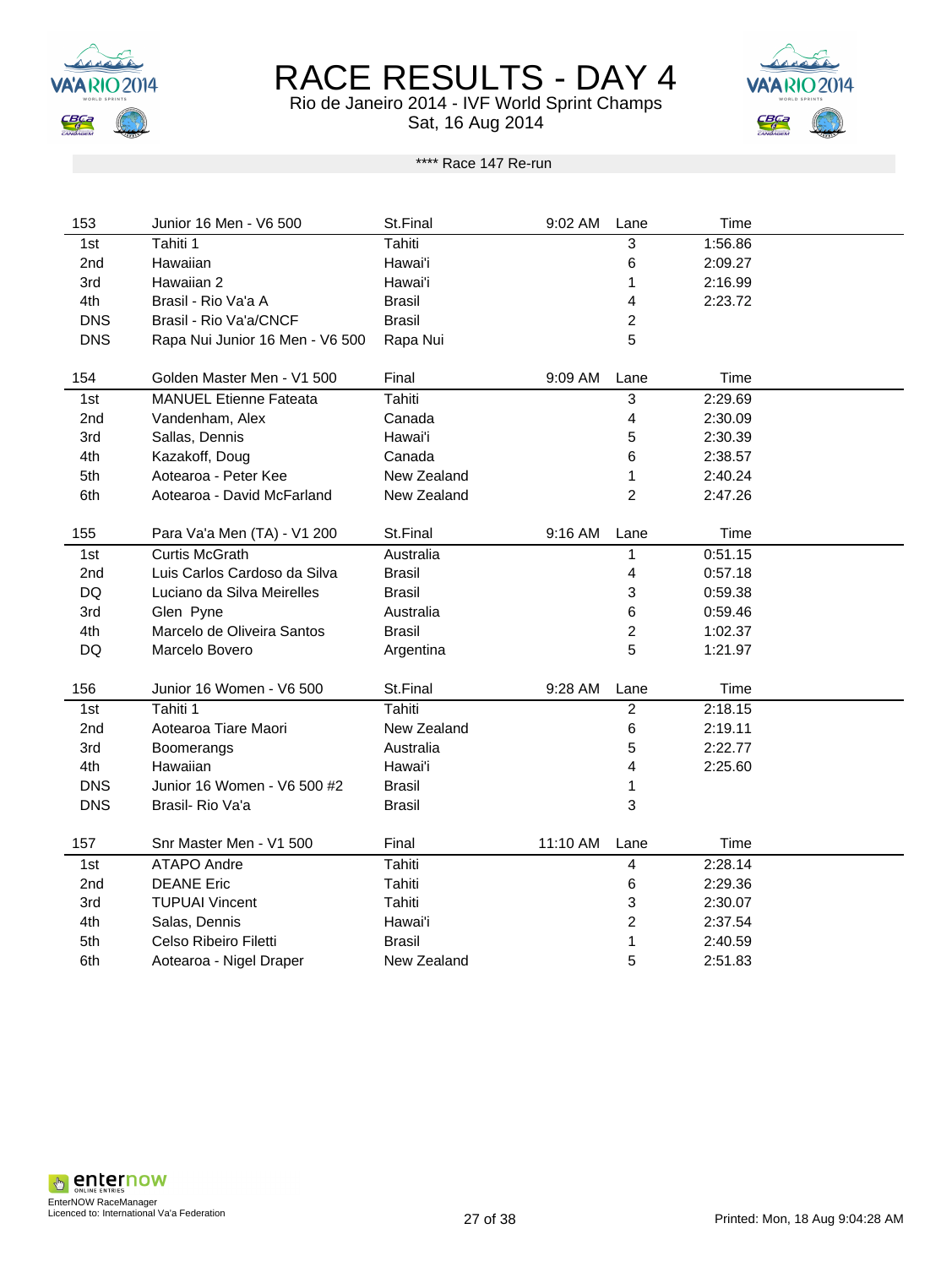# RACE RESULTS - DAY 4

Rio de Janeiro 2014 - IVF World Sprint Champs

Sat, 16 Aug 2014

**** Race 147 Re-run

| 153 | Junior 16 Men - V6 500 | St.Final | 9:02 AM | Lane | Time |
|---|---|---|---|---|---|
| 1st | Tahiti 1 | Tahiti | | 3 | 1:56.86 |
| 2nd | Hawaiian | Hawai'i | | 6 | 2:09.27 |
| 3rd | Hawaiian 2 | Hawai'i | | 1 | 2:16.99 |
| 4th | Brasil - Rio Va'a A | Brasil | | 4 | 2:23.72 |
| DNS | Brasil - Rio Va'a/CNCF | Brasil | | 2 | |
| DNS | Rapa Nui Junior 16 Men - V6 500 | Rapa Nui | | 5 | |

| 154 | Golden Master Men - V1 500 | Final | 9:09 AM | Lane | Time |
|---|---|---|---|---|---|
| 1st | MANUEL Etienne Fateata | Tahiti | | 3 | 2:29.69 |
| 2nd | Vandenham, Alex | Canada | | 4 | 2:30.09 |
| 3rd | Sallas, Dennis | Hawai'i | | 5 | 2:30.39 |
| 4th | Kazakoff, Doug | Canada | | 6 | 2:38.57 |
| 5th | Aotearoa - Peter Kee | New Zealand | | 1 | 2:40.24 |
| 6th | Aotearoa - David McFarland | New Zealand | | 2 | 2:47.26 |

| 155 | Para Va'a Men (TA) - V1 200 | St.Final | 9:16 AM | Lane | Time |
|---|---|---|---|---|---|
| 1st | Curtis McGrath | Australia | | 1 | 0:51.15 |
| 2nd | Luis Carlos Cardoso da Silva | Brasil | | 4 | 0:57.18 |
| DQ | Luciano da Silva Meirelles | Brasil | | 3 | 0:59.38 |
| 3rd | Glen Pyne | Australia | | 6 | 0:59.46 |
| 4th | Marcelo de Oliveira Santos | Brasil | | 2 | 1:02.37 |
| DQ | Marcelo Bovero | Argentina | | 5 | 1:21.97 |

| 156 | Junior 16 Women - V6 500 | St.Final | 9:28 AM | Lane | Time |
|---|---|---|---|---|---|
| 1st | Tahiti 1 | Tahiti | | 2 | 2:18.15 |
| 2nd | Aotearoa Tiare Maori | New Zealand | | 6 | 2:19.11 |
| 3rd | Boomerangs | Australia | | 5 | 2:22.77 |
| 4th | Hawaiian | Hawai'i | | 4 | 2:25.60 |
| DNS | Junior 16 Women - V6 500 #2 | Brasil | | 1 | |
| DNS | Brasil- Rio Va'a | Brasil | | 3 | |

| 157 | Snr Master Men - V1 500 | Final | 11:10 AM | Lane | Time |
|---|---|---|---|---|---|
| 1st | ATAPO Andre | Tahiti | | 4 | 2:28.14 |
| 2nd | DEANE Eric | Tahiti | | 6 | 2:29.36 |
| 3rd | TUPUAI Vincent | Tahiti | | 3 | 2:30.07 |
| 4th | Salas, Dennis | Hawai'i | | 2 | 2:37.54 |
| 5th | Celso Ribeiro Filetti | Brasil | | 1 | 2:40.59 |
| 6th | Aotearoa - Nigel Draper | New Zealand | | 5 | 2:51.83 |

EnterNOW RaceManager
Licenced to: International Va'a Federation

Printed: Mon, 18 Aug 9:04:28 AM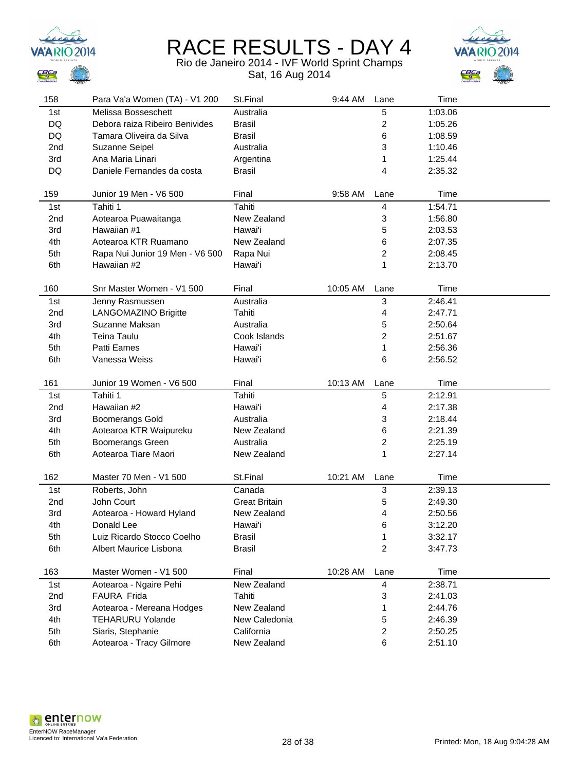# RACE RESULTS - DAY 4

Rio de Janeiro 2014 - IVF World Sprint Champs

Sat, 16 Aug 2014

| 158 | Para Va'a Women (TA) - V1 200 | St.Final | 9:44 AM | Lane | Time |
|---|---|---|---|---|---|
| 1st | Melissa Bosseschett | Australia | | 5 | 1:03.06 |
| DQ | Debora raiza Ribeiro Benivides | Brasil | | 2 | 1:05.26 |
| DQ | Tamara Oliveira da Silva | Brasil | | 6 | 1:08.59 |
| 2nd | Suzanne Seipel | Australia | | 3 | 1:10.46 |
| 3rd | Ana Maria Linari | Argentina | | 1 | 1:25.44 |
| DQ | Daniele Fernandes da costa | Brasil | | 4 | 2:35.32 |

| 159 | Junior 19 Men - V6 500 | Final | 9:58 AM | Lane | Time |
|---|---|---|---|---|---|
| 1st | Tahiti 1 | Tahiti | | 4 | 1:54.71 |
| 2nd | Aotearoa Puawaitanga | New Zealand | | 3 | 1:56.80 |
| 3rd | Hawaiian #1 | Hawai'i | | 5 | 2:03.53 |
| 4th | Aotearoa KTR Ruamano | New Zealand | | 6 | 2:07.35 |
| 5th | Rapa Nui Junior 19 Men - V6 500 | Rapa Nui | | 2 | 2:08.45 |
| 6th | Hawaiian #2 | Hawai'i | | 1 | 2:13.70 |

| 160 | Snr Master Women - V1 500 | Final | 10:05 AM | Lane | Time |
|---|---|---|---|---|---|
| 1st | Jenny Rasmussen | Australia | | 3 | 2:46.41 |
| 2nd | LANGOMAZINO Brigitte | Tahiti | | 4 | 2:47.71 |
| 3rd | Suzanne Maksan | Australia | | 5 | 2:50.64 |
| 4th | Teina Taulu | Cook Islands | | 2 | 2:51.67 |
| 5th | Patti Eames | Hawai'i | | 1 | 2:56.36 |
| 6th | Vanessa Weiss | Hawai'i | | 6 | 2:56.52 |

| 161 | Junior 19 Women - V6 500 | Final | 10:13 AM | Lane | Time |
|---|---|---|---|---|---|
| 1st | Tahiti 1 | Tahiti | | 5 | 2:12.91 |
| 2nd | Hawaiian #2 | Hawai'i | | 4 | 2:17.38 |
| 3rd | Boomerangs Gold | Australia | | 3 | 2:18.44 |
| 4th | Aotearoa KTR Waipureku | New Zealand | | 6 | 2:21.39 |
| 5th | Boomerangs Green | Australia | | 2 | 2:25.19 |
| 6th | Aotearoa Tiare Maori | New Zealand | | 1 | 2:27.14 |

| 162 | Master 70 Men - V1 500 | St.Final | 10:21 AM | Lane | Time |
|---|---|---|---|---|---|
| 1st | Roberts, John | Canada | | 3 | 2:39.13 |
| 2nd | John Court | Great Britain | | 5 | 2:49.30 |
| 3rd | Aotearoa - Howard Hyland | New Zealand | | 4 | 2:50.56 |
| 4th | Donald Lee | Hawai'i | | 6 | 3:12.20 |
| 5th | Luiz Ricardo Stocco Coelho | Brasil | | 1 | 3:32.17 |
| 6th | Albert Maurice Lisbona | Brasil | | 2 | 3:47.73 |

| 163 | Master Women - V1 500 | Final | 10:28 AM | Lane | Time |
|---|---|---|---|---|---|
| 1st | Aotearoa - Ngaire Pehi | New Zealand | | 4 | 2:38.71 |
| 2nd | FAURA Frida | Tahiti | | 3 | 2:41.03 |
| 3rd | Aotearoa - Mereana Hodges | New Zealand | | 1 | 2:44.76 |
| 4th | TEHARURU Yolande | New Caledonia | | 5 | 2:46.39 |
| 5th | Siaris, Stephanie | California | | 2 | 2:50.25 |
| 6th | Aotearoa - Tracy Gilmore | New Zealand | | 6 | 2:51.10 |

EnterNOW RaceManager
Licenced to: International Va'a Federation

Printed: Mon, 18 Aug 9:04:28 AM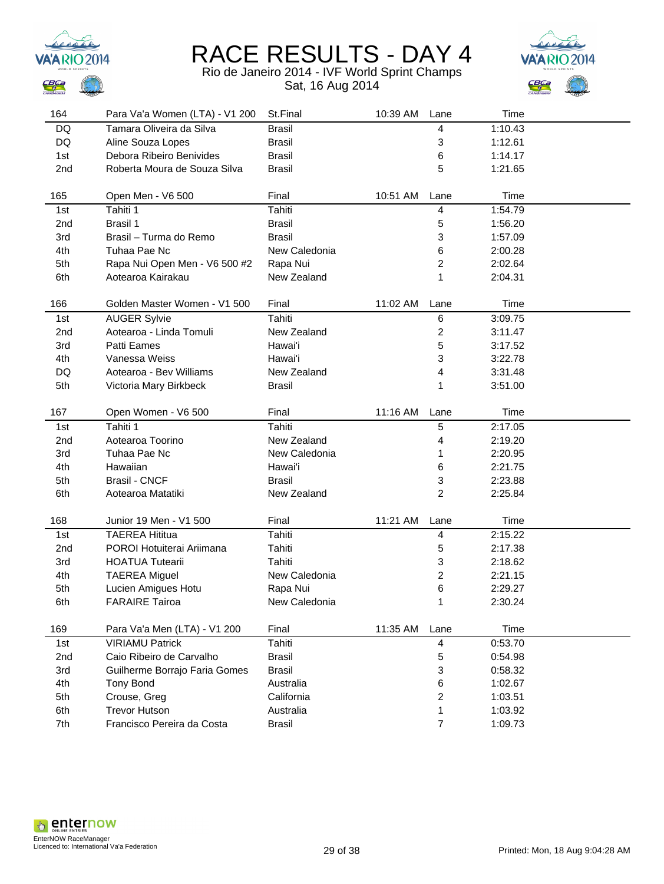# RACE RESULTS - DAY 4

Rio de Janeiro 2014 - IVF World Sprint Champs

Sat, 16 Aug 2014

| 164 | Para Va'a Women (LTA) - V1 200 | St.Final | 10:39 AM | Lane | Time |
|---|---|---|---|---|---|
| DQ | Tamara Oliveira da Silva | Brasil | | 4 | 1:10.43 |
| DQ | Aline Souza Lopes | Brasil | | 3 | 1:12.61 |
| 1st | Debora Ribeiro Benivides | Brasil | | 6 | 1:14.17 |
| 2nd | Roberta Moura de Souza Silva | Brasil | | 5 | 1:21.65 |

| 165 | Open Men - V6 500 | Final | 10:51 AM | Lane | Time |
|---|---|---|---|---|---|
| 1st | Tahiti 1 | Tahiti | | 4 | 1:54.79 |
| 2nd | Brasil 1 | Brasil | | 5 | 1:56.20 |
| 3rd | Brasil – Turma do Remo | Brasil | | 3 | 1:57.09 |
| 4th | Tuhaa Pae Nc | New Caledonia | | 6 | 2:00.28 |
| 5th | Rapa Nui Open Men - V6 500 #2 | Rapa Nui | | 2 | 2:02.64 |
| 6th | Aotearoa Kairakau | New Zealand | | 1 | 2:04.31 |

| 166 | Golden Master Women - V1 500 | Final | 11:02 AM | Lane | Time |
|---|---|---|---|---|---|
| 1st | AUGER Sylvie | Tahiti | | 6 | 3:09.75 |
| 2nd | Aotearoa - Linda Tomuli | New Zealand | | 2 | 3:11.47 |
| 3rd | Patti Eames | Hawai'i | | 5 | 3:17.52 |
| 4th | Vanessa Weiss | Hawai'i | | 3 | 3:22.78 |
| DQ | Aotearoa - Bev Williams | New Zealand | | 4 | 3:31.48 |
| 5th | Victoria Mary Birkbeck | Brasil | | 1 | 3:51.00 |

| 167 | Open Women - V6 500 | Final | 11:16 AM | Lane | Time |
|---|---|---|---|---|---|
| 1st | Tahiti 1 | Tahiti | | 5 | 2:17.05 |
| 2nd | Aotearoa Toorino | New Zealand | | 4 | 2:19.20 |
| 3rd | Tuhaa Pae Nc | New Caledonia | | 1 | 2:20.95 |
| 4th | Hawaiian | Hawai'i | | 6 | 2:21.75 |
| 5th | Brasil - CNCF | Brasil | | 3 | 2:23.88 |
| 6th | Aotearoa Matatiki | New Zealand | | 2 | 2:25.84 |

| 168 | Junior 19 Men - V1 500 | Final | 11:21 AM | Lane | Time |
|---|---|---|---|---|---|
| 1st | TAEREA Hititua | Tahiti | | 4 | 2:15.22 |
| 2nd | POROI Hotuiterai Ariimana | Tahiti | | 5 | 2:17.38 |
| 3rd | HOATUA Tutearii | Tahiti | | 3 | 2:18.62 |
| 4th | TAEREA Miguel | New Caledonia | | 2 | 2:21.15 |
| 5th | Lucien Amigues Hotu | Rapa Nui | | 6 | 2:29.27 |
| 6th | FARAIRE Tairoa | New Caledonia | | 1 | 2:30.24 |

| 169 | Para Va'a Men (LTA) - V1 200 | Final | 11:35 AM | Lane | Time |
|---|---|---|---|---|---|
| 1st | VIRIAMU Patrick | Tahiti | | 4 | 0:53.70 |
| 2nd | Caio Ribeiro de Carvalho | Brasil | | 5 | 0:54.98 |
| 3rd | Guilherme Borrajo Faria Gomes | Brasil | | 3 | 0:58.32 |
| 4th | Tony Bond | Australia | | 6 | 1:02.67 |
| 5th | Crouse, Greg | California | | 2 | 1:03.51 |
| 6th | Trevor Hutson | Australia | | 1 | 1:03.92 |
| 7th | Francisco Pereira da Costa | Brasil | | 7 | 1:09.73 |

EnterNOW RaceManager
Licenced to: International Va'a Federation

Printed: Mon, 18 Aug 9:04:28 AM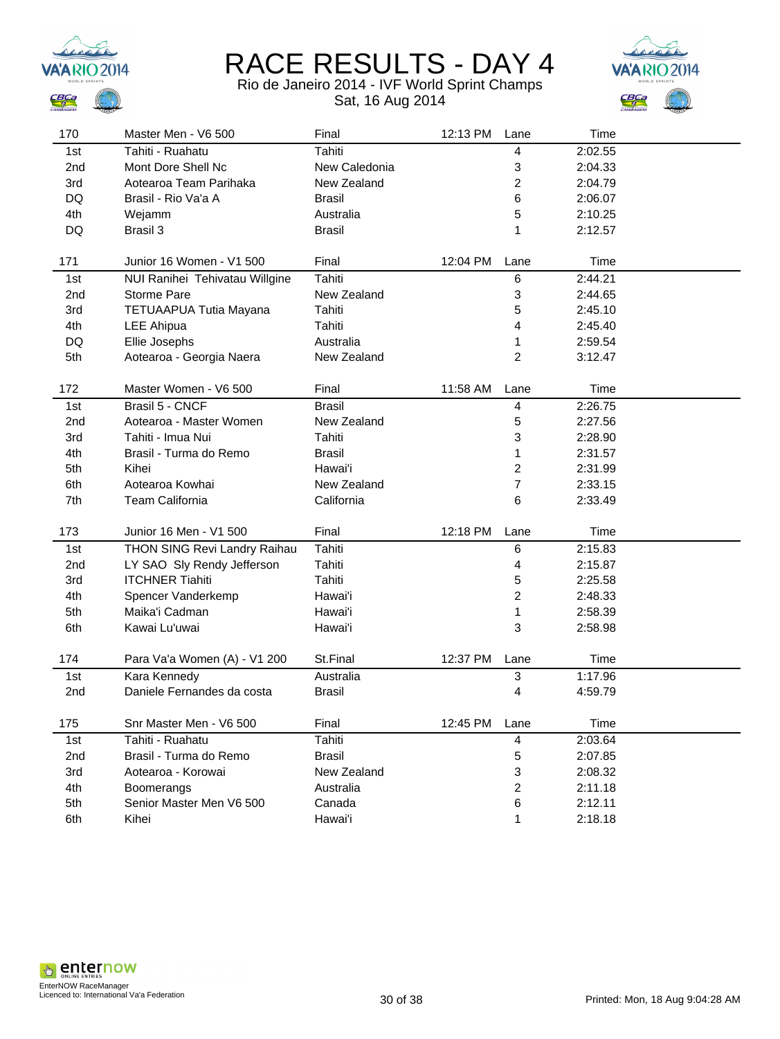# RACE RESULTS - DAY 4

Rio de Janeiro 2014 - IVF World Sprint Champs

Sat, 16 Aug 2014

| 170 | Master Men - V6 500 | Final | 12:13 PM | Lane | Time |
|---|---|---|---|---|---|
| 1st | Tahiti - Ruahatu | Tahiti | | 4 | 2:02.55 |
| 2nd | Mont Dore Shell Nc | New Caledonia | | 3 | 2:04.33 |
| 3rd | Aotearoa Team Parihaka | New Zealand | | 2 | 2:04.79 |
| DQ | Brasil - Rio Va'a A | Brasil | | 6 | 2:06.07 |
| 4th | Wejamm | Australia | | 5 | 2:10.25 |
| DQ | Brasil 3 | Brasil | | 1 | 2:12.57 |

| 171 | Junior 16 Women - V1 500 | Final | 12:04 PM | Lane | Time |
|---|---|---|---|---|---|
| 1st | NUI Ranihei Tehivatau Willgine | Tahiti | | 6 | 2:44.21 |
| 2nd | Storme Pare | New Zealand | | 3 | 2:44.65 |
| 3rd | TETUAAPUA Tutia Mayana | Tahiti | | 5 | 2:45.10 |
| 4th | LEE Ahipua | Tahiti | | 4 | 2:45.40 |
| DQ | Ellie Josephs | Australia | | 1 | 2:59.54 |
| 5th | Aotearoa - Georgia Naera | New Zealand | | 2 | 3:12.47 |

| 172 | Master Women - V6 500 | Final | 11:58 AM | Lane | Time |
|---|---|---|---|---|---|
| 1st | Brasil 5 - CNCF | Brasil | | 4 | 2:26.75 |
| 2nd | Aotearoa - Master Women | New Zealand | | 5 | 2:27.56 |
| 3rd | Tahiti - Imua Nui | Tahiti | | 3 | 2:28.90 |
| 4th | Brasil - Turma do Remo | Brasil | | 1 | 2:31.57 |
| 5th | Kihei | Hawai'i | | 2 | 2:31.99 |
| 6th | Aotearoa Kowhai | New Zealand | | 7 | 2:33.15 |
| 7th | Team California | California | | 6 | 2:33.49 |

| 173 | Junior 16 Men - V1 500 | Final | 12:18 PM | Lane | Time |
|---|---|---|---|---|---|
| 1st | THON SING Revi Landry Raihau | Tahiti | | 6 | 2:15.83 |
| 2nd | LY SAO Sly Rendy Jefferson | Tahiti | | 4 | 2:15.87 |
| 3rd | ITCHNER Tiahiti | Tahiti | | 5 | 2:25.58 |
| 4th | Spencer Vanderkemp | Hawai'i | | 2 | 2:48.33 |
| 5th | Maika'i Cadman | Hawai'i | | 1 | 2:58.39 |
| 6th | Kawai Lu'uwai | Hawai'i | | 3 | 2:58.98 |

| 174 | Para Va'a Women (A) - V1 200 | St.Final | 12:37 PM | Lane | Time |
|---|---|---|---|---|---|
| 1st | Kara Kennedy | Australia | | 3 | 1:17.96 |
| 2nd | Daniele Fernandes da costa | Brasil | | 4 | 4:59.79 |

| 175 | Snr Master Men - V6 500 | Final | 12:45 PM | Lane | Time |
|---|---|---|---|---|---|
| 1st | Tahiti - Ruahatu | Tahiti | | 4 | 2:03.64 |
| 2nd | Brasil - Turma do Remo | Brasil | | 5 | 2:07.85 |
| 3rd | Aotearoa - Korowai | New Zealand | | 3 | 2:08.32 |
| 4th | Boomerangs | Australia | | 2 | 2:11.18 |
| 5th | Senior Master Men V6 500 | Canada | | 6 | 2:12.11 |
| 6th | Kihei | Hawai'i | | 1 | 2:18.18 |

EnterNOW RaceManager
Licenced to: International Va'a Federation

Printed: Mon, 18 Aug 9:04:28 AM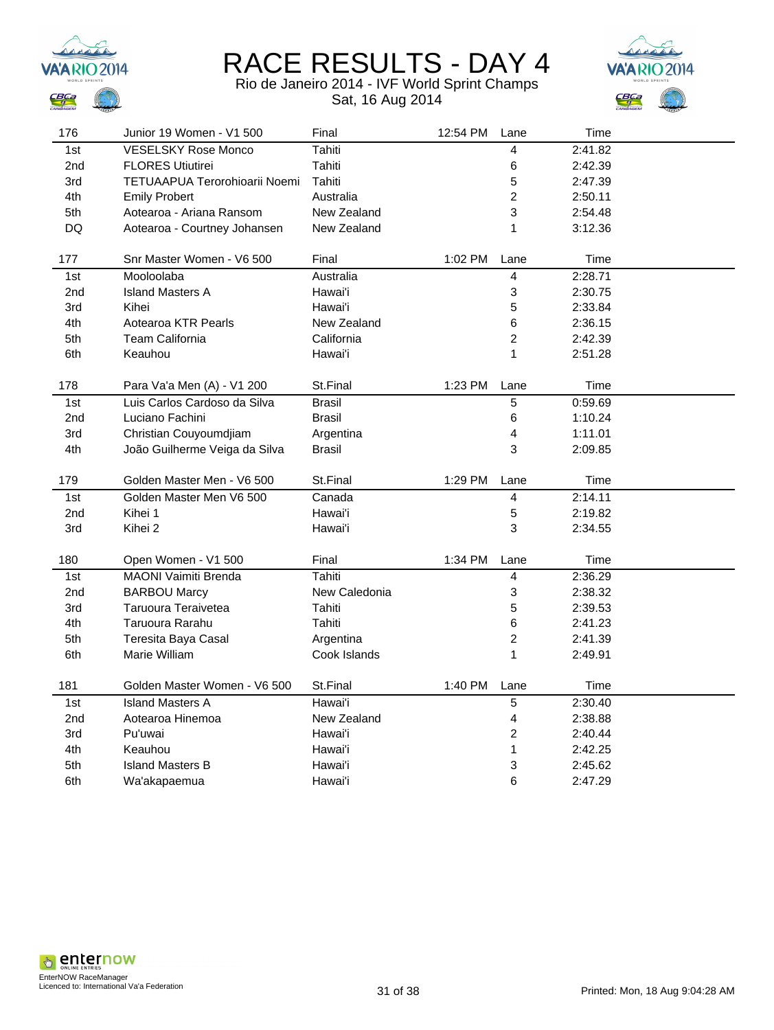# RACE RESULTS - DAY 4

Rio de Janeiro 2014 - IVF World Sprint Champs

Sat, 16 Aug 2014

| 176 | Junior 19 Women - V1 500 | Final | 12:54 PM | Lane | Time |
|---|---|---|---|---|---|
| 1st | VESELSKY Rose Monco | Tahiti | | 4 | 2:41.82 |
| 2nd | FLORES Utiutirei | Tahiti | | 6 | 2:42.39 |
| 3rd | TETUAAPUA Terorohioarii Noemi | Tahiti | | 5 | 2:47.39 |
| 4th | Emily Probert | Australia | | 2 | 2:50.11 |
| 5th | Aotearoa - Ariana Ransom | New Zealand | | 3 | 2:54.48 |
| DQ | Aotearoa - Courtney Johansen | New Zealand | | 1 | 3:12.36 |

| 177 | Snr Master Women - V6 500 | Final | 1:02 PM | Lane | Time |
|---|---|---|---|---|---|
| 1st | Mooloolaba | Australia | | 4 | 2:28.71 |
| 2nd | Island Masters A | Hawai'i | | 3 | 2:30.75 |
| 3rd | Kihei | Hawai'i | | 5 | 2:33.84 |
| 4th | Aotearoa KTR Pearls | New Zealand | | 6 | 2:36.15 |
| 5th | Team California | California | | 2 | 2:42.39 |
| 6th | Keauhou | Hawai'i | | 1 | 2:51.28 |

| 178 | Para Va'a Men (A) - V1 200 | St.Final | 1:23 PM | Lane | Time |
|---|---|---|---|---|---|
| 1st | Luis Carlos Cardoso da Silva | Brasil | | 5 | 0:59.69 |
| 2nd | Luciano Fachini | Brasil | | 6 | 1:10.24 |
| 3rd | Christian Couyoumdjiam | Argentina | | 4 | 1:11.01 |
| 4th | João Guilherme Veiga da Silva | Brasil | | 3 | 2:09.85 |

| 179 | Golden Master Men - V6 500 | St.Final | 1:29 PM | Lane | Time |
|---|---|---|---|---|---|
| 1st | Golden Master Men V6 500 | Canada | | 4 | 2:14.11 |
| 2nd | Kihei 1 | Hawai'i | | 5 | 2:19.82 |
| 3rd | Kihei 2 | Hawai'i | | 3 | 2:34.55 |

| 180 | Open Women - V1 500 | Final | 1:34 PM | Lane | Time |
|---|---|---|---|---|---|
| 1st | MAONI Vaimiti Brenda | Tahiti | | 4 | 2:36.29 |
| 2nd | BARBOU Marcy | New Caledonia | | 3 | 2:38.32 |
| 3rd | Taruoura Teraivetea | Tahiti | | 5 | 2:39.53 |
| 4th | Taruoura Rarahu | Tahiti | | 6 | 2:41.23 |
| 5th | Teresita Baya Casal | Argentina | | 2 | 2:41.39 |
| 6th | Marie William | Cook Islands | | 1 | 2:49.91 |

| 181 | Golden Master Women - V6 500 | St.Final | 1:40 PM | Lane | Time |
|---|---|---|---|---|---|
| 1st | Island Masters A | Hawai'i | | 5 | 2:30.40 |
| 2nd | Aotearoa Hinemoa | New Zealand | | 4 | 2:38.88 |
| 3rd | Pu'uwai | Hawai'i | | 2 | 2:40.44 |
| 4th | Keauhou | Hawai'i | | 1 | 2:42.25 |
| 5th | Island Masters B | Hawai'i | | 3 | 2:45.62 |
| 6th | Wa'akapaemua | Hawai'i | | 6 | 2:47.29 |

EnterNOW RaceManager
Licenced to: International Va'a Federation

Printed: Mon, 18 Aug 9:04:28 AM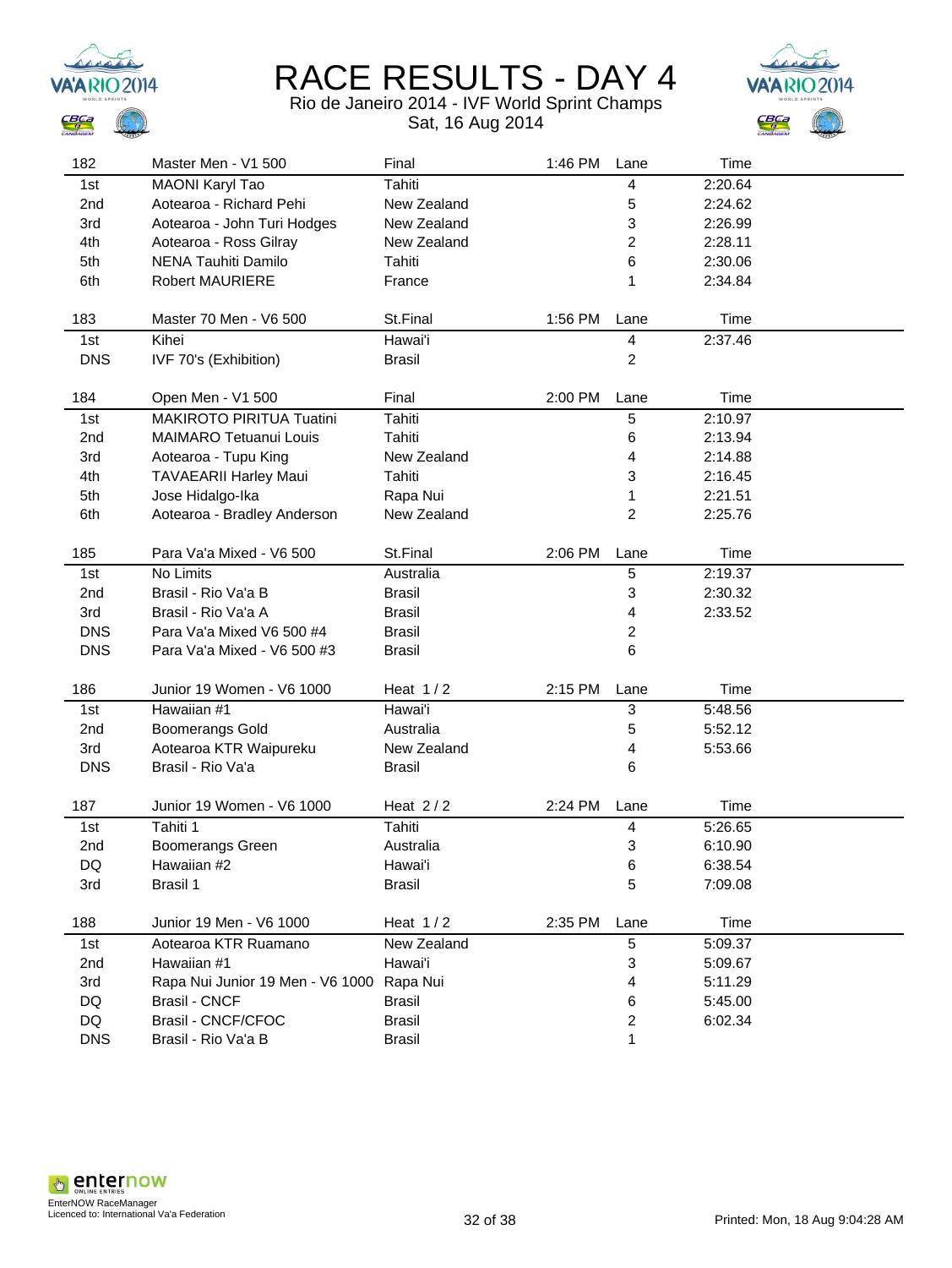# RACE RESULTS - DAY 4

Rio de Janeiro 2014 - IVF World Sprint Champs

Sat, 16 Aug 2014

| 182 | Master Men - V1 500 | Final | 1:46 PM | Lane | Time |
|---|---|---|---|---|---|
| 1st | MAONI Karyl Tao | Tahiti | | 4 | 2:20.64 |
| 2nd | Aotearoa - Richard Pehi | New Zealand | | 5 | 2:24.62 |
| 3rd | Aotearoa - John Turi Hodges | New Zealand | | 3 | 2:26.99 |
| 4th | Aotearoa - Ross Gilray | New Zealand | | 2 | 2:28.11 |
| 5th | NENA Tauhiti Damilo | Tahiti | | 6 | 2:30.06 |
| 6th | Robert MAURIERE | France | | 1 | 2:34.84 |

| 183 | Master 70 Men - V6 500 | St.Final | 1:56 PM | Lane | Time |
|---|---|---|---|---|---|
| 1st | Kihei | Hawai'i | | 4 | 2:37.46 |
| DNS | IVF 70's (Exhibition) | Brasil | | 2 | |

| 184 | Open Men - V1 500 | Final | 2:00 PM | Lane | Time |
|---|---|---|---|---|---|
| 1st | MAKIROTO PIRITUA Tuatini | Tahiti | | 5 | 2:10.97 |
| 2nd | MAIMARO Tetuanui Louis | Tahiti | | 6 | 2:13.94 |
| 3rd | Aotearoa - Tupu King | New Zealand | | 4 | 2:14.88 |
| 4th | TAVAEARII Harley Maui | Tahiti | | 3 | 2:16.45 |
| 5th | Jose Hidalgo-Ika | Rapa Nui | | 1 | 2:21.51 |
| 6th | Aotearoa - Bradley Anderson | New Zealand | | 2 | 2:25.76 |

| 185 | Para Va'a Mixed - V6 500 | St.Final | 2:06 PM | Lane | Time |
|---|---|---|---|---|---|
| 1st | No Limits | Australia | | 5 | 2:19.37 |
| 2nd | Brasil - Rio Va'a B | Brasil | | 3 | 2:30.32 |
| 3rd | Brasil - Rio Va'a A | Brasil | | 4 | 2:33.52 |
| DNS | Para Va'a Mixed V6 500 #4 | Brasil | | 2 | |
| DNS | Para Va'a Mixed - V6 500 #3 | Brasil | | 6 | |

| 186 | Junior 19 Women - V6 1000 | Heat 1 / 2 | 2:15 PM | Lane | Time |
|---|---|---|---|---|---|
| 1st | Hawaiian #1 | Hawai'i | | 3 | 5:48.56 |
| 2nd | Boomerangs Gold | Australia | | 5 | 5:52.12 |
| 3rd | Aotearoa KTR Waipureku | New Zealand | | 4 | 5:53.66 |
| DNS | Brasil - Rio Va'a | Brasil | | 6 | |

| 187 | Junior 19 Women - V6 1000 | Heat 2 / 2 | 2:24 PM | Lane | Time |
|---|---|---|---|---|---|
| 1st | Tahiti 1 | Tahiti | | 4 | 5:26.65 |
| 2nd | Boomerangs Green | Australia | | 3 | 6:10.90 |
| DQ | Hawaiian #2 | Hawai'i | | 6 | 6:38.54 |
| 3rd | Brasil 1 | Brasil | | 5 | 7:09.08 |

| 188 | Junior 19 Men - V6 1000 | Heat 1 / 2 | 2:35 PM | Lane | Time |
|---|---|---|---|---|---|
| 1st | Aotearoa KTR Ruamano | New Zealand | | 5 | 5:09.37 |
| 2nd | Hawaiian #1 | Hawai'i | | 3 | 5:09.67 |
| 3rd | Rapa Nui Junior 19 Men - V6 1000 | Rapa Nui | | 4 | 5:11.29 |
| DQ | Brasil - CNCF | Brasil | | 6 | 5:45.00 |
| DQ | Brasil - CNCF/CFOC | Brasil | | 2 | 6:02.34 |
| DNS | Brasil - Rio Va'a B | Brasil | | 1 | |

EnterNOW RaceManager
Licenced to: International Va'a Federation

Printed: Mon, 18 Aug 9:04:28 AM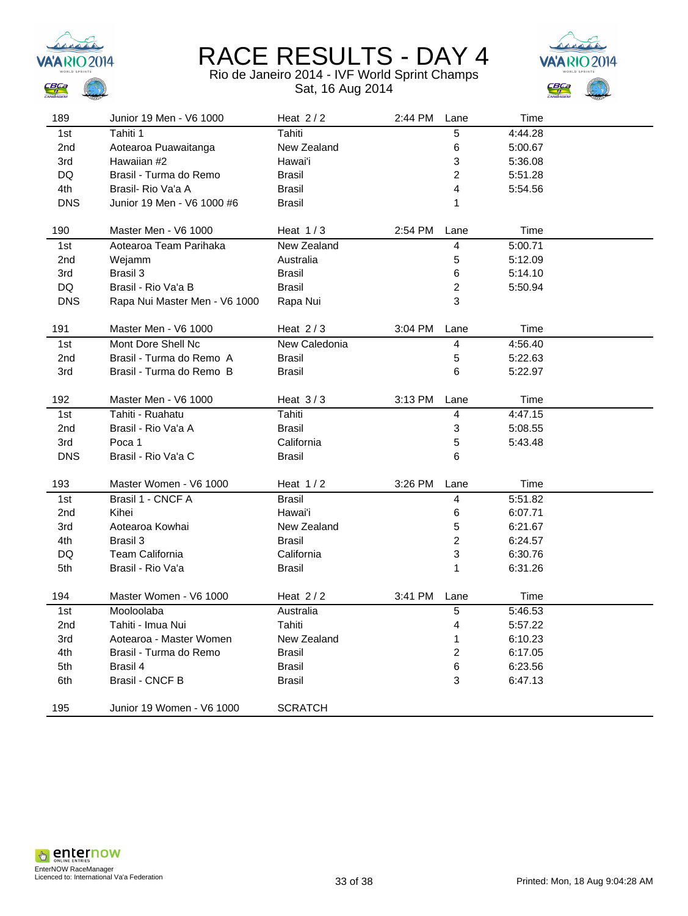# RACE RESULTS - DAY 4

Rio de Janeiro 2014 - IVF World Sprint Champs
Sat, 16 Aug 2014

| 189 | Junior 19 Men - V6 1000 | Heat 2 / 2 | 2:44 PM | Lane | Time |
|---|---|---|---|---|---|
| 1st | Tahiti 1 | Tahiti | | 5 | 4:44.28 |
| 2nd | Aotearoa Puawaitanga | New Zealand | | 6 | 5:00.67 |
| 3rd | Hawaiian #2 | Hawai'i | | 3 | 5:36.08 |
| DQ | Brasil - Turma do Remo | Brasil | | 2 | 5:51.28 |
| 4th | Brasil- Rio Va'a A | Brasil | | 4 | 5:54.56 |
| DNS | Junior 19 Men - V6 1000 #6 | Brasil | | 1 | |

| 190 | Master Men - V6 1000 | Heat 1 / 3 | 2:54 PM | Lane | Time |
|---|---|---|---|---|---|
| 1st | Aotearoa Team Parihaka | New Zealand | | 4 | 5:00.71 |
| 2nd | Wejamm | Australia | | 5 | 5:12.09 |
| 3rd | Brasil 3 | Brasil | | 6 | 5:14.10 |
| DQ | Brasil - Rio Va'a B | Brasil | | 2 | 5:50.94 |
| DNS | Rapa Nui Master Men - V6 1000 | Rapa Nui | | 3 | |

| 191 | Master Men - V6 1000 | Heat 2 / 3 | 3:04 PM | Lane | Time |
|---|---|---|---|---|---|
| 1st | Mont Dore Shell Nc | New Caledonia | | 4 | 4:56.40 |
| 2nd | Brasil - Turma do Remo A | Brasil | | 5 | 5:22.63 |
| 3rd | Brasil - Turma do Remo B | Brasil | | 6 | 5:22.97 |

| 192 | Master Men - V6 1000 | Heat 3 / 3 | 3:13 PM | Lane | Time |
|---|---|---|---|---|---|
| 1st | Tahiti - Ruahatu | Tahiti | | 4 | 4:47.15 |
| 2nd | Brasil - Rio Va'a A | Brasil | | 3 | 5:08.55 |
| 3rd | Poca 1 | California | | 5 | 5:43.48 |
| DNS | Brasil - Rio Va'a C | Brasil | | 6 | |

| 193 | Master Women - V6 1000 | Heat 1 / 2 | 3:26 PM | Lane | Time |
|---|---|---|---|---|---|
| 1st | Brasil 1 - CNCF A | Brasil | | 4 | 5:51.82 |
| 2nd | Kihei | Hawai'i | | 6 | 6:07.71 |
| 3rd | Aotearoa Kowhai | New Zealand | | 5 | 6:21.67 |
| 4th | Brasil 3 | Brasil | | 2 | 6:24.57 |
| DQ | Team California | California | | 3 | 6:30.76 |
| 5th | Brasil - Rio Va'a | Brasil | | 1 | 6:31.26 |

| 194 | Master Women - V6 1000 | Heat 2 / 2 | 3:41 PM | Lane | Time |
|---|---|---|---|---|---|
| 1st | Mooloolaba | Australia | | 5 | 5:46.53 |
| 2nd | Tahiti - Imua Nui | Tahiti | | 4 | 5:57.22 |
| 3rd | Aotearoa - Master Women | New Zealand | | 1 | 6:10.23 |
| 4th | Brasil - Turma do Remo | Brasil | | 2 | 6:17.05 |
| 5th | Brasil 4 | Brasil | | 6 | 6:23.56 |
| 6th | Brasil - CNCF B | Brasil | | 3 | 6:47.13 |

| 195 | Junior 19 Women - V6 1000 | SCRATCH |
|---|---|---|

EnterNOW RaceManager
Licenced to: International Va'a Federation

Printed: Mon, 18 Aug 9:04:28 AM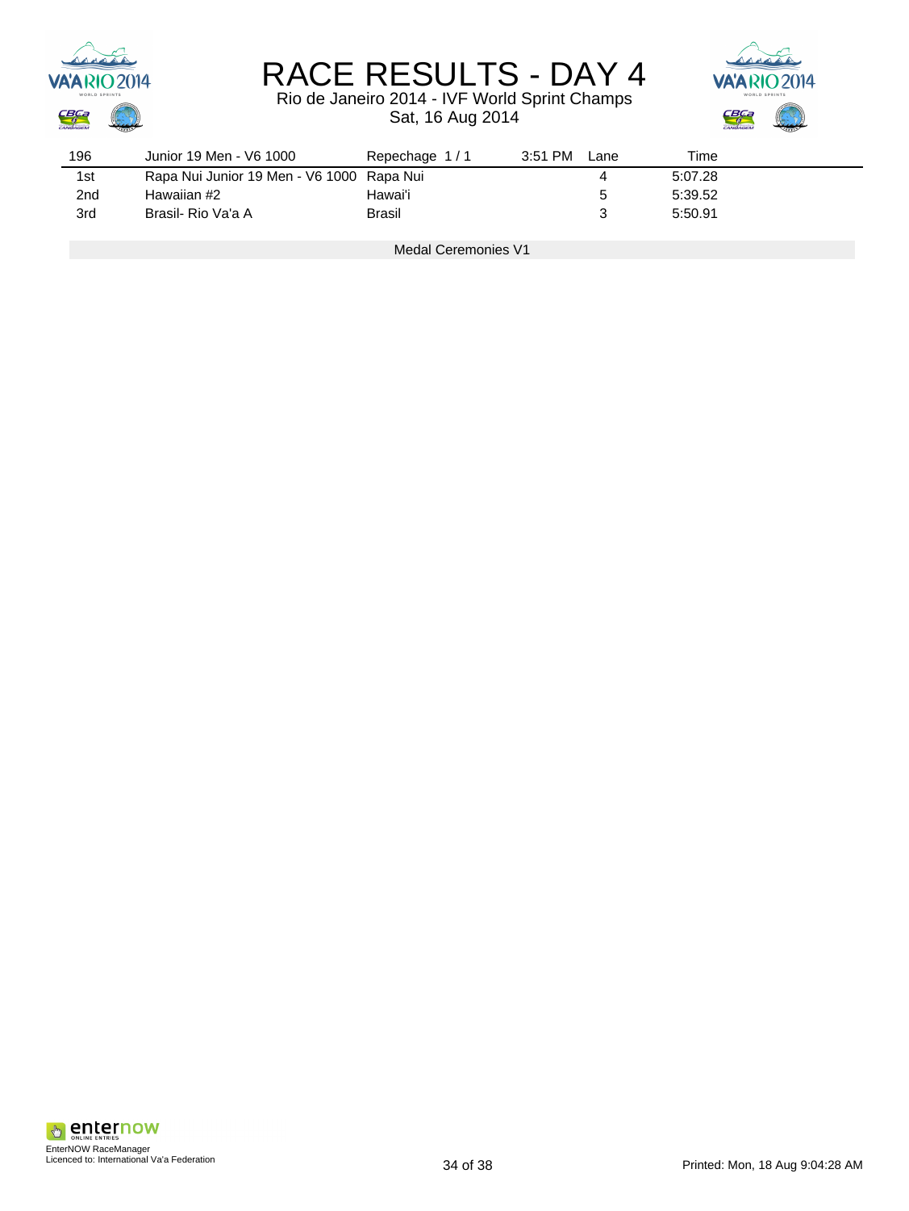# RACE RESULTS - DAY 4

Rio de Janeiro 2014 - IVF World Sprint Champs
Sat, 16 Aug 2014

| 196 | Junior 19 Men - V6 1000 | Repechage 1 / 1 | 3:51 PM | Lane | Time |
|---|---|---|---|---|---|
| 1st | Rapa Nui Junior 19 Men - V6 1000 | Rapa Nui | | 4 | 5:07.28 |
| 2nd | Hawaiian #2 | Hawai'i | | 5 | 5:39.52 |
| 3rd | Brasil- Rio Va'a A | Brasil | | 3 | 5:50.91 |

Medal Ceremonies V1

EnterNOW RaceManager
Licenced to: International Va'a Federation

Printed: Mon, 18 Aug 9:04:28 AM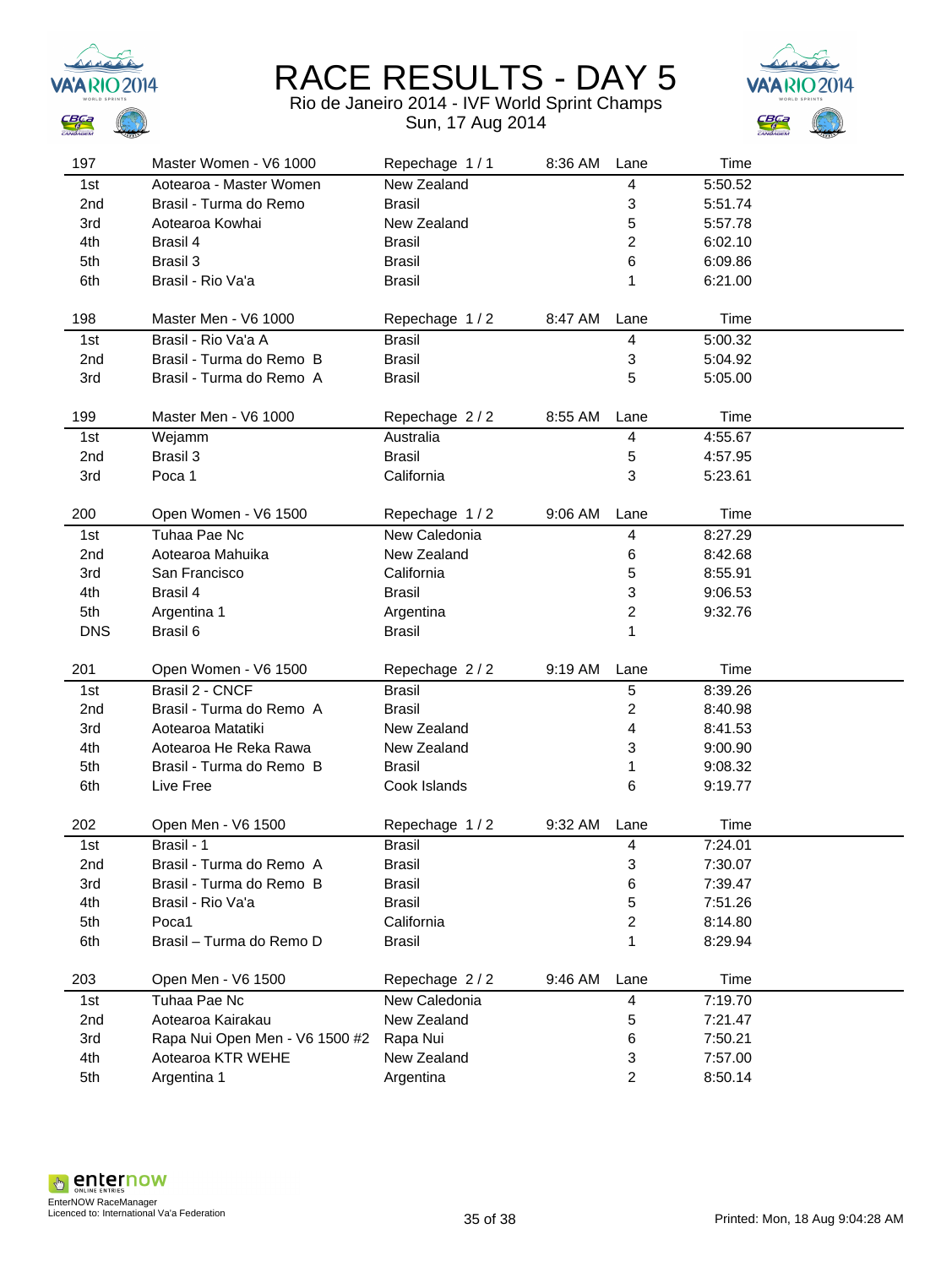# RACE RESULTS - DAY 5

Rio de Janeiro 2014 - IVF World Sprint Champs

Sun, 17 Aug 2014

| 197 | Master Women - V6 1000 | Repechage 1 / 1 | 8:36 AM | Lane | Time |
|---|---|---|---|---|---|
| 1st | Aotearoa - Master Women | New Zealand | | 4 | 5:50.52 |
| 2nd | Brasil - Turma do Remo | Brasil | | 3 | 5:51.74 |
| 3rd | Aotearoa Kowhai | New Zealand | | 5 | 5:57.78 |
| 4th | Brasil 4 | Brasil | | 2 | 6:02.10 |
| 5th | Brasil 3 | Brasil | | 6 | 6:09.86 |
| 6th | Brasil - Rio Va'a | Brasil | | 1 | 6:21.00 |

| 198 | Master Men - V6 1000 | Repechage 1 / 2 | 8:47 AM | Lane | Time |
|---|---|---|---|---|---|
| 1st | Brasil - Rio Va'a A | Brasil | | 4 | 5:00.32 |
| 2nd | Brasil - Turma do Remo B | Brasil | | 3 | 5:04.92 |
| 3rd | Brasil - Turma do Remo A | Brasil | | 5 | 5:05.00 |

| 199 | Master Men - V6 1000 | Repechage 2 / 2 | 8:55 AM | Lane | Time |
|---|---|---|---|---|---|
| 1st | Wejamm | Australia | | 4 | 4:55.67 |
| 2nd | Brasil 3 | Brasil | | 5 | 4:57.95 |
| 3rd | Poca 1 | California | | 3 | 5:23.61 |

| 200 | Open Women - V6 1500 | Repechage 1 / 2 | 9:06 AM | Lane | Time |
|---|---|---|---|---|---|
| 1st | Tuhaa Pae Nc | New Caledonia | | 4 | 8:27.29 |
| 2nd | Aotearoa Mahuika | New Zealand | | 6 | 8:42.68 |
| 3rd | San Francisco | California | | 5 | 8:55.91 |
| 4th | Brasil 4 | Brasil | | 3 | 9:06.53 |
| 5th | Argentina 1 | Argentina | | 2 | 9:32.76 |
| DNS | Brasil 6 | Brasil | | 1 | |

| 201 | Open Women - V6 1500 | Repechage 2 / 2 | 9:19 AM | Lane | Time |
|---|---|---|---|---|---|
| 1st | Brasil 2 - CNCF | Brasil | | 5 | 8:39.26 |
| 2nd | Brasil - Turma do Remo A | Brasil | | 2 | 8:40.98 |
| 3rd | Aotearoa Matatiki | New Zealand | | 4 | 8:41.53 |
| 4th | Aotearoa He Reka Rawa | New Zealand | | 3 | 9:00.90 |
| 5th | Brasil - Turma do Remo B | Brasil | | 1 | 9:08.32 |
| 6th | Live Free | Cook Islands | | 6 | 9:19.77 |

| 202 | Open Men - V6 1500 | Repechage 1 / 2 | 9:32 AM | Lane | Time |
|---|---|---|---|---|---|
| 1st | Brasil - 1 | Brasil | | 4 | 7:24.01 |
| 2nd | Brasil - Turma do Remo A | Brasil | | 3 | 7:30.07 |
| 3rd | Brasil - Turma do Remo B | Brasil | | 6 | 7:39.47 |
| 4th | Brasil - Rio Va'a | Brasil | | 5 | 7:51.26 |
| 5th | Poca1 | California | | 2 | 8:14.80 |
| 6th | Brasil – Turma do Remo D | Brasil | | 1 | 8:29.94 |

| 203 | Open Men - V6 1500 | Repechage 2 / 2 | 9:46 AM | Lane | Time |
|---|---|---|---|---|---|
| 1st | Tuhaa Pae Nc | New Caledonia | | 4 | 7:19.70 |
| 2nd | Aotearoa Kairakau | New Zealand | | 5 | 7:21.47 |
| 3rd | Rapa Nui Open Men - V6 1500 #2 | Rapa Nui | | 6 | 7:50.21 |
| 4th | Aotearoa KTR WEHE | New Zealand | | 3 | 7:57.00 |
| 5th | Argentina 1 | Argentina | | 2 | 8:50.14 |

EnterNOW RaceManager
Licenced to: International Va'a Federation

Printed: Mon, 18 Aug 9:04:28 AM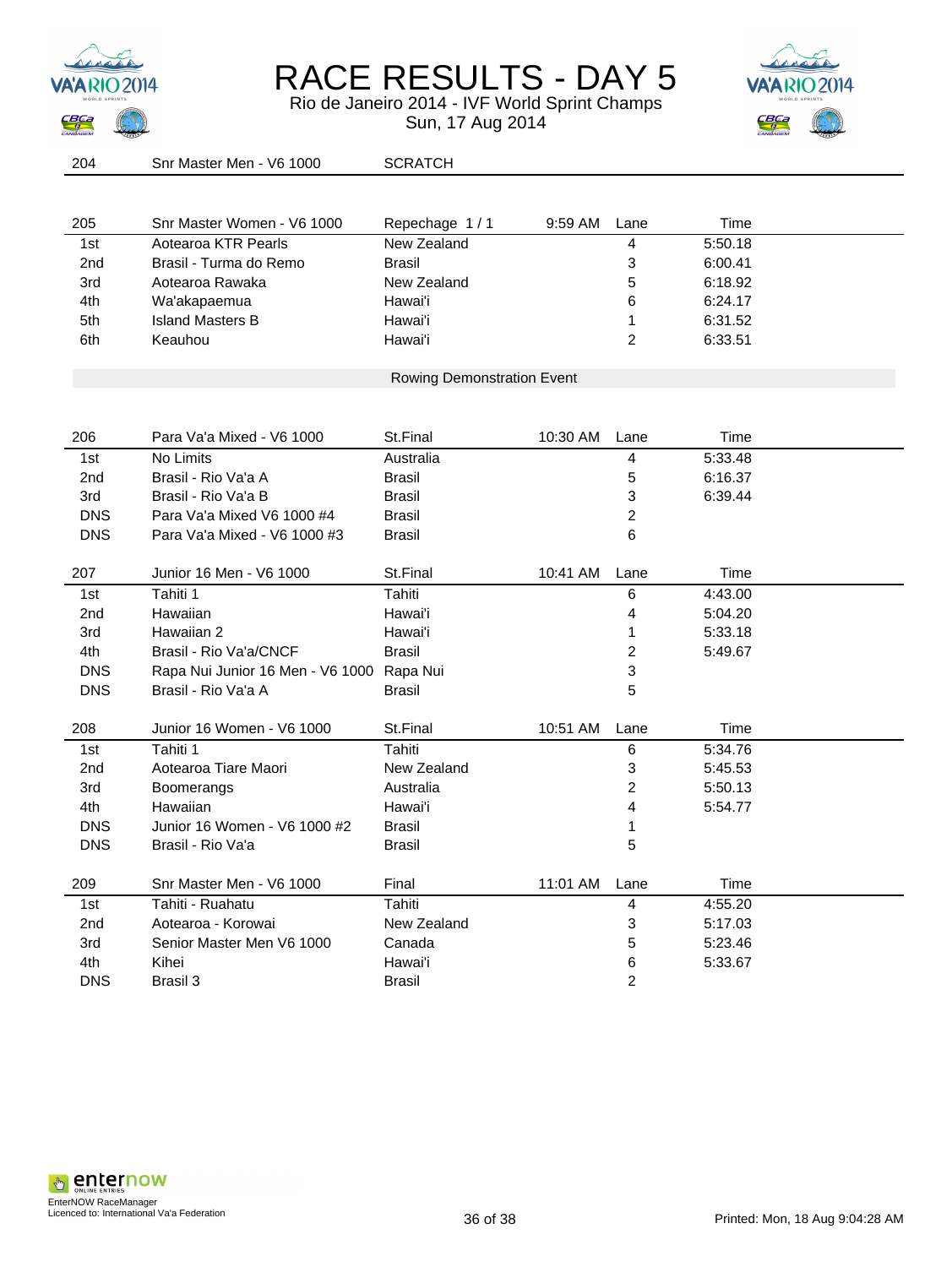# RACE RESULTS - DAY 5

Rio de Janeiro 2014 - IVF World Sprint Champs
Sun, 17 Aug 2014

| 204 | Snr Master Men - V6 1000 | SCRATCH | | | |
|---|---|---|---|---|---|

| 205 | Snr Master Women - V6 1000 | Repechage 1 / 1 | 9:59 AM | Lane | Time |
|---|---|---|---|---|---|
| 1st | Aotearoa KTR Pearls | New Zealand | | 4 | 5:50.18 |
| 2nd | Brasil - Turma do Remo | Brasil | | 3 | 6:00.41 |
| 3rd | Aotearoa Rawaka | New Zealand | | 5 | 6:18.92 |
| 4th | Wa'akapaemua | Hawai'i | | 6 | 6:24.17 |
| 5th | Island Masters B | Hawai'i | | 1 | 6:31.52 |
| 6th | Keauhou | Hawai'i | | 2 | 6:33.51 |

Rowing Demonstration Event

| 206 | Para Va'a Mixed - V6 1000 | St.Final | 10:30 AM | Lane | Time |
|---|---|---|---|---|---|
| 1st | No Limits | Australia | | 4 | 5:33.48 |
| 2nd | Brasil - Rio Va'a A | Brasil | | 5 | 6:16.37 |
| 3rd | Brasil - Rio Va'a B | Brasil | | 3 | 6:39.44 |
| DNS | Para Va'a Mixed V6 1000 #4 | Brasil | | 2 | |
| DNS | Para Va'a Mixed - V6 1000 #3 | Brasil | | 6 | |

| 207 | Junior 16 Men - V6 1000 | St.Final | 10:41 AM | Lane | Time |
|---|---|---|---|---|---|
| 1st | Tahiti 1 | Tahiti | | 6 | 4:43.00 |
| 2nd | Hawaiian | Hawai'i | | 4 | 5:04.20 |
| 3rd | Hawaiian 2 | Hawai'i | | 1 | 5:33.18 |
| 4th | Brasil - Rio Va'a/CNCF | Brasil | | 2 | 5:49.67 |
| DNS | Rapa Nui Junior 16 Men - V6 1000 | Rapa Nui | | 3 | |
| DNS | Brasil - Rio Va'a A | Brasil | | 5 | |

| 208 | Junior 16 Women - V6 1000 | St.Final | 10:51 AM | Lane | Time |
|---|---|---|---|---|---|
| 1st | Tahiti 1 | Tahiti | | 6 | 5:34.76 |
| 2nd | Aotearoa Tiare Maori | New Zealand | | 3 | 5:45.53 |
| 3rd | Boomerangs | Australia | | 2 | 5:50.13 |
| 4th | Hawaiian | Hawai'i | | 4 | 5:54.77 |
| DNS | Junior 16 Women - V6 1000 #2 | Brasil | | 1 | |
| DNS | Brasil - Rio Va'a | Brasil | | 5 | |

| 209 | Snr Master Men - V6 1000 | Final | 11:01 AM | Lane | Time |
|---|---|---|---|---|---|
| 1st | Tahiti - Ruahatu | Tahiti | | 4 | 4:55.20 |
| 2nd | Aotearoa - Korowai | New Zealand | | 3 | 5:17.03 |
| 3rd | Senior Master Men V6 1000 | Canada | | 5 | 5:23.46 |
| 4th | Kihei | Hawai'i | | 6 | 5:33.67 |
| DNS | Brasil 3 | Brasil | | 2 | |

EnterNOW RaceManager
Licenced to: International Va'a Federation

Printed: Mon, 18 Aug 9:04:28 AM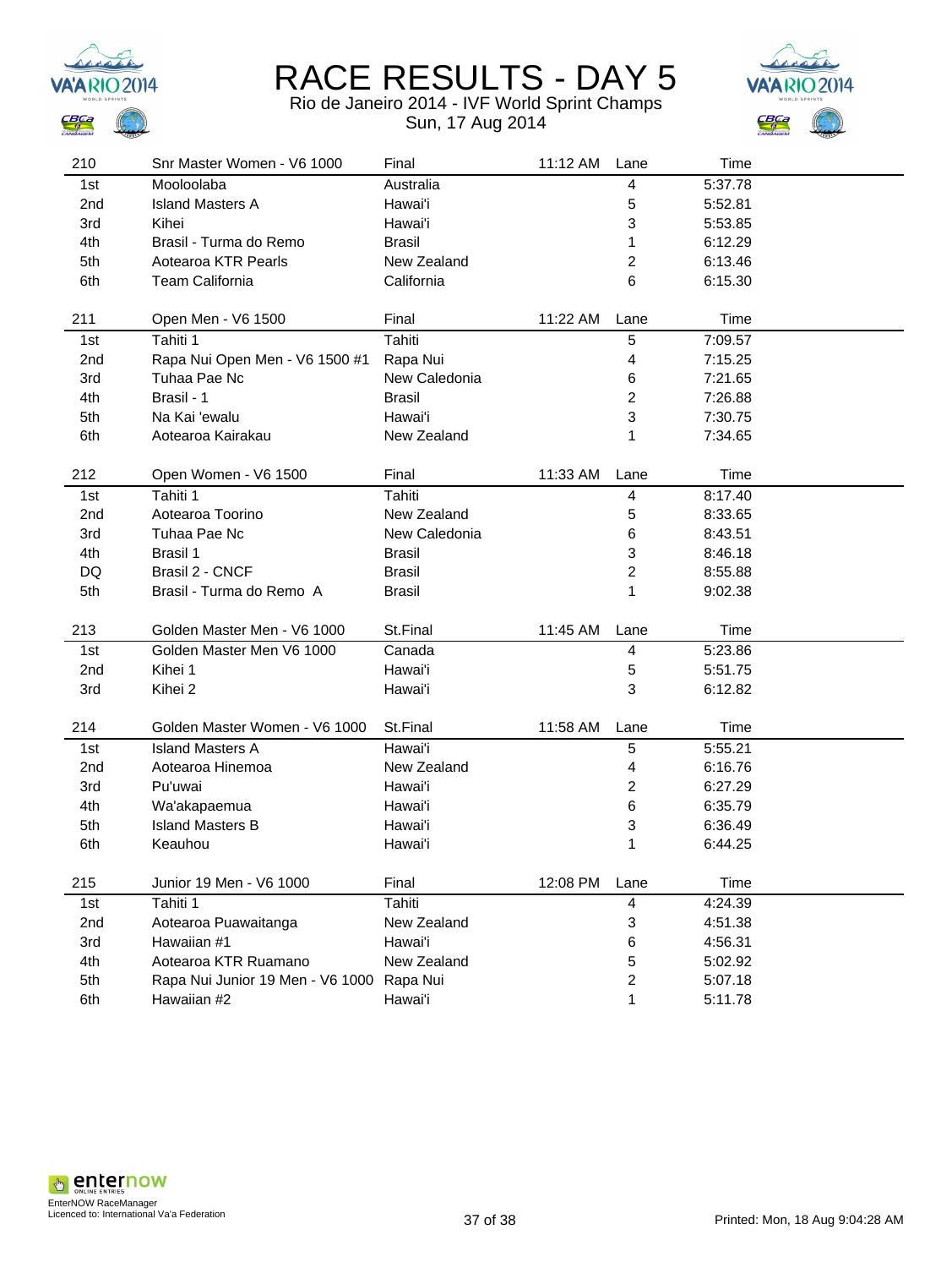# RACE RESULTS - DAY 5

Rio de Janeiro 2014 - IVF World Sprint Champs
Sun, 17 Aug 2014

| 210 | Snr Master Women - V6 1000 | Final | 11:12 AM | Lane | Time |
|---|---|---|---|---|---|
| 1st | Mooloolaba | Australia | | 4 | 5:37.78 |
| 2nd | Island Masters A | Hawai'i | | 5 | 5:52.81 |
| 3rd | Kihei | Hawai'i | | 3 | 5:53.85 |
| 4th | Brasil - Turma do Remo | Brasil | | 1 | 6:12.29 |
| 5th | Aotearoa KTR Pearls | New Zealand | | 2 | 6:13.46 |
| 6th | Team California | California | | 6 | 6:15.30 |

| 211 | Open Men - V6 1500 | Final | 11:22 AM | Lane | Time |
|---|---|---|---|---|---|
| 1st | Tahiti 1 | Tahiti | | 5 | 7:09.57 |
| 2nd | Rapa Nui Open Men - V6 1500 #1 | Rapa Nui | | 4 | 7:15.25 |
| 3rd | Tuhaa Pae Nc | New Caledonia | | 6 | 7:21.65 |
| 4th | Brasil - 1 | Brasil | | 2 | 7:26.88 |
| 5th | Na Kai 'ewalu | Hawai'i | | 3 | 7:30.75 |
| 6th | Aotearoa Kairakau | New Zealand | | 1 | 7:34.65 |

| 212 | Open Women - V6 1500 | Final | 11:33 AM | Lane | Time |
|---|---|---|---|---|---|
| 1st | Tahiti 1 | Tahiti | | 4 | 8:17.40 |
| 2nd | Aotearoa Toorino | New Zealand | | 5 | 8:33.65 |
| 3rd | Tuhaa Pae Nc | New Caledonia | | 6 | 8:43.51 |
| 4th | Brasil 1 | Brasil | | 3 | 8:46.18 |
| DQ | Brasil 2 - CNCF | Brasil | | 2 | 8:55.88 |
| 5th | Brasil - Turma do Remo A | Brasil | | 1 | 9:02.38 |

| 213 | Golden Master Men - V6 1000 | St.Final | 11:45 AM | Lane | Time |
|---|---|---|---|---|---|
| 1st | Golden Master Men V6 1000 | Canada | | 4 | 5:23.86 |
| 2nd | Kihei 1 | Hawai'i | | 5 | 5:51.75 |
| 3rd | Kihei 2 | Hawai'i | | 3 | 6:12.82 |

| 214 | Golden Master Women - V6 1000 | St.Final | 11:58 AM | Lane | Time |
|---|---|---|---|---|---|
| 1st | Island Masters A | Hawai'i | | 5 | 5:55.21 |
| 2nd | Aotearoa Hinemoa | New Zealand | | 4 | 6:16.76 |
| 3rd | Pu'uwai | Hawai'i | | 2 | 6:27.29 |
| 4th | Wa'akapaemua | Hawai'i | | 6 | 6:35.79 |
| 5th | Island Masters B | Hawai'i | | 3 | 6:36.49 |
| 6th | Keauhou | Hawai'i | | 1 | 6:44.25 |

| 215 | Junior 19 Men - V6 1000 | Final | 12:08 PM | Lane | Time |
|---|---|---|---|---|---|
| 1st | Tahiti 1 | Tahiti | | 4 | 4:24.39 |
| 2nd | Aotearoa Puawaitanga | New Zealand | | 3 | 4:51.38 |
| 3rd | Hawaiian #1 | Hawai'i | | 6 | 4:56.31 |
| 4th | Aotearoa KTR Ruamano | New Zealand | | 5 | 5:02.92 |
| 5th | Rapa Nui Junior 19 Men - V6 1000 | Rapa Nui | | 2 | 5:07.18 |
| 6th | Hawaiian #2 | Hawai'i | | 1 | 5:11.78 |

EnterNOW RaceManager
Licenced to: International Va'a Federation

Printed: Mon, 18 Aug 9:04:28 AM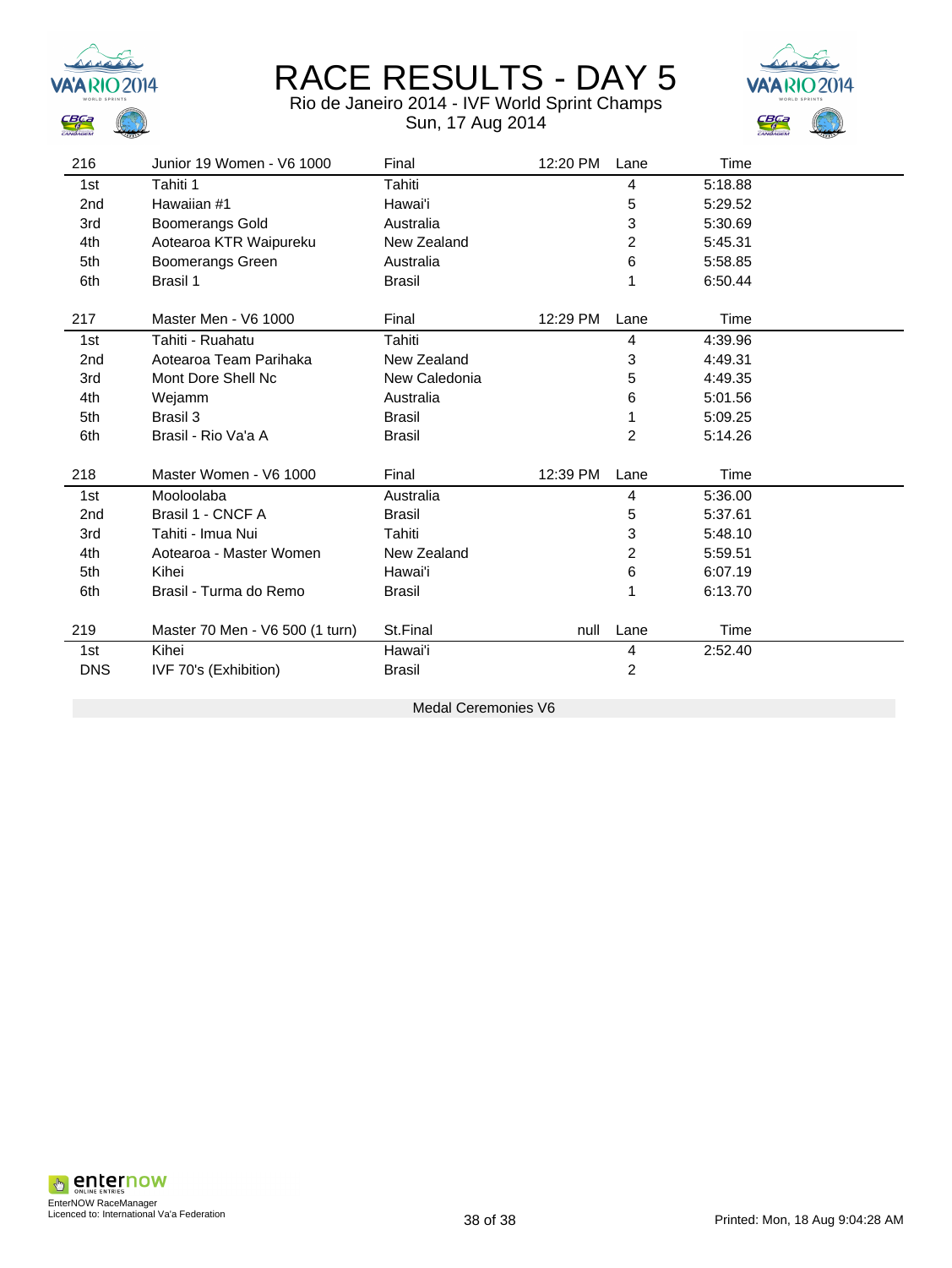# RACE RESULTS - DAY 5

Rio de Janeiro 2014 - IVF World Sprint Champs

Sun, 17 Aug 2014

| 216 | Junior 19 Women - V6 1000 | Final | 12:20 PM | Lane | Time |
|---|---|---|---|---|---|
| 1st | Tahiti 1 | Tahiti | | 4 | 5:18.88 |
| 2nd | Hawaiian #1 | Hawai'i | | 5 | 5:29.52 |
| 3rd | Boomerangs Gold | Australia | | 3 | 5:30.69 |
| 4th | Aotearoa KTR Waipureku | New Zealand | | 2 | 5:45.31 |
| 5th | Boomerangs Green | Australia | | 6 | 5:58.85 |
| 6th | Brasil 1 | Brasil | | 1 | 6:50.44 |

| 217 | Master Men - V6 1000 | Final | 12:29 PM | Lane | Time |
|---|---|---|---|---|---|
| 1st | Tahiti - Ruahatu | Tahiti | | 4 | 4:39.96 |
| 2nd | Aotearoa Team Parihaka | New Zealand | | 3 | 4:49.31 |
| 3rd | Mont Dore Shell Nc | New Caledonia | | 5 | 4:49.35 |
| 4th | Wejamm | Australia | | 6 | 5:01.56 |
| 5th | Brasil 3 | Brasil | | 1 | 5:09.25 |
| 6th | Brasil - Rio Va'a A | Brasil | | 2 | 5:14.26 |

| 218 | Master Women - V6 1000 | Final | 12:39 PM | Lane | Time |
|---|---|---|---|---|---|
| 1st | Mooloolaba | Australia | | 4 | 5:36.00 |
| 2nd | Brasil 1 - CNCF A | Brasil | | 5 | 5:37.61 |
| 3rd | Tahiti - Imua Nui | Tahiti | | 3 | 5:48.10 |
| 4th | Aotearoa - Master Women | New Zealand | | 2 | 5:59.51 |
| 5th | Kihei | Hawai'i | | 6 | 6:07.19 |
| 6th | Brasil - Turma do Remo | Brasil | | 1 | 6:13.70 |

| 219 | Master 70 Men - V6 500 (1 turn) | St.Final | null | Lane | Time |
|---|---|---|---|---|---|
| 1st | Kihei | Hawai'i | | 4 | 2:52.40 |
| DNS | IVF 70's (Exhibition) | Brasil | | 2 | |

Medal Ceremonies V6

EnterNOW RaceManager
Licenced to: International Va'a Federation

Printed: Mon, 18 Aug 9:04:28 AM